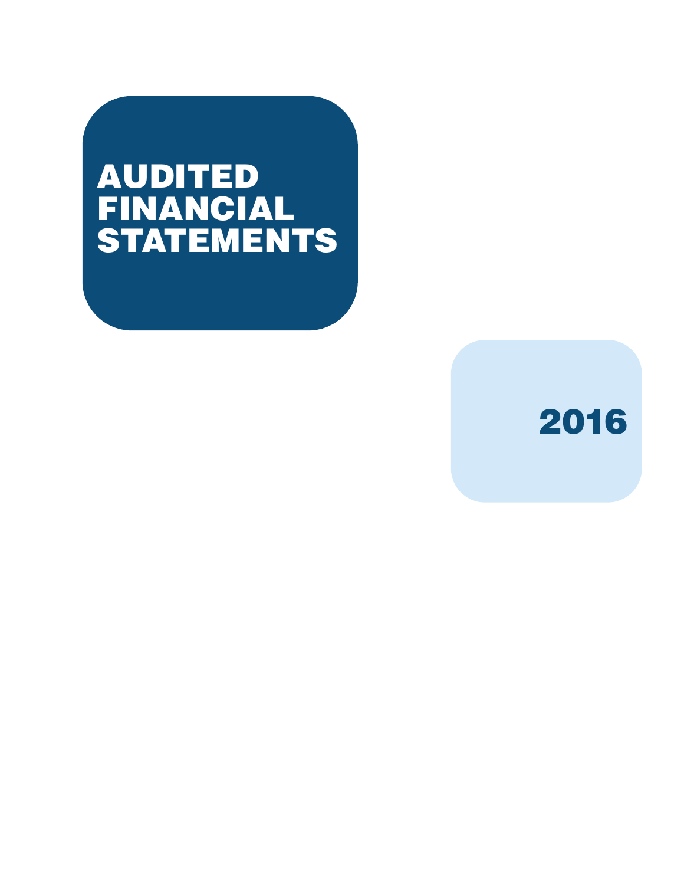# AUDITED FINANCIAL STATEMENTS

## 2016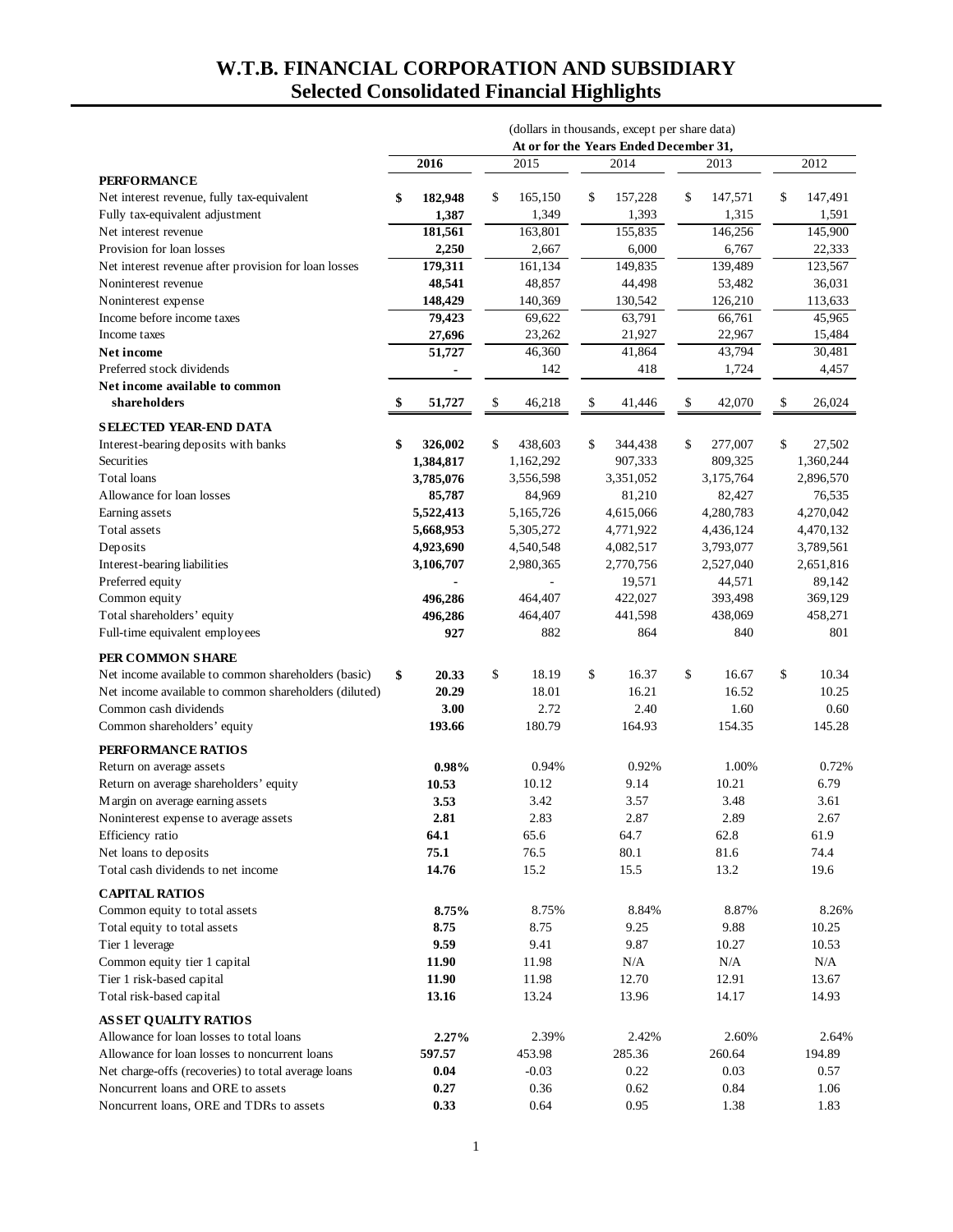# W.T.B. FINANCIAL CORPORATION AND SUBSIDIARY
## Selected Consolidated Financial Highlights

| | (dollars in thousands, except per share data) | | | | |
|---|---|---|---|---|---|
| | At or for the Years Ended December 31, | | | | |
| | **2016** | 2015 | 2014 | 2013 | 2012 |
| **PERFORMANCE** | | | | | |
| Net interest revenue, fully tax-equivalent | **$ 182,948** | $ 165,150 | $ 157,228 | $ 147,571 | $ 147,491 |
| Fully tax-equivalent adjustment | **1,387** | 1,349 | 1,393 | 1,315 | 1,591 |
| Net interest revenue | **181,561** | 163,801 | 155,835 | 146,256 | 145,900 |
| Provision for loan losses | **2,250** | 2,667 | 6,000 | 6,767 | 22,333 |
| Net interest revenue after provision for loan losses | **179,311** | 161,134 | 149,835 | 139,489 | 123,567 |
| Noninterest revenue | **48,541** | 48,857 | 44,498 | 53,482 | 36,031 |
| Noninterest expense | **148,429** | 140,369 | 130,542 | 126,210 | 113,633 |
| Income before income taxes | **79,423** | 69,622 | 63,791 | 66,761 | 45,965 |
| Income taxes | **27,696** | 23,262 | 21,927 | 22,967 | 15,484 |
| **Net income** | **51,727** | 46,360 | 41,864 | 43,794 | 30,481 |
| Preferred stock dividends | **-** | 142 | 418 | 1,724 | 4,457 |
| **Net income available to common shareholders** | **$ 51,727** | $ 46,218 | $ 41,446 | $ 42,070 | $ 26,024 |
| **SELECTED YEAR-END DATA** | | | | | |
| Interest-bearing deposits with banks | **$ 326,002** | $ 438,603 | $ 344,438 | $ 277,007 | $ 27,502 |
| Securities | **1,384,817** | 1,162,292 | 907,333 | 809,325 | 1,360,244 |
| Total loans | **3,785,076** | 3,556,598 | 3,351,052 | 3,175,764 | 2,896,570 |
| Allowance for loan losses | **85,787** | 84,969 | 81,210 | 82,427 | 76,535 |
| Earning assets | **5,522,413** | 5,165,726 | 4,615,066 | 4,280,783 | 4,270,042 |
| Total assets | **5,668,953** | 5,305,272 | 4,771,922 | 4,436,124 | 4,470,132 |
| Deposits | **4,923,690** | 4,540,548 | 4,082,517 | 3,793,077 | 3,789,561 |
| Interest-bearing liabilities | **3,106,707** | 2,980,365 | 2,770,756 | 2,527,040 | 2,651,816 |
| Preferred equity | **-** | - | 19,571 | 44,571 | 89,142 |
| Common equity | **496,286** | 464,407 | 422,027 | 393,498 | 369,129 |
| Total shareholders' equity | **496,286** | 464,407 | 441,598 | 438,069 | 458,271 |
| Full-time equivalent employees | **927** | 882 | 864 | 840 | 801 |
| **PER COMMON SHARE** | | | | | |
| Net income available to common shareholders (basic) | **$ 20.33** | $ 18.19 | $ 16.37 | $ 16.67 | $ 10.34 |
| Net income available to common shareholders (diluted) | **20.29** | 18.01 | 16.21 | 16.52 | 10.25 |
| Common cash dividends | **3.00** | 2.72 | 2.40 | 1.60 | 0.60 |
| Common shareholders' equity | **193.66** | 180.79 | 164.93 | 154.35 | 145.28 |
| **PERFORMANCE RATIOS** | | | | | |
| Return on average assets | **0.98%** | 0.94% | 0.92% | 1.00% | 0.72% |
| Return on average shareholders' equity | **10.53** | 10.12 | 9.14 | 10.21 | 6.79 |
| Margin on average earning assets | **3.53** | 3.42 | 3.57 | 3.48 | 3.61 |
| Noninterest expense to average assets | **2.81** | 2.83 | 2.87 | 2.89 | 2.67 |
| Efficiency ratio | **64.1** | 65.6 | 64.7 | 62.8 | 61.9 |
| Net loans to deposits | **75.1** | 76.5 | 80.1 | 81.6 | 74.4 |
| Total cash dividends to net income | **14.76** | 15.2 | 15.5 | 13.2 | 19.6 |
| **CAPITAL RATIOS** | | | | | |
| Common equity to total assets | **8.75%** | 8.75% | 8.84% | 8.87% | 8.26% |
| Total equity to total assets | **8.75** | 8.75 | 9.25 | 9.88 | 10.25 |
| Tier 1 leverage | **9.59** | 9.41 | 9.87 | 10.27 | 10.53 |
| Common equity tier 1 capital | **11.90** | 11.98 | N/A | N/A | N/A |
| Tier 1 risk-based capital | **11.90** | 11.98 | 12.70 | 12.91 | 13.67 |
| Total risk-based capital | **13.16** | 13.24 | 13.96 | 14.17 | 14.93 |
| **ASSET QUALITY RATIOS** | | | | | |
| Allowance for loan losses to total loans | **2.27%** | 2.39% | 2.42% | 2.60% | 2.64% |
| Allowance for loan losses to noncurrent loans | **597.57** | 453.98 | 285.36 | 260.64 | 194.89 |
| Net charge-offs (recoveries) to total average loans | **0.04** | -0.03 | 0.22 | 0.03 | 0.57 |
| Noncurrent loans and ORE to assets | **0.27** | 0.36 | 0.62 | 0.84 | 1.06 |
| Noncurrent loans, ORE and TDRs to assets | **0.33** | 0.64 | 0.95 | 1.38 | 1.83 |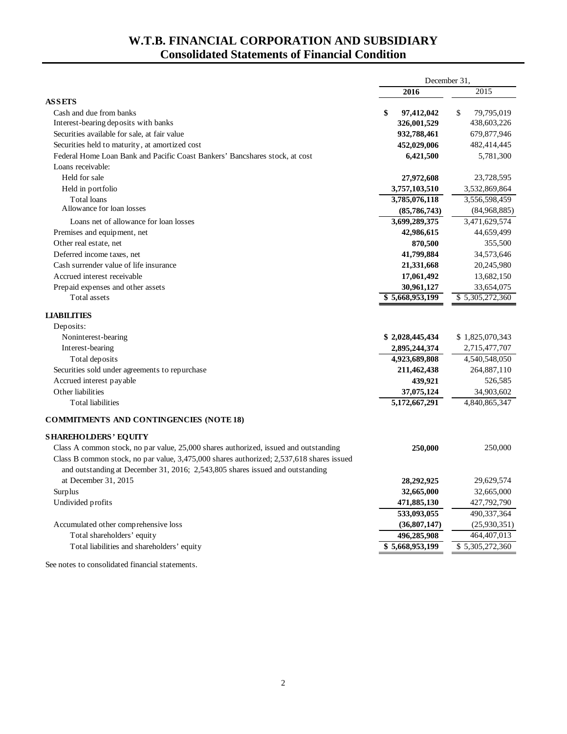# W.T.B. FINANCIAL CORPORATION AND SUBSIDIARY
## Consolidated Statements of Financial Condition

| | December 31, 2016 | December 31, 2015 |
|---|---|---|
| **ASSETS** | | |
| Cash and due from banks | **$ 97,412,042** | $ 79,795,019 |
| Interest-bearing deposits with banks | **326,001,529** | 438,603,226 |
| Securities available for sale, at fair value | **932,788,461** | 679,877,946 |
| Securities held to maturity, at amortized cost | **452,029,006** | 482,414,445 |
| Federal Home Loan Bank and Pacific Coast Bankers' Bancshares stock, at cost | **6,421,500** | 5,781,300 |
| Loans receivable: | | |
| Held for sale | **27,972,608** | 23,728,595 |
| Held in portfolio | **3,757,103,510** | 3,532,869,864 |
| Total loans | **3,785,076,118** | 3,556,598,459 |
| Allowance for loan losses | **(85,786,743)** | (84,968,885) |
| Loans net of allowance for loan losses | **3,699,289,375** | 3,471,629,574 |
| Premises and equipment, net | **42,986,615** | 44,659,499 |
| Other real estate, net | **870,500** | 355,500 |
| Deferred income taxes, net | **41,799,884** | 34,573,646 |
| Cash surrender value of life insurance | **21,331,668** | 20,245,980 |
| Accrued interest receivable | **17,061,492** | 13,682,150 |
| Prepaid expenses and other assets | **30,961,127** | 33,654,075 |
| Total assets | **$ 5,668,953,199** | $ 5,305,272,360 |
| **LIABILITIES** | | |
| Deposits: | | |
| Noninterest-bearing | **$ 2,028,445,434** | $ 1,825,070,343 |
| Interest-bearing | **2,895,244,374** | 2,715,477,707 |
| Total deposits | **4,923,689,808** | 4,540,548,050 |
| Securities sold under agreements to repurchase | **211,462,438** | 264,887,110 |
| Accrued interest payable | **439,921** | 526,585 |
| Other liabilities | **37,075,124** | 34,903,602 |
| Total liabilities | **5,172,667,291** | 4,840,865,347 |
| **COMMITMENTS AND CONTINGENCIES (NOTE 18)** | | |
| **SHAREHOLDERS' EQUITY** | | |
| Class A common stock, no par value, 25,000 shares authorized, issued and outstanding | **250,000** | 250,000 |
| Class B common stock, no par value, 3,475,000 shares authorized; 2,537,618 shares issued and outstanding at December 31, 2016; 2,543,805 shares issued and outstanding at December 31, 2015 | **28,292,925** | 29,629,574 |
| Surplus | **32,665,000** | 32,665,000 |
| Undivided profits | **471,885,130** | 427,792,790 |
| | **533,093,055** | 490,337,364 |
| Accumulated other comprehensive loss | **(36,807,147)** | (25,930,351) |
| Total shareholders' equity | **496,285,908** | 464,407,013 |
| Total liabilities and shareholders' equity | **$ 5,668,953,199** | $ 5,305,272,360 |

See notes to consolidated financial statements.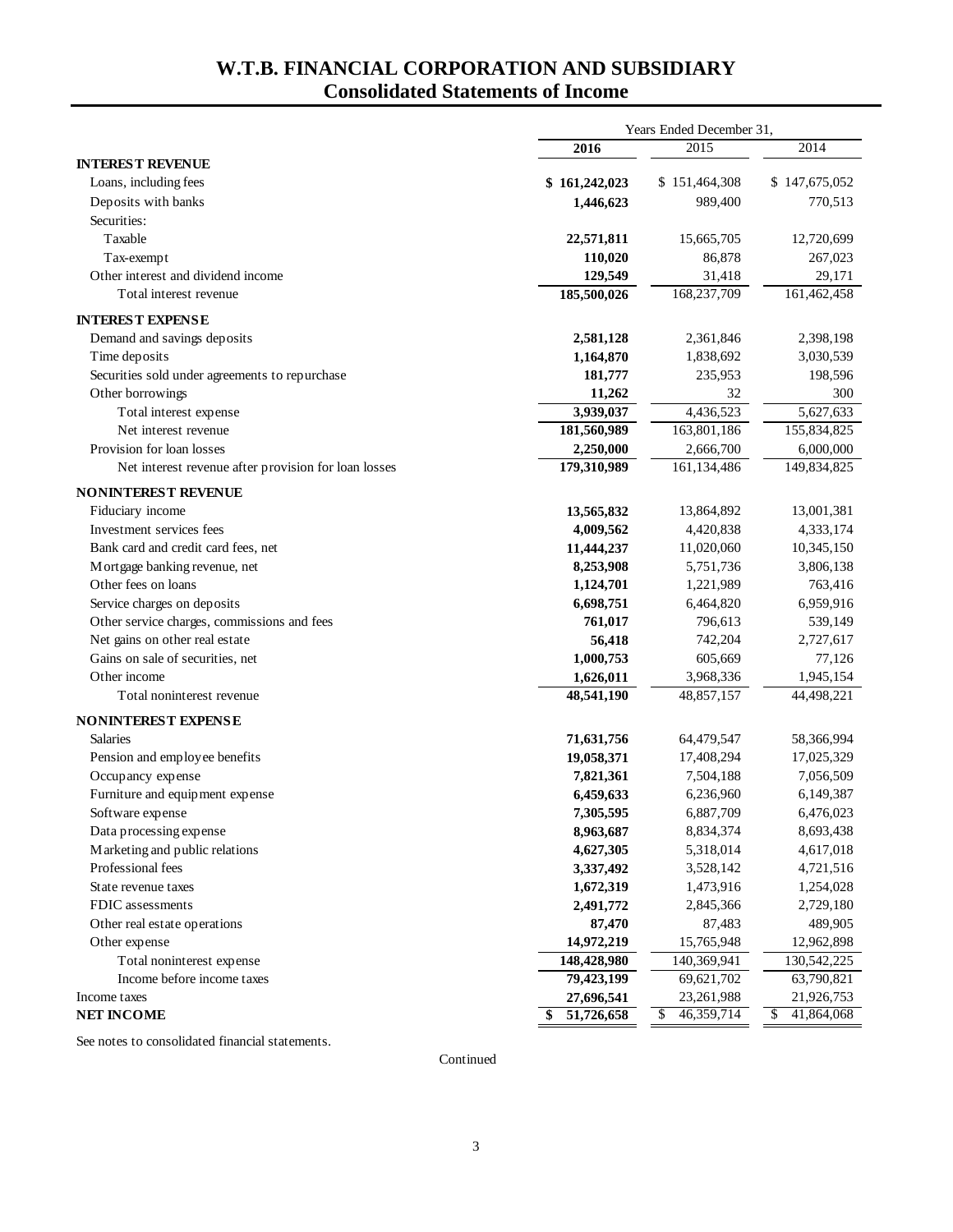# W.T.B. FINANCIAL CORPORATION AND SUBSIDIARY
## Consolidated Statements of Income

| | Years Ended December 31, | | |
|---|---|---|---|
| | **2016** | 2015 | 2014 |
| **INTEREST REVENUE** | | | |
| Loans, including fees | **$ 161,242,023** | $ 151,464,308 | $ 147,675,052 |
| Deposits with banks | **1,446,623** | 989,400 | 770,513 |
| Securities: | | | |
| Taxable | **22,571,811** | 15,665,705 | 12,720,699 |
| Tax-exempt | **110,020** | 86,878 | 267,023 |
| Other interest and dividend income | **129,549** | 31,418 | 29,171 |
| Total interest revenue | **185,500,026** | 168,237,709 | 161,462,458 |
| **INTEREST EXPENSE** | | | |
| Demand and savings deposits | **2,581,128** | 2,361,846 | 2,398,198 |
| Time deposits | **1,164,870** | 1,838,692 | 3,030,539 |
| Securities sold under agreements to repurchase | **181,777** | 235,953 | 198,596 |
| Other borrowings | **11,262** | 32 | 300 |
| Total interest expense | **3,939,037** | 4,436,523 | 5,627,633 |
| Net interest revenue | **181,560,989** | 163,801,186 | 155,834,825 |
| Provision for loan losses | **2,250,000** | 2,666,700 | 6,000,000 |
| Net interest revenue after provision for loan losses | **179,310,989** | 161,134,486 | 149,834,825 |
| **NONINTEREST REVENUE** | | | |
| Fiduciary income | **13,565,832** | 13,864,892 | 13,001,381 |
| Investment services fees | **4,009,562** | 4,420,838 | 4,333,174 |
| Bank card and credit card fees, net | **11,444,237** | 11,020,060 | 10,345,150 |
| Mortgage banking revenue, net | **8,253,908** | 5,751,736 | 3,806,138 |
| Other fees on loans | **1,124,701** | 1,221,989 | 763,416 |
| Service charges on deposits | **6,698,751** | 6,464,820 | 6,959,916 |
| Other service charges, commissions and fees | **761,017** | 796,613 | 539,149 |
| Net gains on other real estate | **56,418** | 742,204 | 2,727,617 |
| Gains on sale of securities, net | **1,000,753** | 605,669 | 77,126 |
| Other income | **1,626,011** | 3,968,336 | 1,945,154 |
| Total noninterest revenue | **48,541,190** | 48,857,157 | 44,498,221 |
| **NONINTEREST EXPENSE** | | | |
| Salaries | **71,631,756** | 64,479,547 | 58,366,994 |
| Pension and employee benefits | **19,058,371** | 17,408,294 | 17,025,329 |
| Occupancy expense | **7,821,361** | 7,504,188 | 7,056,509 |
| Furniture and equipment expense | **6,459,633** | 6,236,960 | 6,149,387 |
| Software expense | **7,305,595** | 6,887,709 | 6,476,023 |
| Data processing expense | **8,963,687** | 8,834,374 | 8,693,438 |
| Marketing and public relations | **4,627,305** | 5,318,014 | 4,617,018 |
| Professional fees | **3,337,492** | 3,528,142 | 4,721,516 |
| State revenue taxes | **1,672,319** | 1,473,916 | 1,254,028 |
| FDIC assessments | **2,491,772** | 2,845,366 | 2,729,180 |
| Other real estate operations | **87,470** | 87,483 | 489,905 |
| Other expense | **14,972,219** | 15,765,948 | 12,962,898 |
| Total noninterest expense | **148,428,980** | 140,369,941 | 130,542,225 |
| Income before income taxes | **79,423,199** | 69,621,702 | 63,790,821 |
| Income taxes | **27,696,541** | 23,261,988 | 21,926,753 |
| **NET INCOME** | **$ 51,726,658** | $ 46,359,714 | $ 41,864,068 |

See notes to consolidated financial statements.

Continued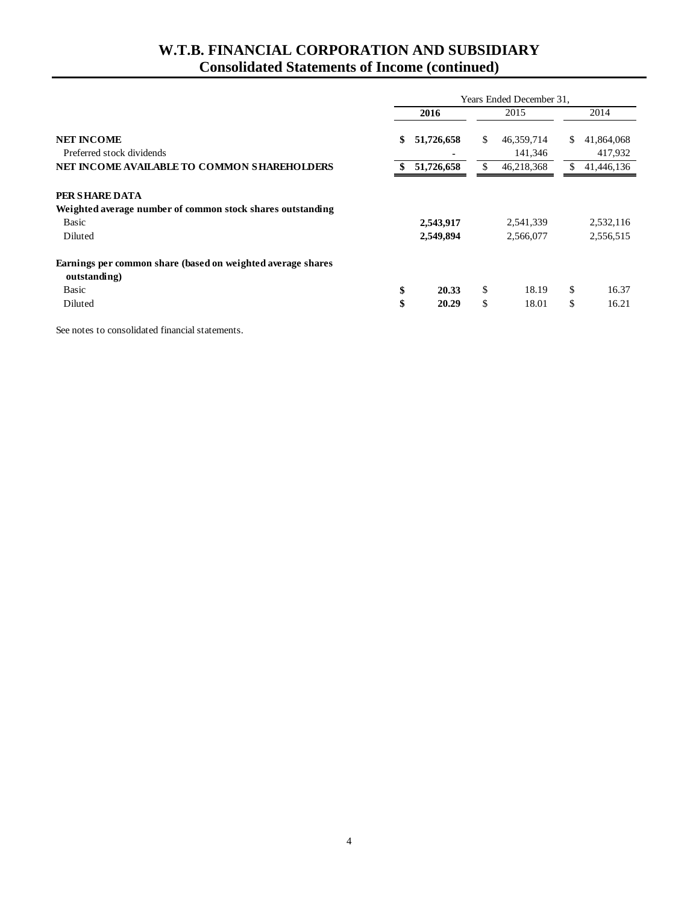# W.T.B. FINANCIAL CORPORATION AND SUBSIDIARY
## Consolidated Statements of Income (continued)

| | Years Ended December 31, | | |
|---|---|---|---|
| | **2016** | 2015 | 2014 |
| **NET INCOME** | **$ 51,726,658** | $ 46,359,714 | $ 41,864,068 |
| Preferred stock dividends | **-** | 141,346 | 417,932 |
| **NET INCOME AVAILABLE TO COMMON SHAREHOLDERS** | **$ 51,726,658** | $ 46,218,368 | $ 41,446,136 |
| **PER SHARE DATA** | | | |
| **Weighted average number of common stock shares outstanding** | | | |
| Basic | **2,543,917** | 2,541,339 | 2,532,116 |
| Diluted | **2,549,894** | 2,566,077 | 2,556,515 |
| **Earnings per common share (based on weighted average shares outstanding)** | | | |
| Basic | **$ 20.33** | $ 18.19 | $ 16.37 |
| Diluted | **$ 20.29** | $ 18.01 | $ 16.21 |

See notes to consolidated financial statements.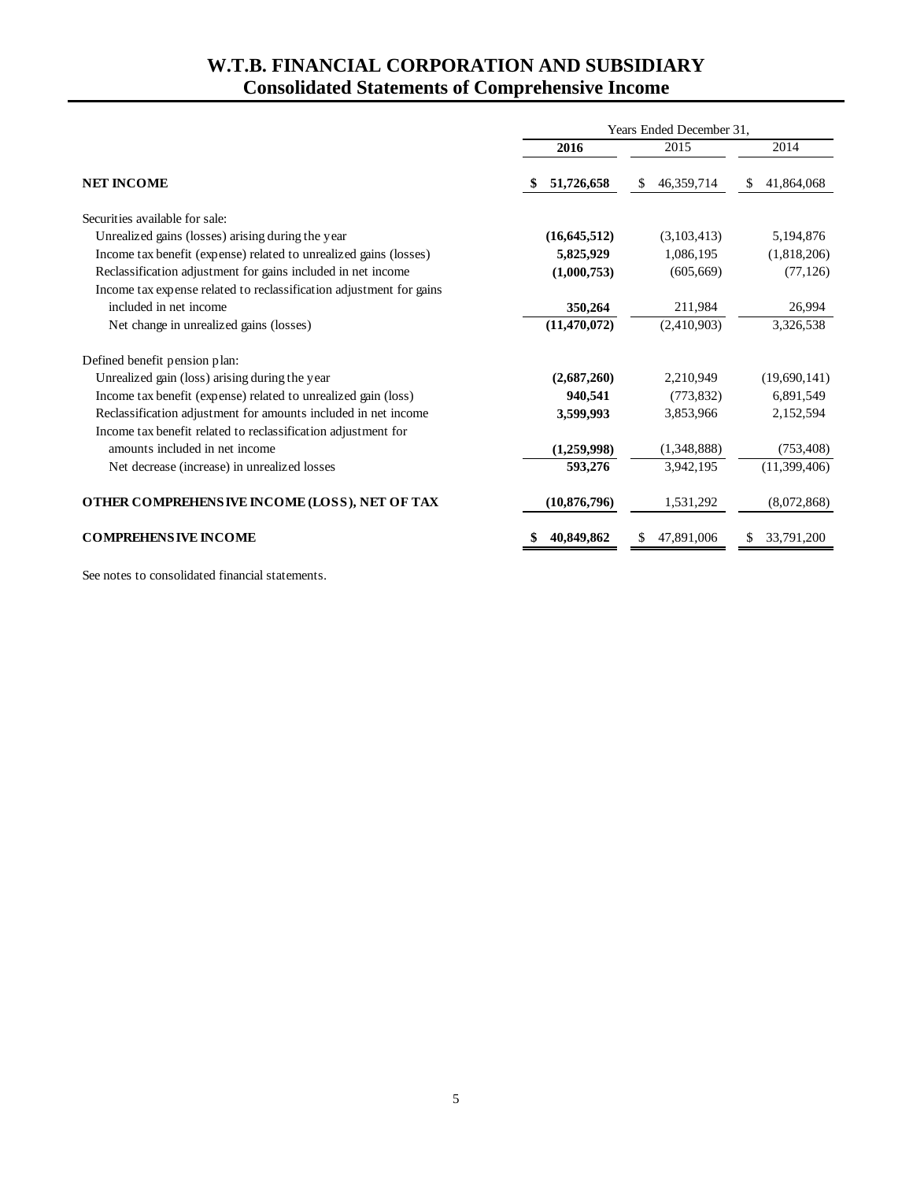# W.T.B. FINANCIAL CORPORATION AND SUBSIDIARY
## Consolidated Statements of Comprehensive Income

| | Years Ended December 31, | | |
|---|---|---|---|
| | **2016** | 2015 | 2014 |
| **NET INCOME** | **$ 51,726,658** | $ 46,359,714 | $ 41,864,068 |
| Securities available for sale: | | | |
| Unrealized gains (losses) arising during the year | **(16,645,512)** | (3,103,413) | 5,194,876 |
| Income tax benefit (expense) related to unrealized gains (losses) | **5,825,929** | 1,086,195 | (1,818,206) |
| Reclassification adjustment for gains included in net income | **(1,000,753)** | (605,669) | (77,126) |
| Income tax expense related to reclassification adjustment for gains included in net income | **350,264** | 211,984 | 26,994 |
| Net change in unrealized gains (losses) | **(11,470,072)** | (2,410,903) | 3,326,538 |
| Defined benefit pension plan: | | | |
| Unrealized gain (loss) arising during the year | **(2,687,260)** | 2,210,949 | (19,690,141) |
| Income tax benefit (expense) related to unrealized gain (loss) | **940,541** | (773,832) | 6,891,549 |
| Reclassification adjustment for amounts included in net income | **3,599,993** | 3,853,966 | 2,152,594 |
| Income tax benefit related to reclassification adjustment for amounts included in net income | **(1,259,998)** | (1,348,888) | (753,408) |
| Net decrease (increase) in unrealized losses | **593,276** | 3,942,195 | (11,399,406) |
| **OTHER COMPREHENSIVE INCOME (LOSS), NET OF TAX** | **(10,876,796)** | 1,531,292 | (8,072,868) |
| **COMPREHENSIVE INCOME** | **$ 40,849,862** | $ 47,891,006 | $ 33,791,200 |

See notes to consolidated financial statements.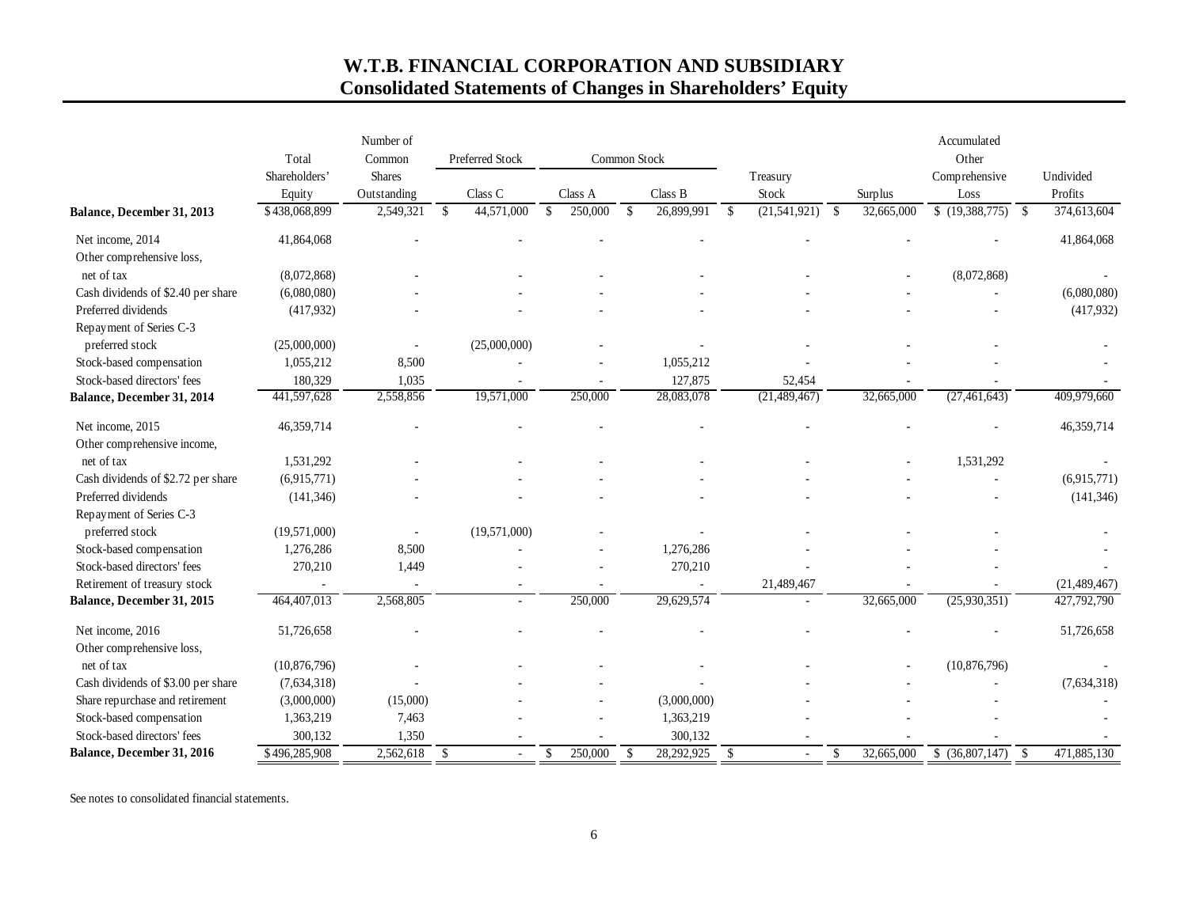# W.T.B. FINANCIAL CORPORATION AND SUBSIDIARY
## Consolidated Statements of Changes in Shareholders' Equity

| | Total Shareholders' Equity | Number of Common Shares Outstanding | Preferred Stock Class C | Common Stock Class A | Common Stock Class B | Treasury Stock | Surplus | Accumulated Other Comprehensive Loss | Undivided Profits |
|---|---|---|---|---|---|---|---|---|---|
| **Balance, December 31, 2013** | $438,068,899 | 2,549,321 | $ 44,571,000 | $ 250,000 | $ 26,899,991 | $ (21,541,921) | $ 32,665,000 | $ (19,388,775) | $ 374,613,604 |
| Net income, 2014 | 41,864,068 | - | - | - | - | - | - | - | 41,864,068 |
| Other comprehensive loss, net of tax | (8,072,868) | - | - | - | - | - | - | (8,072,868) | - |
| Cash dividends of $2.40 per share | (6,080,080) | - | - | - | - | - | - | - | (6,080,080) |
| Preferred dividends | (417,932) | - | - | - | - | - | - | - | (417,932) |
| Repayment of Series C-3 preferred stock | (25,000,000) | - | (25,000,000) | - | - | - | - | - | - |
| Stock-based compensation | 1,055,212 | 8,500 | - | - | 1,055,212 | - | - | - | - |
| Stock-based directors' fees | 180,329 | 1,035 | - | - | 127,875 | 52,454 | - | - | - |
| **Balance, December 31, 2014** | 441,597,628 | 2,558,856 | 19,571,000 | 250,000 | 28,083,078 | (21,489,467) | 32,665,000 | (27,461,643) | 409,979,660 |
| Net income, 2015 | 46,359,714 | - | - | - | - | - | - | - | 46,359,714 |
| Other comprehensive income, net of tax | 1,531,292 | - | - | - | - | - | - | 1,531,292 | - |
| Cash dividends of $2.72 per share | (6,915,771) | - | - | - | - | - | - | - | (6,915,771) |
| Preferred dividends | (141,346) | - | - | - | - | - | - | - | (141,346) |
| Repayment of Series C-3 preferred stock | (19,571,000) | - | (19,571,000) | - | - | - | - | - | - |
| Stock-based compensation | 1,276,286 | 8,500 | - | - | 1,276,286 | - | - | - | - |
| Stock-based directors' fees | 270,210 | 1,449 | - | - | 270,210 | - | - | - | - |
| Retirement of treasury stock | - | - | - | - | - | 21,489,467 | - | - | (21,489,467) |
| **Balance, December 31, 2015** | 464,407,013 | 2,568,805 | - | 250,000 | 29,629,574 | - | 32,665,000 | (25,930,351) | 427,792,790 |
| Net income, 2016 | 51,726,658 | - | - | - | - | - | - | - | 51,726,658 |
| Other comprehensive loss, net of tax | (10,876,796) | - | - | - | - | - | - | (10,876,796) | - |
| Cash dividends of $3.00 per share | (7,634,318) | - | - | - | - | - | - | - | (7,634,318) |
| Share repurchase and retirement | (3,000,000) | (15,000) | - | - | (3,000,000) | - | - | - | - |
| Stock-based compensation | 1,363,219 | 7,463 | - | - | 1,363,219 | - | - | - | - |
| Stock-based directors' fees | 300,132 | 1,350 | - | - | 300,132 | - | - | - | - |
| **Balance, December 31, 2016** | $496,285,908 | 2,562,618 | $ - | $ 250,000 | $ 28,292,925 | $ - | $ 32,665,000 | $ (36,807,147) | $ 471,885,130 |

See notes to consolidated financial statements.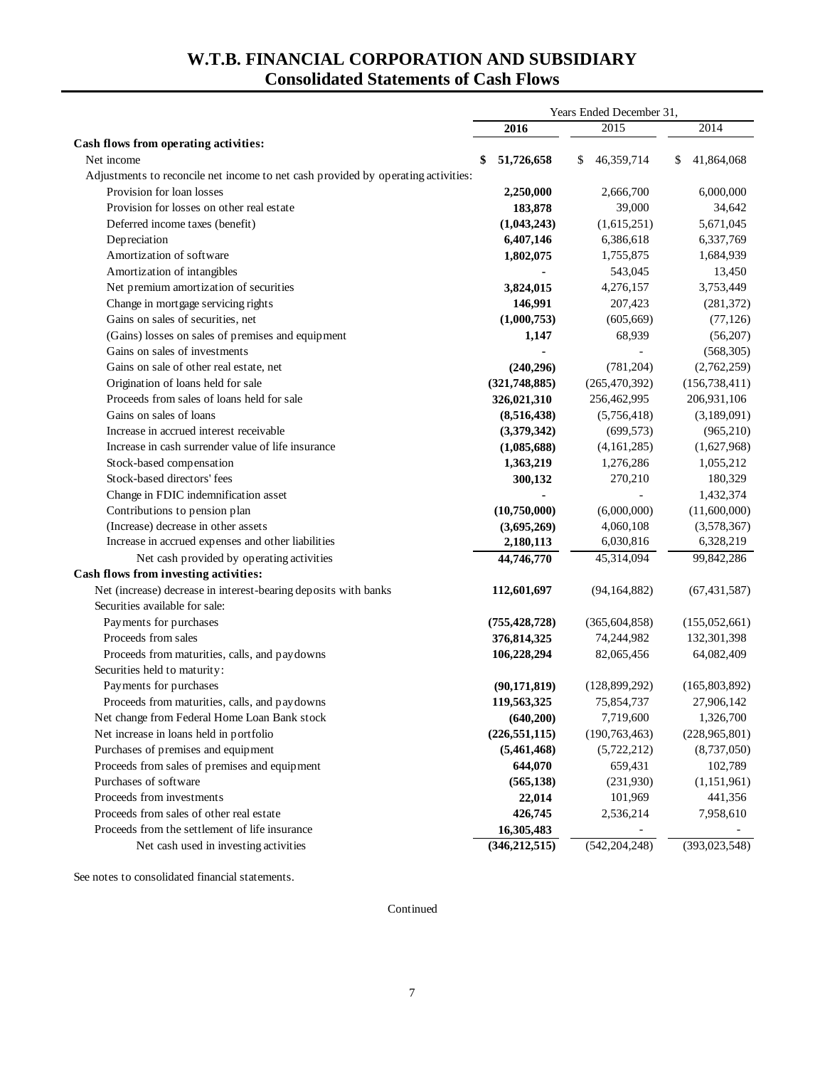# W.T.B. FINANCIAL CORPORATION AND SUBSIDIARY
## Consolidated Statements of Cash Flows

| | Years Ended December 31, | | |
|---|---|---|---|
| | **2016** | 2015 | 2014 |
| **Cash flows from operating activities:** | | | |
| Net income | **$ 51,726,658** | $ 46,359,714 | $ 41,864,068 |
| Adjustments to reconcile net income to net cash provided by operating activities: | | | |
| Provision for loan losses | **2,250,000** | 2,666,700 | 6,000,000 |
| Provision for losses on other real estate | **183,878** | 39,000 | 34,642 |
| Deferred income taxes (benefit) | **(1,043,243)** | (1,615,251) | 5,671,045 |
| Depreciation | **6,407,146** | 6,386,618 | 6,337,769 |
| Amortization of software | **1,802,075** | 1,755,875 | 1,684,939 |
| Amortization of intangibles | **-** | 543,045 | 13,450 |
| Net premium amortization of securities | **3,824,015** | 4,276,157 | 3,753,449 |
| Change in mortgage servicing rights | **146,991** | 207,423 | (281,372) |
| Gains on sales of securities, net | **(1,000,753)** | (605,669) | (77,126) |
| (Gains) losses on sales of premises and equipment | **1,147** | 68,939 | (56,207) |
| Gains on sales of investments | **-** | - | (568,305) |
| Gains on sale of other real estate, net | **(240,296)** | (781,204) | (2,762,259) |
| Origination of loans held for sale | **(321,748,885)** | (265,470,392) | (156,738,411) |
| Proceeds from sales of loans held for sale | **326,021,310** | 256,462,995 | 206,931,106 |
| Gains on sales of loans | **(8,516,438)** | (5,756,418) | (3,189,091) |
| Increase in accrued interest receivable | **(3,379,342)** | (699,573) | (965,210) |
| Increase in cash surrender value of life insurance | **(1,085,688)** | (4,161,285) | (1,627,968) |
| Stock-based compensation | **1,363,219** | 1,276,286 | 1,055,212 |
| Stock-based directors' fees | **300,132** | 270,210 | 180,329 |
| Change in FDIC indemnification asset | **-** | - | 1,432,374 |
| Contributions to pension plan | **(10,750,000)** | (6,000,000) | (11,600,000) |
| (Increase) decrease in other assets | **(3,695,269)** | 4,060,108 | (3,578,367) |
| Increase in accrued expenses and other liabilities | **2,180,113** | 6,030,816 | 6,328,219 |
| Net cash provided by operating activities | **44,746,770** | 45,314,094 | 99,842,286 |
| **Cash flows from investing activities:** | | | |
| Net (increase) decrease in interest-bearing deposits with banks | **112,601,697** | (94,164,882) | (67,431,587) |
| Securities available for sale: | | | |
| Payments for purchases | **(755,428,728)** | (365,604,858) | (155,052,661) |
| Proceeds from sales | **376,814,325** | 74,244,982 | 132,301,398 |
| Proceeds from maturities, calls, and paydowns | **106,228,294** | 82,065,456 | 64,082,409 |
| Securities held to maturity: | | | |
| Payments for purchases | **(90,171,819)** | (128,899,292) | (165,803,892) |
| Proceeds from maturities, calls, and paydowns | **119,563,325** | 75,854,737 | 27,906,142 |
| Net change from Federal Home Loan Bank stock | **(640,200)** | 7,719,600 | 1,326,700 |
| Net increase in loans held in portfolio | **(226,551,115)** | (190,763,463) | (228,965,801) |
| Purchases of premises and equipment | **(5,461,468)** | (5,722,212) | (8,737,050) |
| Proceeds from sales of premises and equipment | **644,070** | 659,431 | 102,789 |
| Purchases of software | **(565,138)** | (231,930) | (1,151,961) |
| Proceeds from investments | **22,014** | 101,969 | 441,356 |
| Proceeds from sales of other real estate | **426,745** | 2,536,214 | 7,958,610 |
| Proceeds from the settlement of life insurance | **16,305,483** | - | - |
| Net cash used in investing activities | **(346,212,515)** | (542,204,248) | (393,023,548) |

See notes to consolidated financial statements.

Continued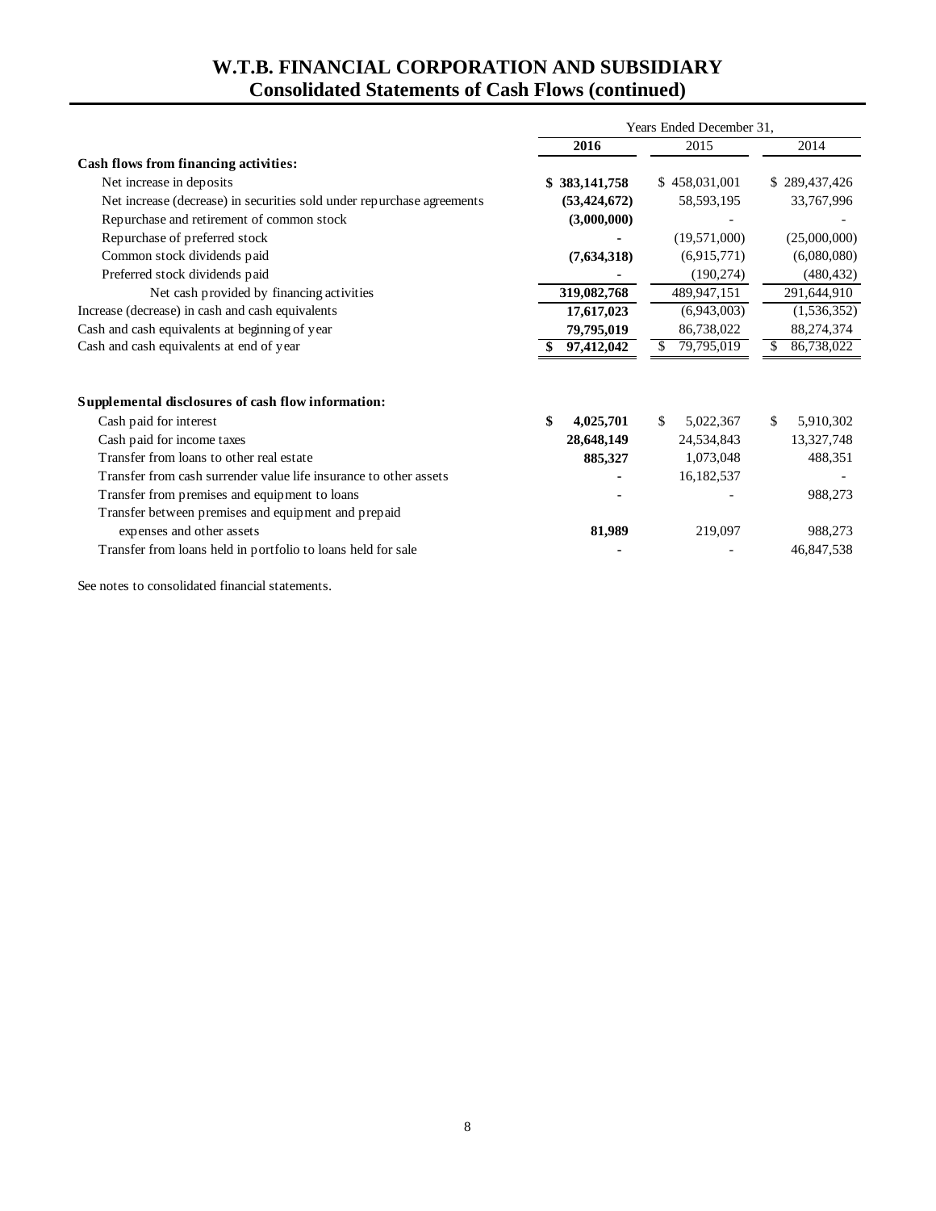# W.T.B. FINANCIAL CORPORATION AND SUBSIDIARY
## Consolidated Statements of Cash Flows (continued)

| | Years Ended December 31, | | |
|---|---|---|---|
| | **2016** | 2015 | 2014 |
| **Cash flows from financing activities:** | | | |
| Net increase in deposits | **$ 383,141,758** | $ 458,031,001 | $ 289,437,426 |
| Net increase (decrease) in securities sold under repurchase agreements | **(53,424,672)** | 58,593,195 | 33,767,996 |
| Repurchase and retirement of common stock | **(3,000,000)** | - | - |
| Repurchase of preferred stock | **-** | (19,571,000) | (25,000,000) |
| Common stock dividends paid | **(7,634,318)** | (6,915,771) | (6,080,080) |
| Preferred stock dividends paid | **-** | (190,274) | (480,432) |
| Net cash provided by financing activities | **319,082,768** | 489,947,151 | 291,644,910 |
| Increase (decrease) in cash and cash equivalents | **17,617,023** | (6,943,003) | (1,536,352) |
| Cash and cash equivalents at beginning of year | **79,795,019** | 86,738,022 | 88,274,374 |
| Cash and cash equivalents at end of year | **$ 97,412,042** | $ 79,795,019 | $ 86,738,022 |

| | 2016 | 2015 | 2014 |
|---|---|---|---|
| **Supplemental disclosures of cash flow information:** | | | |
| Cash paid for interest | **$ 4,025,701** | $ 5,022,367 | $ 5,910,302 |
| Cash paid for income taxes | **28,648,149** | 24,534,843 | 13,327,748 |
| Transfer from loans to other real estate | **885,327** | 1,073,048 | 488,351 |
| Transfer from cash surrender value life insurance to other assets | **-** | 16,182,537 | - |
| Transfer from premises and equipment to loans | **-** | - | 988,273 |
| Transfer between premises and equipment and prepaid expenses and other assets | **81,989** | 219,097 | 988,273 |
| Transfer from loans held in portfolio to loans held for sale | **-** | - | 46,847,538 |

See notes to consolidated financial statements.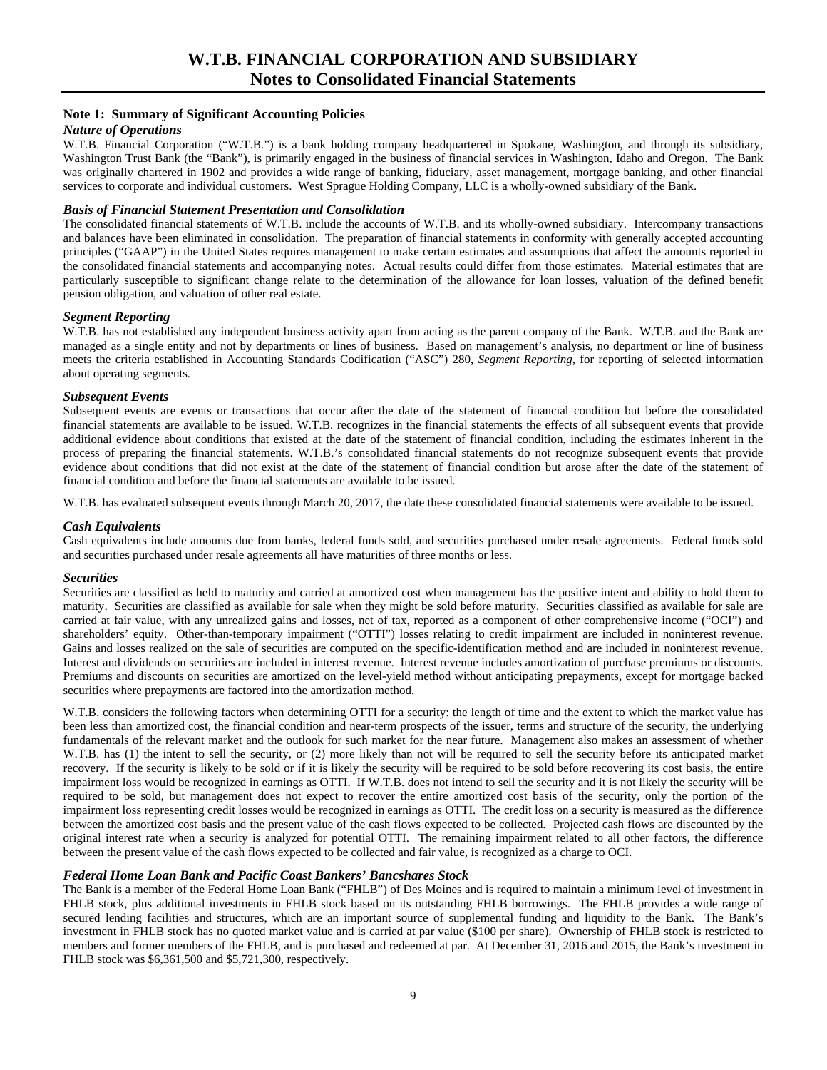# W.T.B. FINANCIAL CORPORATION AND SUBSIDIARY
## Notes to Consolidated Financial Statements

### Note 1: Summary of Significant Accounting Policies

#### *Nature of Operations*

W.T.B. Financial Corporation ("W.T.B.") is a bank holding company headquartered in Spokane, Washington, and through its subsidiary, Washington Trust Bank (the "Bank"), is primarily engaged in the business of financial services in Washington, Idaho and Oregon. The Bank was originally chartered in 1902 and provides a wide range of banking, fiduciary, asset management, mortgage banking, and other financial services to corporate and individual customers. West Sprague Holding Company, LLC is a wholly-owned subsidiary of the Bank.

#### *Basis of Financial Statement Presentation and Consolidation*

The consolidated financial statements of W.T.B. include the accounts of W.T.B. and its wholly-owned subsidiary. Intercompany transactions and balances have been eliminated in consolidation. The preparation of financial statements in conformity with generally accepted accounting principles ("GAAP") in the United States requires management to make certain estimates and assumptions that affect the amounts reported in the consolidated financial statements and accompanying notes. Actual results could differ from those estimates. Material estimates that are particularly susceptible to significant change relate to the determination of the allowance for loan losses, valuation of the defined benefit pension obligation, and valuation of other real estate.

#### *Segment Reporting*

W.T.B. has not established any independent business activity apart from acting as the parent company of the Bank. W.T.B. and the Bank are managed as a single entity and not by departments or lines of business. Based on management's analysis, no department or line of business meets the criteria established in Accounting Standards Codification ("ASC") 280, *Segment Reporting*, for reporting of selected information about operating segments.

#### *Subsequent Events*

Subsequent events are events or transactions that occur after the date of the statement of financial condition but before the consolidated financial statements are available to be issued. W.T.B. recognizes in the financial statements the effects of all subsequent events that provide additional evidence about conditions that existed at the date of the statement of financial condition, including the estimates inherent in the process of preparing the financial statements. W.T.B.'s consolidated financial statements do not recognize subsequent events that provide evidence about conditions that did not exist at the date of the statement of financial condition but arose after the date of the statement of financial condition and before the financial statements are available to be issued.

W.T.B. has evaluated subsequent events through March 20, 2017, the date these consolidated financial statements were available to be issued.

#### *Cash Equivalents*

Cash equivalents include amounts due from banks, federal funds sold, and securities purchased under resale agreements. Federal funds sold and securities purchased under resale agreements all have maturities of three months or less.

#### *Securities*

Securities are classified as held to maturity and carried at amortized cost when management has the positive intent and ability to hold them to maturity. Securities are classified as available for sale when they might be sold before maturity. Securities classified as available for sale are carried at fair value, with any unrealized gains and losses, net of tax, reported as a component of other comprehensive income ("OCI") and shareholders' equity. Other-than-temporary impairment ("OTTI") losses relating to credit impairment are included in noninterest revenue. Gains and losses realized on the sale of securities are computed on the specific-identification method and are included in noninterest revenue. Interest and dividends on securities are included in interest revenue. Interest revenue includes amortization of purchase premiums or discounts. Premiums and discounts on securities are amortized on the level-yield method without anticipating prepayments, except for mortgage backed securities where prepayments are factored into the amortization method.

W.T.B. considers the following factors when determining OTTI for a security: the length of time and the extent to which the market value has been less than amortized cost, the financial condition and near-term prospects of the issuer, terms and structure of the security, the underlying fundamentals of the relevant market and the outlook for such market for the near future. Management also makes an assessment of whether W.T.B. has (1) the intent to sell the security, or (2) more likely than not will be required to sell the security before its anticipated market recovery. If the security is likely to be sold or if it is likely the security will be required to be sold before recovering its cost basis, the entire impairment loss would be recognized in earnings as OTTI. If W.T.B. does not intend to sell the security and it is not likely the security will be required to be sold, but management does not expect to recover the entire amortized cost basis of the security, only the portion of the impairment loss representing credit losses would be recognized in earnings as OTTI. The credit loss on a security is measured as the difference between the amortized cost basis and the present value of the cash flows expected to be collected. Projected cash flows are discounted by the original interest rate when a security is analyzed for potential OTTI. The remaining impairment related to all other factors, the difference between the present value of the cash flows expected to be collected and fair value, is recognized as a charge to OCI.

#### *Federal Home Loan Bank and Pacific Coast Bankers' Bancshares Stock*

The Bank is a member of the Federal Home Loan Bank ("FHLB") of Des Moines and is required to maintain a minimum level of investment in FHLB stock, plus additional investments in FHLB stock based on its outstanding FHLB borrowings. The FHLB provides a wide range of secured lending facilities and structures, which are an important source of supplemental funding and liquidity to the Bank. The Bank's investment in FHLB stock has no quoted market value and is carried at par value ($100 per share). Ownership of FHLB stock is restricted to members and former members of the FHLB, and is purchased and redeemed at par. At December 31, 2016 and 2015, the Bank's investment in FHLB stock was $6,361,500 and $5,721,300, respectively.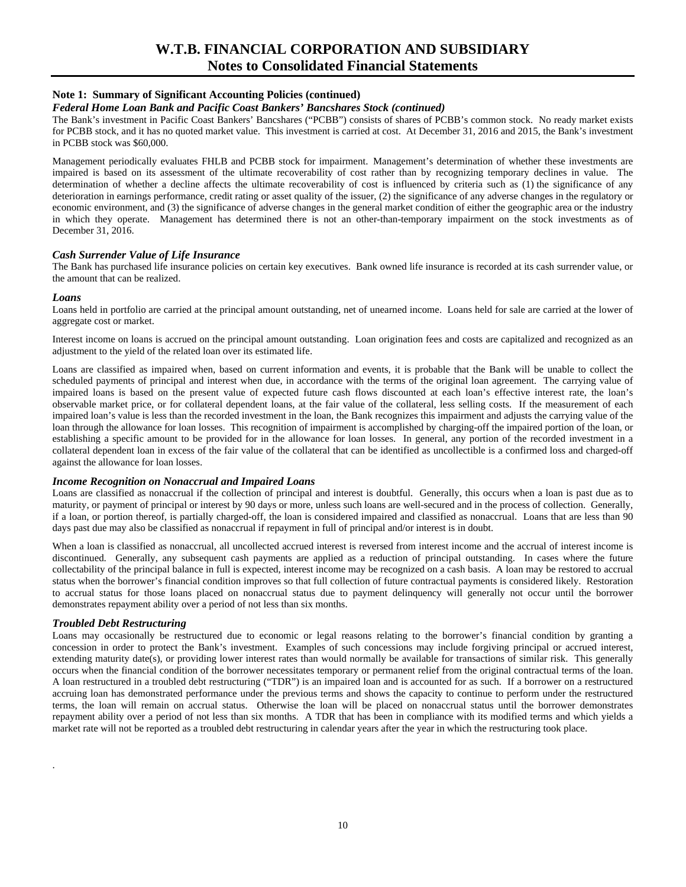### Note 1: Summary of Significant Accounting Policies (continued)

#### *Federal Home Loan Bank and Pacific Coast Bankers' Bancshares Stock (continued)*

The Bank's investment in Pacific Coast Bankers' Bancshares ("PCBB") consists of shares of PCBB's common stock. No ready market exists for PCBB stock, and it has no quoted market value. This investment is carried at cost. At December 31, 2016 and 2015, the Bank's investment in PCBB stock was $60,000.

Management periodically evaluates FHLB and PCBB stock for impairment. Management's determination of whether these investments are impaired is based on its assessment of the ultimate recoverability of cost rather than by recognizing temporary declines in value. The determination of whether a decline affects the ultimate recoverability of cost is influenced by criteria such as (1) the significance of any deterioration in earnings performance, credit rating or asset quality of the issuer, (2) the significance of any adverse changes in the regulatory or economic environment, and (3) the significance of adverse changes in the general market condition of either the geographic area or the industry in which they operate. Management has determined there is not an other-than-temporary impairment on the stock investments as of December 31, 2016.

#### *Cash Surrender Value of Life Insurance*

The Bank has purchased life insurance policies on certain key executives. Bank owned life insurance is recorded at its cash surrender value, or the amount that can be realized.

#### *Loans*

Loans held in portfolio are carried at the principal amount outstanding, net of unearned income. Loans held for sale are carried at the lower of aggregate cost or market.

Interest income on loans is accrued on the principal amount outstanding. Loan origination fees and costs are capitalized and recognized as an adjustment to the yield of the related loan over its estimated life.

Loans are classified as impaired when, based on current information and events, it is probable that the Bank will be unable to collect the scheduled payments of principal and interest when due, in accordance with the terms of the original loan agreement. The carrying value of impaired loans is based on the present value of expected future cash flows discounted at each loan's effective interest rate, the loan's observable market price, or for collateral dependent loans, at the fair value of the collateral, less selling costs. If the measurement of each impaired loan's value is less than the recorded investment in the loan, the Bank recognizes this impairment and adjusts the carrying value of the loan through the allowance for loan losses. This recognition of impairment is accomplished by charging-off the impaired portion of the loan, or establishing a specific amount to be provided for in the allowance for loan losses. In general, any portion of the recorded investment in a collateral dependent loan in excess of the fair value of the collateral that can be identified as uncollectible is a confirmed loss and charged-off against the allowance for loan losses.

#### *Income Recognition on Nonaccrual and Impaired Loans*

Loans are classified as nonaccrual if the collection of principal and interest is doubtful. Generally, this occurs when a loan is past due as to maturity, or payment of principal or interest by 90 days or more, unless such loans are well-secured and in the process of collection. Generally, if a loan, or portion thereof, is partially charged-off, the loan is considered impaired and classified as nonaccrual. Loans that are less than 90 days past due may also be classified as nonaccrual if repayment in full of principal and/or interest is in doubt.

When a loan is classified as nonaccrual, all uncollected accrued interest is reversed from interest income and the accrual of interest income is discontinued. Generally, any subsequent cash payments are applied as a reduction of principal outstanding. In cases where the future collectability of the principal balance in full is expected, interest income may be recognized on a cash basis. A loan may be restored to accrual status when the borrower's financial condition improves so that full collection of future contractual payments is considered likely. Restoration to accrual status for those loans placed on nonaccrual status due to payment delinquency will generally not occur until the borrower demonstrates repayment ability over a period of not less than six months.

#### *Troubled Debt Restructuring*

Loans may occasionally be restructured due to economic or legal reasons relating to the borrower's financial condition by granting a concession in order to protect the Bank's investment. Examples of such concessions may include forgiving principal or accrued interest, extending maturity date(s), or providing lower interest rates than would normally be available for transactions of similar risk. This generally occurs when the financial condition of the borrower necessitates temporary or permanent relief from the original contractual terms of the loan. A loan restructured in a troubled debt restructuring ("TDR") is an impaired loan and is accounted for as such. If a borrower on a restructured accruing loan has demonstrated performance under the previous terms and shows the capacity to continue to perform under the restructured terms, the loan will remain on accrual status. Otherwise the loan will be placed on nonaccrual status until the borrower demonstrates repayment ability over a period of not less than six months. A TDR that has been in compliance with its modified terms and which yields a market rate will not be reported as a troubled debt restructuring in calendar years after the year in which the restructuring took place.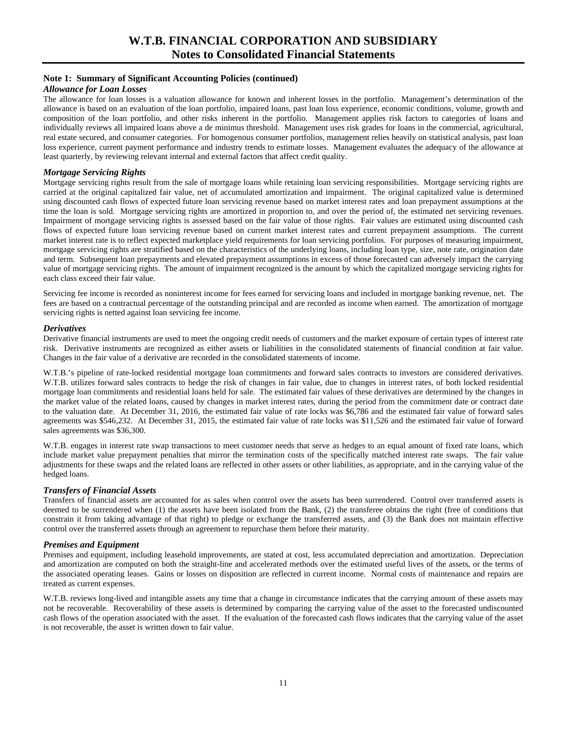## Note 1: Summary of Significant Accounting Policies (continued)

### *Allowance for Loan Losses*

The allowance for loan losses is a valuation allowance for known and inherent losses in the portfolio. Management's determination of the allowance is based on an evaluation of the loan portfolio, impaired loans, past loan loss experience, economic conditions, volume, growth and composition of the loan portfolio, and other risks inherent in the portfolio. Management applies risk factors to categories of loans and individually reviews all impaired loans above a de minimus threshold. Management uses risk grades for loans in the commercial, agricultural, real estate secured, and consumer categories. For homogenous consumer portfolios, management relies heavily on statistical analysis, past loan loss experience, current payment performance and industry trends to estimate losses. Management evaluates the adequacy of the allowance at least quarterly, by reviewing relevant internal and external factors that affect credit quality.

### *Mortgage Servicing Rights*

Mortgage servicing rights result from the sale of mortgage loans while retaining loan servicing responsibilities. Mortgage servicing rights are carried at the original capitalized fair value, net of accumulated amortization and impairment. The original capitalized value is determined using discounted cash flows of expected future loan servicing revenue based on market interest rates and loan prepayment assumptions at the time the loan is sold. Mortgage servicing rights are amortized in proportion to, and over the period of, the estimated net servicing revenues. Impairment of mortgage servicing rights is assessed based on the fair value of those rights. Fair values are estimated using discounted cash flows of expected future loan servicing revenue based on current market interest rates and current prepayment assumptions. The current market interest rate is to reflect expected marketplace yield requirements for loan servicing portfolios. For purposes of measuring impairment, mortgage servicing rights are stratified based on the characteristics of the underlying loans, including loan type, size, note rate, origination date and term. Subsequent loan prepayments and elevated prepayment assumptions in excess of those forecasted can adversely impact the carrying value of mortgage servicing rights. The amount of impairment recognized is the amount by which the capitalized mortgage servicing rights for each class exceed their fair value.

Servicing fee income is recorded as noninterest income for fees earned for servicing loans and included in mortgage banking revenue, net. The fees are based on a contractual percentage of the outstanding principal and are recorded as income when earned. The amortization of mortgage servicing rights is netted against loan servicing fee income.

### *Derivatives*

Derivative financial instruments are used to meet the ongoing credit needs of customers and the market exposure of certain types of interest rate risk. Derivative instruments are recognized as either assets or liabilities in the consolidated statements of financial condition at fair value. Changes in the fair value of a derivative are recorded in the consolidated statements of income.

W.T.B.'s pipeline of rate-locked residential mortgage loan commitments and forward sales contracts to investors are considered derivatives. W.T.B. utilizes forward sales contracts to hedge the risk of changes in fair value, due to changes in interest rates, of both locked residential mortgage loan commitments and residential loans held for sale. The estimated fair values of these derivatives are determined by the changes in the market value of the related loans, caused by changes in market interest rates, during the period from the commitment date or contract date to the valuation date. At December 31, 2016, the estimated fair value of rate locks was $6,786 and the estimated fair value of forward sales agreements was $546,232. At December 31, 2015, the estimated fair value of rate locks was $11,526 and the estimated fair value of forward sales agreements was $36,300.

W.T.B. engages in interest rate swap transactions to meet customer needs that serve as hedges to an equal amount of fixed rate loans, which include market value prepayment penalties that mirror the termination costs of the specifically matched interest rate swaps. The fair value adjustments for these swaps and the related loans are reflected in other assets or other liabilities, as appropriate, and in the carrying value of the hedged loans.

### *Transfers of Financial Assets*

Transfers of financial assets are accounted for as sales when control over the assets has been surrendered. Control over transferred assets is deemed to be surrendered when (1) the assets have been isolated from the Bank, (2) the transferee obtains the right (free of conditions that constrain it from taking advantage of that right) to pledge or exchange the transferred assets, and (3) the Bank does not maintain effective control over the transferred assets through an agreement to repurchase them before their maturity.

### *Premises and Equipment*

Premises and equipment, including leasehold improvements, are stated at cost, less accumulated depreciation and amortization. Depreciation and amortization are computed on both the straight-line and accelerated methods over the estimated useful lives of the assets, or the terms of the associated operating leases. Gains or losses on disposition are reflected in current income. Normal costs of maintenance and repairs are treated as current expenses.

W.T.B. reviews long-lived and intangible assets any time that a change in circumstance indicates that the carrying amount of these assets may not be recoverable. Recoverability of these assets is determined by comparing the carrying value of the asset to the forecasted undiscounted cash flows of the operation associated with the asset. If the evaluation of the forecasted cash flows indicates that the carrying value of the asset is not recoverable, the asset is written down to fair value.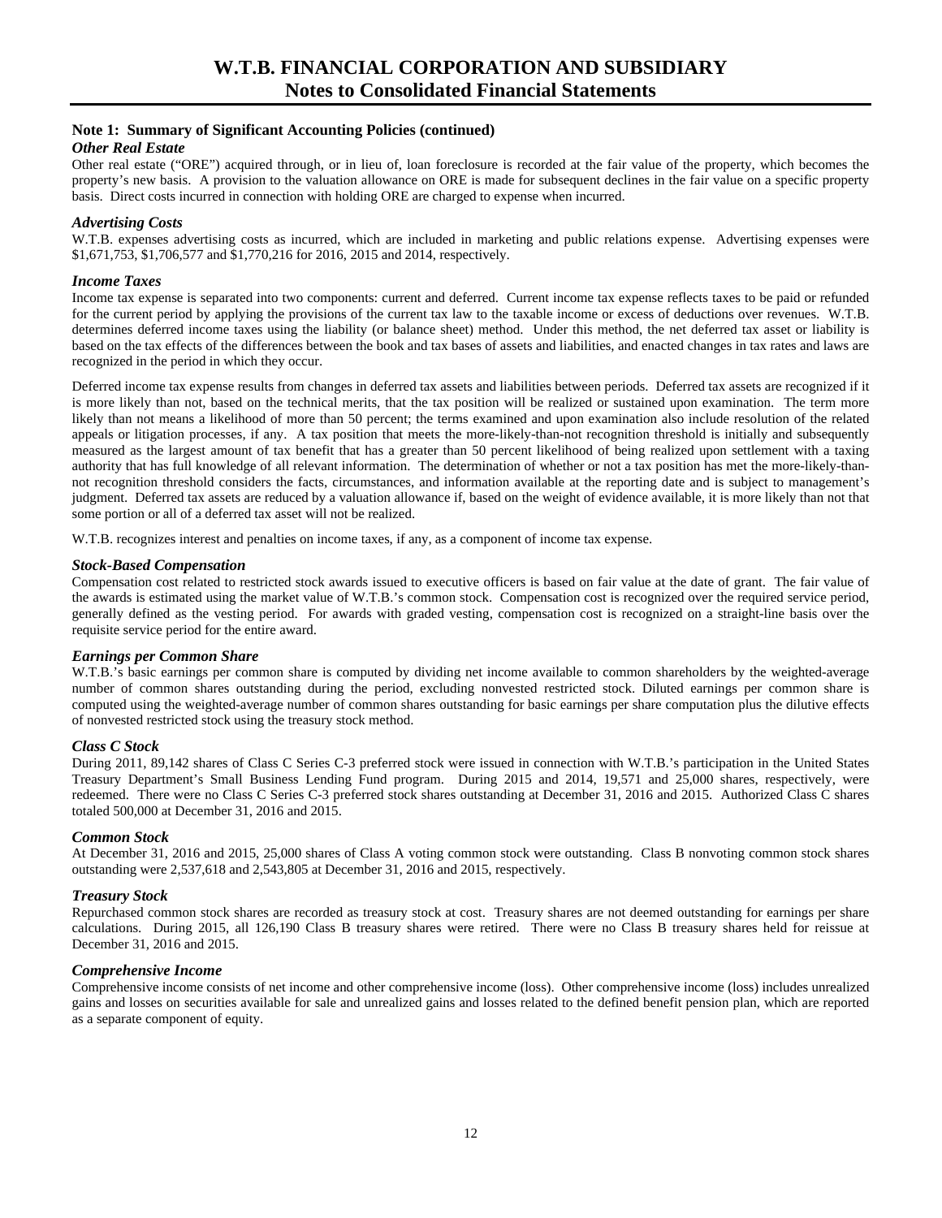### Note 1: Summary of Significant Accounting Policies (continued)

#### *Other Real Estate*

Other real estate ("ORE") acquired through, or in lieu of, loan foreclosure is recorded at the fair value of the property, which becomes the property's new basis. A provision to the valuation allowance on ORE is made for subsequent declines in the fair value on a specific property basis. Direct costs incurred in connection with holding ORE are charged to expense when incurred.

#### *Advertising Costs*

W.T.B. expenses advertising costs as incurred, which are included in marketing and public relations expense. Advertising expenses were \$1,671,753, \$1,706,577 and \$1,770,216 for 2016, 2015 and 2014, respectively.

#### *Income Taxes*

Income tax expense is separated into two components: current and deferred. Current income tax expense reflects taxes to be paid or refunded for the current period by applying the provisions of the current tax law to the taxable income or excess of deductions over revenues. W.T.B. determines deferred income taxes using the liability (or balance sheet) method. Under this method, the net deferred tax asset or liability is based on the tax effects of the differences between the book and tax bases of assets and liabilities, and enacted changes in tax rates and laws are recognized in the period in which they occur.

Deferred income tax expense results from changes in deferred tax assets and liabilities between periods. Deferred tax assets are recognized if it is more likely than not, based on the technical merits, that the tax position will be realized or sustained upon examination. The term more likely than not means a likelihood of more than 50 percent; the terms examined and upon examination also include resolution of the related appeals or litigation processes, if any. A tax position that meets the more-likely-than-not recognition threshold is initially and subsequently measured as the largest amount of tax benefit that has a greater than 50 percent likelihood of being realized upon settlement with a taxing authority that has full knowledge of all relevant information. The determination of whether or not a tax position has met the more-likely-than-not recognition threshold considers the facts, circumstances, and information available at the reporting date and is subject to management's judgment. Deferred tax assets are reduced by a valuation allowance if, based on the weight of evidence available, it is more likely than not that some portion or all of a deferred tax asset will not be realized.

W.T.B. recognizes interest and penalties on income taxes, if any, as a component of income tax expense.

#### *Stock-Based Compensation*

Compensation cost related to restricted stock awards issued to executive officers is based on fair value at the date of grant. The fair value of the awards is estimated using the market value of W.T.B.'s common stock. Compensation cost is recognized over the required service period, generally defined as the vesting period. For awards with graded vesting, compensation cost is recognized on a straight-line basis over the requisite service period for the entire award.

#### *Earnings per Common Share*

W.T.B.'s basic earnings per common share is computed by dividing net income available to common shareholders by the weighted-average number of common shares outstanding during the period, excluding nonvested restricted stock. Diluted earnings per common share is computed using the weighted-average number of common shares outstanding for basic earnings per share computation plus the dilutive effects of nonvested restricted stock using the treasury stock method.

#### *Class C Stock*

During 2011, 89,142 shares of Class C Series C-3 preferred stock were issued in connection with W.T.B.'s participation in the United States Treasury Department's Small Business Lending Fund program. During 2015 and 2014, 19,571 and 25,000 shares, respectively, were redeemed. There were no Class C Series C-3 preferred stock shares outstanding at December 31, 2016 and 2015. Authorized Class C shares totaled 500,000 at December 31, 2016 and 2015.

#### *Common Stock*

At December 31, 2016 and 2015, 25,000 shares of Class A voting common stock were outstanding. Class B nonvoting common stock shares outstanding were 2,537,618 and 2,543,805 at December 31, 2016 and 2015, respectively.

#### *Treasury Stock*

Repurchased common stock shares are recorded as treasury stock at cost. Treasury shares are not deemed outstanding for earnings per share calculations. During 2015, all 126,190 Class B treasury shares were retired. There were no Class B treasury shares held for reissue at December 31, 2016 and 2015.

#### *Comprehensive Income*

Comprehensive income consists of net income and other comprehensive income (loss). Other comprehensive income (loss) includes unrealized gains and losses on securities available for sale and unrealized gains and losses related to the defined benefit pension plan, which are reported as a separate component of equity.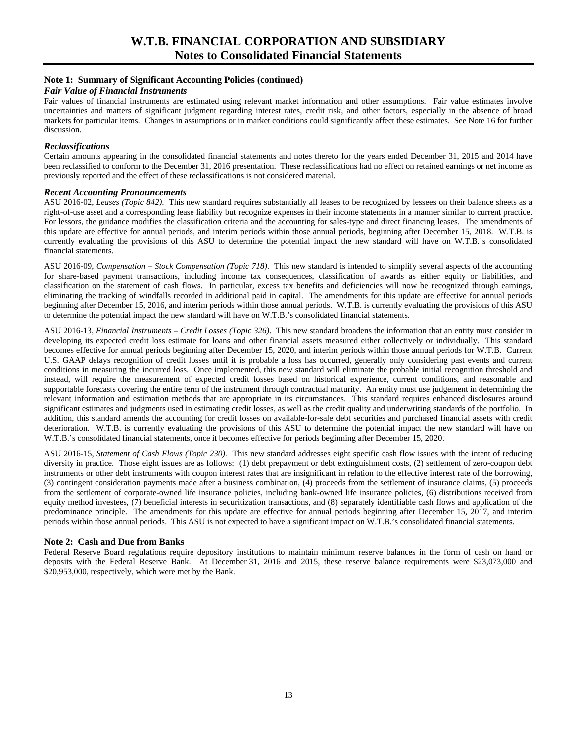### Note 1: Summary of Significant Accounting Policies (continued)

***Fair Value of Financial Instruments***

Fair values of financial instruments are estimated using relevant market information and other assumptions. Fair value estimates involve uncertainties and matters of significant judgment regarding interest rates, credit risk, and other factors, especially in the absence of broad markets for particular items. Changes in assumptions or in market conditions could significantly affect these estimates. See Note 16 for further discussion.

***Reclassifications***

Certain amounts appearing in the consolidated financial statements and notes thereto for the years ended December 31, 2015 and 2014 have been reclassified to conform to the December 31, 2016 presentation. These reclassifications had no effect on retained earnings or net income as previously reported and the effect of these reclassifications is not considered material.

***Recent Accounting Pronouncements***

ASU 2016-02, *Leases (Topic 842)*. This new standard requires substantially all leases to be recognized by lessees on their balance sheets as a right-of-use asset and a corresponding lease liability but recognize expenses in their income statements in a manner similar to current practice. For lessors, the guidance modifies the classification criteria and the accounting for sales-type and direct financing leases. The amendments of this update are effective for annual periods, and interim periods within those annual periods, beginning after December 15, 2018. W.T.B. is currently evaluating the provisions of this ASU to determine the potential impact the new standard will have on W.T.B.'s consolidated financial statements.

ASU 2016-09, *Compensation – Stock Compensation (Topic 718)*. This new standard is intended to simplify several aspects of the accounting for share-based payment transactions, including income tax consequences, classification of awards as either equity or liabilities, and classification on the statement of cash flows. In particular, excess tax benefits and deficiencies will now be recognized through earnings, eliminating the tracking of windfalls recorded in additional paid in capital. The amendments for this update are effective for annual periods beginning after December 15, 2016, and interim periods within those annual periods. W.T.B. is currently evaluating the provisions of this ASU to determine the potential impact the new standard will have on W.T.B.'s consolidated financial statements.

ASU 2016-13, *Financial Instruments – Credit Losses (Topic 326)*. This new standard broadens the information that an entity must consider in developing its expected credit loss estimate for loans and other financial assets measured either collectively or individually. This standard becomes effective for annual periods beginning after December 15, 2020, and interim periods within those annual periods for W.T.B. Current U.S. GAAP delays recognition of credit losses until it is probable a loss has occurred, generally only considering past events and current conditions in measuring the incurred loss. Once implemented, this new standard will eliminate the probable initial recognition threshold and instead, will require the measurement of expected credit losses based on historical experience, current conditions, and reasonable and supportable forecasts covering the entire term of the instrument through contractual maturity. An entity must use judgement in determining the relevant information and estimation methods that are appropriate in its circumstances. This standard requires enhanced disclosures around significant estimates and judgments used in estimating credit losses, as well as the credit quality and underwriting standards of the portfolio. In addition, this standard amends the accounting for credit losses on available-for-sale debt securities and purchased financial assets with credit deterioration. W.T.B. is currently evaluating the provisions of this ASU to determine the potential impact the new standard will have on W.T.B.'s consolidated financial statements, once it becomes effective for periods beginning after December 15, 2020.

ASU 2016-15, *Statement of Cash Flows (Topic 230)*. This new standard addresses eight specific cash flow issues with the intent of reducing diversity in practice. Those eight issues are as follows: (1) debt prepayment or debt extinguishment costs, (2) settlement of zero-coupon debt instruments or other debt instruments with coupon interest rates that are insignificant in relation to the effective interest rate of the borrowing, (3) contingent consideration payments made after a business combination, (4) proceeds from the settlement of insurance claims, (5) proceeds from the settlement of corporate-owned life insurance policies, including bank-owned life insurance policies, (6) distributions received from equity method investees, (7) beneficial interests in securitization transactions, and (8) separately identifiable cash flows and application of the predominance principle. The amendments for this update are effective for annual periods beginning after December 15, 2017, and interim periods within those annual periods. This ASU is not expected to have a significant impact on W.T.B.'s consolidated financial statements.

### Note 2: Cash and Due from Banks

Federal Reserve Board regulations require depository institutions to maintain minimum reserve balances in the form of cash on hand or deposits with the Federal Reserve Bank. At December 31, 2016 and 2015, these reserve balance requirements were $23,073,000 and $20,953,000, respectively, which were met by the Bank.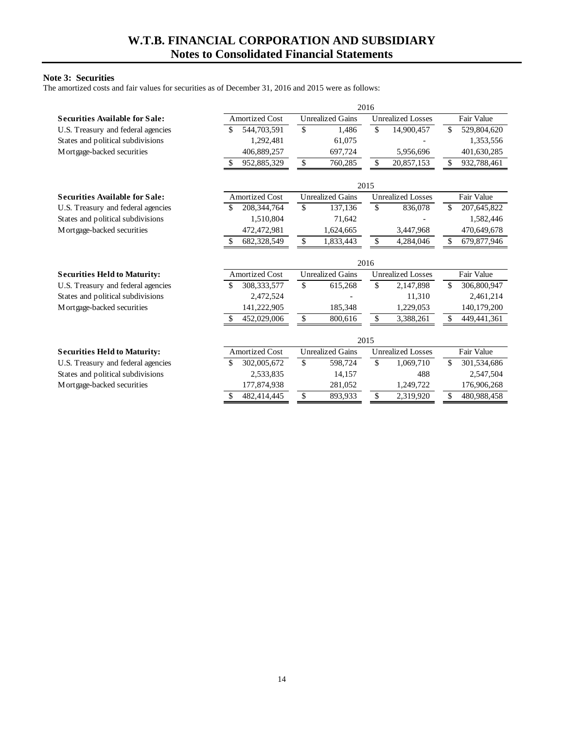### Note 3: Securities

The amortized costs and fair values for securities as of December 31, 2016 and 2015 were as follows:

| | 2016 | | | |
|---|---|---|---|---|
| **Securities Available for Sale:** | Amortized Cost | Unrealized Gains | Unrealized Losses | Fair Value |
| U.S. Treasury and federal agencies | $ 544,703,591 | $ 1,486 | $ 14,900,457 | $ 529,804,620 |
| States and political subdivisions | 1,292,481 | 61,075 | - | 1,353,556 |
| Mortgage-backed securities | 406,889,257 | 697,724 | 5,956,696 | 401,630,285 |
| | $ 952,885,329 | $ 760,285 | $ 20,857,153 | $ 932,788,461 |

| | 2015 | | | |
|---|---|---|---|---|
| **Securities Available for Sale:** | Amortized Cost | Unrealized Gains | Unrealized Losses | Fair Value |
| U.S. Treasury and federal agencies | $ 208,344,764 | $ 137,136 | $ 836,078 | $ 207,645,822 |
| States and political subdivisions | 1,510,804 | 71,642 | - | 1,582,446 |
| Mortgage-backed securities | 472,472,981 | 1,624,665 | 3,447,968 | 470,649,678 |
| | $ 682,328,549 | $ 1,833,443 | $ 4,284,046 | $ 679,877,946 |

| | 2016 | | | |
|---|---|---|---|---|
| **Securities Held to Maturity:** | Amortized Cost | Unrealized Gains | Unrealized Losses | Fair Value |
| U.S. Treasury and federal agencies | $ 308,333,577 | $ 615,268 | $ 2,147,898 | $ 306,800,947 |
| States and political subdivisions | 2,472,524 | - | 11,310 | 2,461,214 |
| Mortgage-backed securities | 141,222,905 | 185,348 | 1,229,053 | 140,179,200 |
| | $ 452,029,006 | $ 800,616 | $ 3,388,261 | $ 449,441,361 |

| | 2015 | | | |
|---|---|---|---|---|
| **Securities Held to Maturity:** | Amortized Cost | Unrealized Gains | Unrealized Losses | Fair Value |
| U.S. Treasury and federal agencies | $ 302,005,672 | $ 598,724 | $ 1,069,710 | $ 301,534,686 |
| States and political subdivisions | 2,533,835 | 14,157 | 488 | 2,547,504 |
| Mortgage-backed securities | 177,874,938 | 281,052 | 1,249,722 | 176,906,268 |
| | $ 482,414,445 | $ 893,933 | $ 2,319,920 | $ 480,988,458 |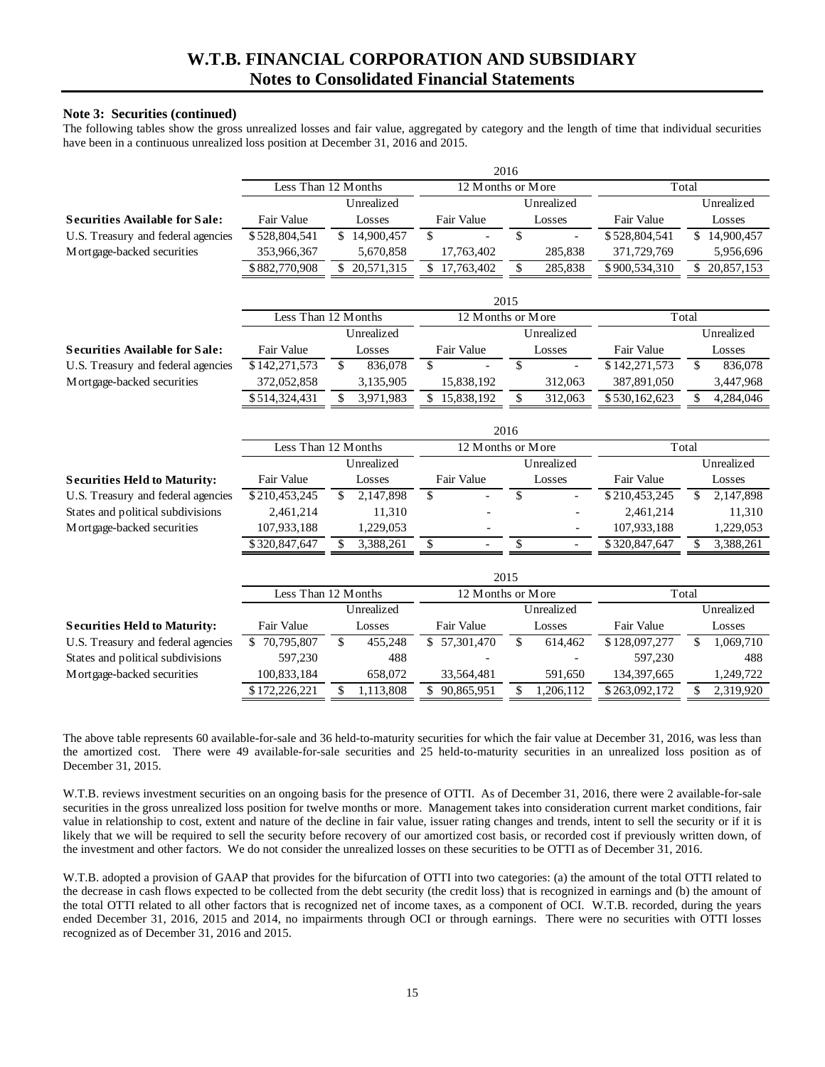### Note 3: Securities (continued)

The following tables show the gross unrealized losses and fair value, aggregated by category and the length of time that individual securities have been in a continuous unrealized loss position at December 31, 2016 and 2015.

| | 2016 | | | | | |
|---|---|---|---|---|---|---|
| | Less Than 12 Months | | 12 Months or More | | Total | |
| **Securities Available for Sale:** | Fair Value | Unrealized Losses | Fair Value | Unrealized Losses | Fair Value | Unrealized Losses |
| U.S. Treasury and federal agencies | $ 528,804,541 | $ 14,900,457 | $ - | $ - | $ 528,804,541 | $ 14,900,457 |
| Mortgage-backed securities | 353,966,367 | 5,670,858 | 17,763,402 | 285,838 | 371,729,769 | 5,956,696 |
| | $ 882,770,908 | $ 20,571,315 | $ 17,763,402 | $ 285,838 | $ 900,534,310 | $ 20,857,153 |

| | 2015 | | | | | |
|---|---|---|---|---|---|---|
| | Less Than 12 Months | | 12 Months or More | | Total | |
| **Securities Available for Sale:** | Fair Value | Unrealized Losses | Fair Value | Unrealized Losses | Fair Value | Unrealized Losses |
| U.S. Treasury and federal agencies | $ 142,271,573 | $ 836,078 | $ - | $ - | $ 142,271,573 | $ 836,078 |
| Mortgage-backed securities | 372,052,858 | 3,135,905 | 15,838,192 | 312,063 | 387,891,050 | 3,447,968 |
| | $ 514,324,431 | $ 3,971,983 | $ 15,838,192 | $ 312,063 | $ 530,162,623 | $ 4,284,046 |

| | 2016 | | | | | |
|---|---|---|---|---|---|---|
| | Less Than 12 Months | | 12 Months or More | | Total | |
| **Securities Held to Maturity:** | Fair Value | Unrealized Losses | Fair Value | Unrealized Losses | Fair Value | Unrealized Losses |
| U.S. Treasury and federal agencies | $ 210,453,245 | $ 2,147,898 | $ - | $ - | $ 210,453,245 | $ 2,147,898 |
| States and political subdivisions | 2,461,214 | 11,310 | - | - | 2,461,214 | 11,310 |
| Mortgage-backed securities | 107,933,188 | 1,229,053 | - | - | 107,933,188 | 1,229,053 |
| | $ 320,847,647 | $ 3,388,261 | $ - | $ - | $ 320,847,647 | $ 3,388,261 |

| | 2015 | | | | | |
|---|---|---|---|---|---|---|
| | Less Than 12 Months | | 12 Months or More | | Total | |
| **Securities Held to Maturity:** | Fair Value | Unrealized Losses | Fair Value | Unrealized Losses | Fair Value | Unrealized Losses |
| U.S. Treasury and federal agencies | $ 70,795,807 | $ 455,248 | $ 57,301,470 | $ 614,462 | $ 128,097,277 | $ 1,069,710 |
| States and political subdivisions | 597,230 | 488 | - | - | 597,230 | 488 |
| Mortgage-backed securities | 100,833,184 | 658,072 | 33,564,481 | 591,650 | 134,397,665 | 1,249,722 |
| | $ 172,226,221 | $ 1,113,808 | $ 90,865,951 | $ 1,206,112 | $ 263,092,172 | $ 2,319,920 |

The above table represents 60 available-for-sale and 36 held-to-maturity securities for which the fair value at December 31, 2016, was less than the amortized cost. There were 49 available-for-sale securities and 25 held-to-maturity securities in an unrealized loss position as of December 31, 2015.

W.T.B. reviews investment securities on an ongoing basis for the presence of OTTI. As of December 31, 2016, there were 2 available-for-sale securities in the gross unrealized loss position for twelve months or more. Management takes into consideration current market conditions, fair value in relationship to cost, extent and nature of the decline in fair value, issuer rating changes and trends, intent to sell the security or if it is likely that we will be required to sell the security before recovery of our amortized cost basis, or recorded cost if previously written down, of the investment and other factors. We do not consider the unrealized losses on these securities to be OTTI as of December 31, 2016.

W.T.B. adopted a provision of GAAP that provides for the bifurcation of OTTI into two categories: (a) the amount of the total OTTI related to the decrease in cash flows expected to be collected from the debt security (the credit loss) that is recognized in earnings and (b) the amount of the total OTTI related to all other factors that is recognized net of income taxes, as a component of OCI. W.T.B. recorded, during the years ended December 31, 2016, 2015 and 2014, no impairments through OCI or through earnings. There were no securities with OTTI losses recognized as of December 31, 2016 and 2015.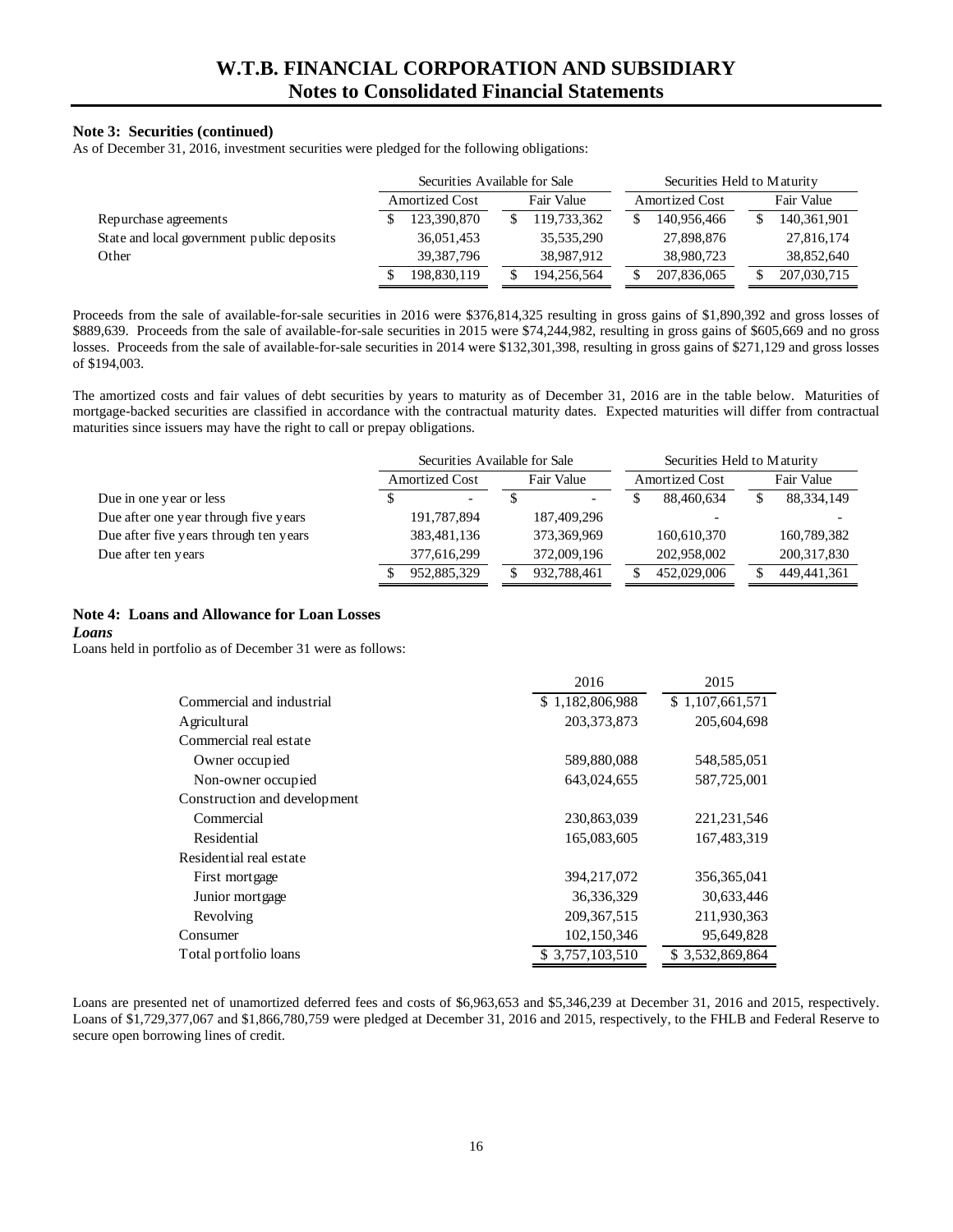# W.T.B. FINANCIAL CORPORATION AND SUBSIDIARY
## Notes to Consolidated Financial Statements

**Note 3: Securities (continued)**

As of December 31, 2016, investment securities were pledged for the following obligations:

| | Securities Available for Sale | | Securities Held to Maturity | |
|---|---|---|---|---|
| | Amortized Cost | Fair Value | Amortized Cost | Fair Value |
| Repurchase agreements | $ 123,390,870 | $ 119,733,362 | $ 140,956,466 | $ 140,361,901 |
| State and local government public deposits | 36,051,453 | 35,535,290 | 27,898,876 | 27,816,174 |
| Other | 39,387,796 | 38,987,912 | 38,980,723 | 38,852,640 |
| | $ 198,830,119 | $ 194,256,564 | $ 207,836,065 | $ 207,030,715 |

Proceeds from the sale of available-for-sale securities in 2016 were $376,814,325 resulting in gross gains of $1,890,392 and gross losses of $889,639. Proceeds from the sale of available-for-sale securities in 2015 were $74,244,982, resulting in gross gains of $605,669 and no gross losses. Proceeds from the sale of available-for-sale securities in 2014 were $132,301,398, resulting in gross gains of $271,129 and gross losses of $194,003.

The amortized costs and fair values of debt securities by years to maturity as of December 31, 2016 are in the table below. Maturities of mortgage-backed securities are classified in accordance with the contractual maturity dates. Expected maturities will differ from contractual maturities since issuers may have the right to call or prepay obligations.

| | Securities Available for Sale | | Securities Held to Maturity | |
|---|---|---|---|---|
| | Amortized Cost | Fair Value | Amortized Cost | Fair Value |
| Due in one year or less | $ - | $ - | $ 88,460,634 | $ 88,334,149 |
| Due after one year through five years | 191,787,894 | 187,409,296 | - | - |
| Due after five years through ten years | 383,481,136 | 373,369,969 | 160,610,370 | 160,789,382 |
| Due after ten years | 377,616,299 | 372,009,196 | 202,958,002 | 200,317,830 |
| | $ 952,885,329 | $ 932,788,461 | $ 452,029,006 | $ 449,441,361 |

**Note 4: Loans and Allowance for Loan Losses**

***Loans***

Loans held in portfolio as of December 31 were as follows:

| | 2016 | 2015 |
|---|---|---|
| Commercial and industrial | $ 1,182,806,988 | $ 1,107,661,571 |
| Agricultural | 203,373,873 | 205,604,698 |
| Commercial real estate | | |
| Owner occupied | 589,880,088 | 548,585,051 |
| Non-owner occupied | 643,024,655 | 587,725,001 |
| Construction and development | | |
| Commercial | 230,863,039 | 221,231,546 |
| Residential | 165,083,605 | 167,483,319 |
| Residential real estate | | |
| First mortgage | 394,217,072 | 356,365,041 |
| Junior mortgage | 36,336,329 | 30,633,446 |
| Revolving | 209,367,515 | 211,930,363 |
| Consumer | 102,150,346 | 95,649,828 |
| Total portfolio loans | $ 3,757,103,510 | $ 3,532,869,864 |

Loans are presented net of unamortized deferred fees and costs of $6,963,653 and $5,346,239 at December 31, 2016 and 2015, respectively. Loans of $1,729,377,067 and $1,866,780,759 were pledged at December 31, 2016 and 2015, respectively, to the FHLB and Federal Reserve to secure open borrowing lines of credit.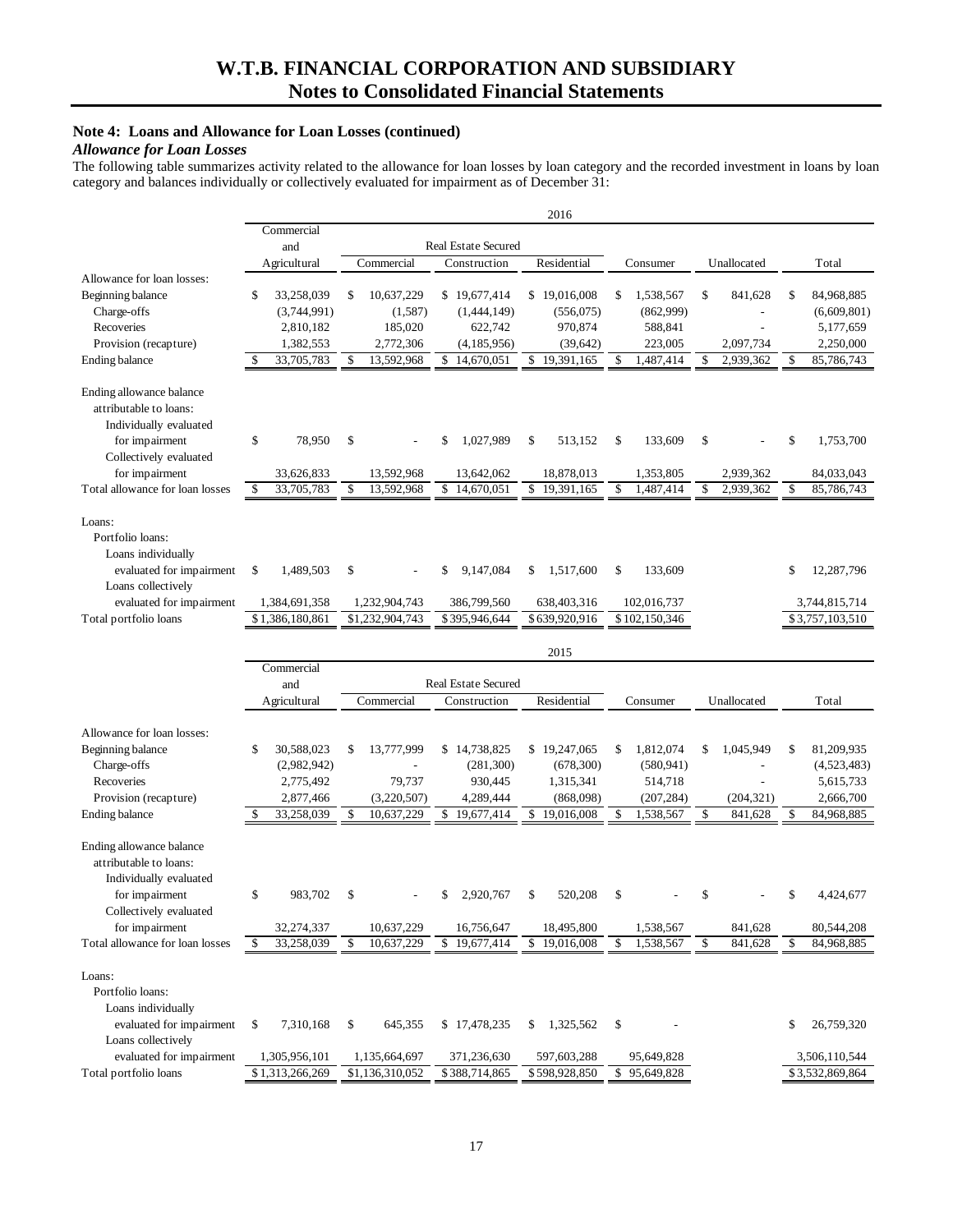## Note 4: Loans and Allowance for Loan Losses (continued)

### *Allowance for Loan Losses*

The following table summarizes activity related to the allowance for loan losses by loan category and the recorded investment in loans by loan category and balances individually or collectively evaluated for impairment as of December 31:

**2016**

| | Commercial and Agricultural | Real Estate Secured – Commercial | Real Estate Secured – Construction | Real Estate Secured – Residential | Consumer | Unallocated | Total |
|---|---|---|---|---|---|---|---|
| **Allowance for loan losses:** | | | | | | | |
| Beginning balance | $ 33,258,039 | $ 10,637,229 | $ 19,677,414 | $ 19,016,008 | $ 1,538,567 | $ 841,628 | $ 84,968,885 |
| Charge-offs | (3,744,991) | (1,587) | (1,444,149) | (556,075) | (862,999) | - | (6,609,801) |
| Recoveries | 2,810,182 | 185,020 | 622,742 | 970,874 | 588,841 | - | 5,177,659 |
| Provision (recapture) | 1,382,553 | 2,772,306 | (4,185,956) | (39,642) | 223,005 | 2,097,734 | 2,250,000 |
| Ending balance | $ 33,705,783 | $ 13,592,968 | $ 14,670,051 | $ 19,391,165 | $ 1,487,414 | $ 2,939,362 | $ 85,786,743 |
| **Ending allowance balance attributable to loans:** | | | | | | | |
| Individually evaluated for impairment | $ 78,950 | $ - | $ 1,027,989 | $ 513,152 | $ 133,609 | $ - | $ 1,753,700 |
| Collectively evaluated for impairment | 33,626,833 | 13,592,968 | 13,642,062 | 18,878,013 | 1,353,805 | 2,939,362 | 84,033,043 |
| Total allowance for loan losses | $ 33,705,783 | $ 13,592,968 | $ 14,670,051 | $ 19,391,165 | $ 1,487,414 | $ 2,939,362 | $ 85,786,743 |
| **Loans:** | | | | | | | |
| Portfolio loans: | | | | | | | |
| Loans individually evaluated for impairment | $ 1,489,503 | $ - | $ 9,147,084 | $ 1,517,600 | $ 133,609 | | $ 12,287,796 |
| Loans collectively evaluated for impairment | 1,384,691,358 | 1,232,904,743 | 386,799,560 | 638,403,316 | 102,016,737 | | 3,744,815,714 |
| Total portfolio loans | $ 1,386,180,861 | $ 1,232,904,743 | $ 395,946,644 | $ 639,920,916 | $ 102,150,346 | | $ 3,757,103,510 |

**2015**

| | Commercial and Agricultural | Real Estate Secured – Commercial | Real Estate Secured – Construction | Real Estate Secured – Residential | Consumer | Unallocated | Total |
|---|---|---|---|---|---|---|---|
| **Allowance for loan losses:** | | | | | | | |
| Beginning balance | $ 30,588,023 | $ 13,777,999 | $ 14,738,825 | $ 19,247,065 | $ 1,812,074 | $ 1,045,949 | $ 81,209,935 |
| Charge-offs | (2,982,942) | - | (281,300) | (678,300) | (580,941) | - | (4,523,483) |
| Recoveries | 2,775,492 | 79,737 | 930,445 | 1,315,341 | 514,718 | - | 5,615,733 |
| Provision (recapture) | 2,877,466 | (3,220,507) | 4,289,444 | (868,098) | (207,284) | (204,321) | 2,666,700 |
| Ending balance | $ 33,258,039 | $ 10,637,229 | $ 19,677,414 | $ 19,016,008 | $ 1,538,567 | $ 841,628 | $ 84,968,885 |
| **Ending allowance balance attributable to loans:** | | | | | | | |
| Individually evaluated for impairment | $ 983,702 | $ - | $ 2,920,767 | $ 520,208 | $ - | $ - | $ 4,424,677 |
| Collectively evaluated for impairment | 32,274,337 | 10,637,229 | 16,756,647 | 18,495,800 | 1,538,567 | 841,628 | 80,544,208 |
| Total allowance for loan losses | $ 33,258,039 | $ 10,637,229 | $ 19,677,414 | $ 19,016,008 | $ 1,538,567 | $ 841,628 | $ 84,968,885 |
| **Loans:** | | | | | | | |
| Portfolio loans: | | | | | | | |
| Loans individually evaluated for impairment | $ 7,310,168 | $ 645,355 | $ 17,478,235 | $ 1,325,562 | $ - | | $ 26,759,320 |
| Loans collectively evaluated for impairment | 1,305,956,101 | 1,135,664,697 | 371,236,630 | 597,603,288 | 95,649,828 | | 3,506,110,544 |
| Total portfolio loans | $ 1,313,266,269 | $ 1,136,310,052 | $ 388,714,865 | $ 598,928,850 | $ 95,649,828 | | $ 3,532,869,864 |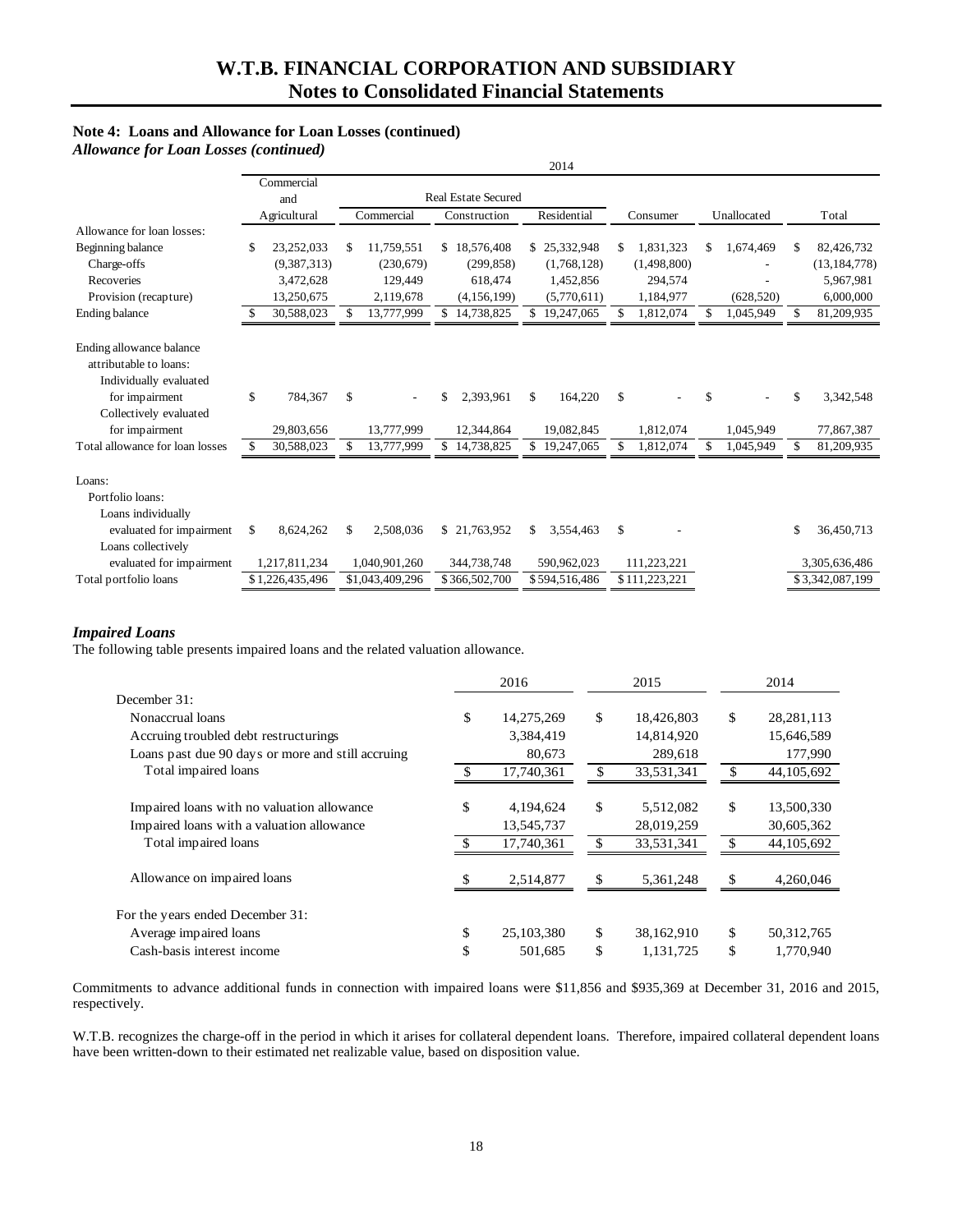## Note 4: Loans and Allowance for Loan Losses (continued)

***Allowance for Loan Losses (continued)***

| | 2014 | | | | | | |
|---|---|---|---|---|---|---|---|
| | Commercial and Agricultural | Real Estate Secured | | | Consumer | Unallocated | Total |
| | | Commercial | Construction | Residential | | | |
| Allowance for loan losses: | | | | | | | |
| Beginning balance | $ 23,252,033 | $ 11,759,551 | $ 18,576,408 | $ 25,332,948 | $ 1,831,323 | $ 1,674,469 | $ 82,426,732 |
| Charge-offs | (9,387,313) | (230,679) | (299,858) | (1,768,128) | (1,498,800) | - | (13,184,778) |
| Recoveries | 3,472,628 | 129,449 | 618,474 | 1,452,856 | 294,574 | - | 5,967,981 |
| Provision (recapture) | 13,250,675 | 2,119,678 | (4,156,199) | (5,770,611) | 1,184,977 | (628,520) | 6,000,000 |
| Ending balance | $ 30,588,023 | $ 13,777,999 | $ 14,738,825 | $ 19,247,065 | $ 1,812,074 | $ 1,045,949 | $ 81,209,935 |
| Ending allowance balance attributable to loans: | | | | | | | |
| Individually evaluated for impairment | $ 784,367 | $ - | $ 2,393,961 | $ 164,220 | $ - | $ - | $ 3,342,548 |
| Collectively evaluated for impairment | 29,803,656 | 13,777,999 | 12,344,864 | 19,082,845 | 1,812,074 | 1,045,949 | 77,867,387 |
| Total allowance for loan losses | $ 30,588,023 | $ 13,777,999 | $ 14,738,825 | $ 19,247,065 | $ 1,812,074 | $ 1,045,949 | $ 81,209,935 |
| Loans: | | | | | | | |
| Portfolio loans: | | | | | | | |
| Loans individually evaluated for impairment | $ 8,624,262 | $ 2,508,036 | $ 21,763,952 | $ 3,554,463 | $ - | | $ 36,450,713 |
| Loans collectively evaluated for impairment | 1,217,811,234 | 1,040,901,260 | 344,738,748 | 590,962,023 | 111,223,221 | | 3,305,636,486 |
| Total portfolio loans | $1,226,435,496 | $1,043,409,296 | $366,502,700 | $594,516,486 | $111,223,221 | | $3,342,087,199 |

***Impaired Loans***

The following table presents impaired loans and the related valuation allowance.

| | 2016 | 2015 | 2014 |
|---|---|---|---|
| December 31: | | | |
| Nonaccrual loans | $ 14,275,269 | $ 18,426,803 | $ 28,281,113 |
| Accruing troubled debt restructurings | 3,384,419 | 14,814,920 | 15,646,589 |
| Loans past due 90 days or more and still accruing | 80,673 | 289,618 | 177,990 |
| Total impaired loans | $ 17,740,361 | $ 33,531,341 | $ 44,105,692 |
| Impaired loans with no valuation allowance | $ 4,194,624 | $ 5,512,082 | $ 13,500,330 |
| Impaired loans with a valuation allowance | 13,545,737 | 28,019,259 | 30,605,362 |
| Total impaired loans | $ 17,740,361 | $ 33,531,341 | $ 44,105,692 |
| Allowance on impaired loans | $ 2,514,877 | $ 5,361,248 | $ 4,260,046 |
| For the years ended December 31: | | | |
| Average impaired loans | $ 25,103,380 | $ 38,162,910 | $ 50,312,765 |
| Cash-basis interest income | $ 501,685 | $ 1,131,725 | $ 1,770,940 |

Commitments to advance additional funds in connection with impaired loans were $11,856 and $935,369 at December 31, 2016 and 2015, respectively.

W.T.B. recognizes the charge-off in the period in which it arises for collateral dependent loans. Therefore, impaired collateral dependent loans have been written-down to their estimated net realizable value, based on disposition value.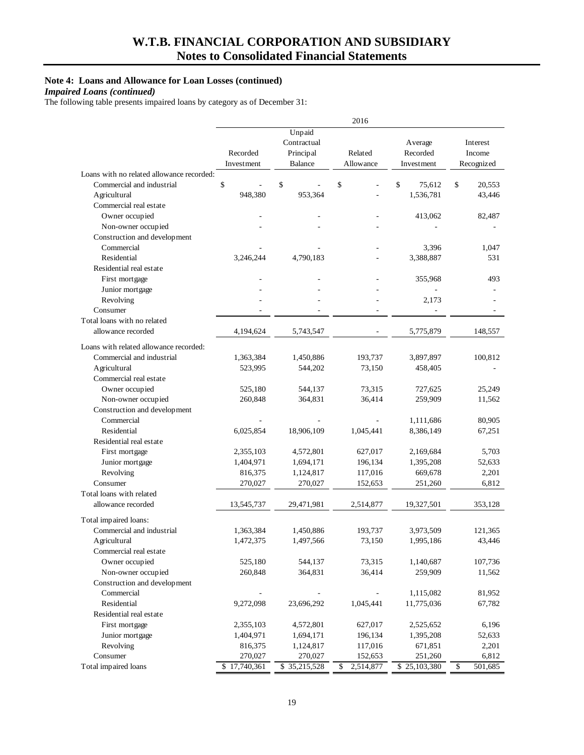# W.T.B. FINANCIAL CORPORATION AND SUBSIDIARY
## Notes to Consolidated Financial Statements

**Note 4: Loans and Allowance for Loan Losses (continued)**

***Impaired Loans (continued)***

The following table presents impaired loans by category as of December 31:

| | 2016 | | | | |
|---|---|---|---|---|---|
| | Recorded Investment | Unpaid Contractual Principal Balance | Related Allowance | Average Recorded Investment | Interest Income Recognized |
| Loans with no related allowance recorded: | | | | | |
| Commercial and industrial | $ - | $ - | $ - | $ 75,612 | $ 20,553 |
| Agricultural | 948,380 | 953,364 | - | 1,536,781 | 43,446 |
| Commercial real estate | | | | | |
| Owner occupied | - | - | - | 413,062 | 82,487 |
| Non-owner occupied | - | - | - | - | - |
| Construction and development | | | | | |
| Commercial | - | - | - | 3,396 | 1,047 |
| Residential | 3,246,244 | 4,790,183 | - | 3,388,887 | 531 |
| Residential real estate | | | | | |
| First mortgage | - | - | - | 355,968 | 493 |
| Junior mortgage | - | - | - | - | - |
| Revolving | - | - | - | 2,173 | - |
| Consumer | - | - | - | - | - |
| Total loans with no related allowance recorded | 4,194,624 | 5,743,547 | - | 5,775,879 | 148,557 |
| Loans with related allowance recorded: | | | | | |
| Commercial and industrial | 1,363,384 | 1,450,886 | 193,737 | 3,897,897 | 100,812 |
| Agricultural | 523,995 | 544,202 | 73,150 | 458,405 | - |
| Commercial real estate | | | | | |
| Owner occupied | 525,180 | 544,137 | 73,315 | 727,625 | 25,249 |
| Non-owner occupied | 260,848 | 364,831 | 36,414 | 259,909 | 11,562 |
| Construction and development | | | | | |
| Commercial | - | - | - | 1,111,686 | 80,905 |
| Residential | 6,025,854 | 18,906,109 | 1,045,441 | 8,386,149 | 67,251 |
| Residential real estate | | | | | |
| First mortgage | 2,355,103 | 4,572,801 | 627,017 | 2,169,684 | 5,703 |
| Junior mortgage | 1,404,971 | 1,694,171 | 196,134 | 1,395,208 | 52,633 |
| Revolving | 816,375 | 1,124,817 | 117,016 | 669,678 | 2,201 |
| Consumer | 270,027 | 270,027 | 152,653 | 251,260 | 6,812 |
| Total loans with related allowance recorded | 13,545,737 | 29,471,981 | 2,514,877 | 19,327,501 | 353,128 |
| Total impaired loans: | | | | | |
| Commercial and industrial | 1,363,384 | 1,450,886 | 193,737 | 3,973,509 | 121,365 |
| Agricultural | 1,472,375 | 1,497,566 | 73,150 | 1,995,186 | 43,446 |
| Commercial real estate | | | | | |
| Owner occupied | 525,180 | 544,137 | 73,315 | 1,140,687 | 107,736 |
| Non-owner occupied | 260,848 | 364,831 | 36,414 | 259,909 | 11,562 |
| Construction and development | | | | | |
| Commercial | - | - | - | 1,115,082 | 81,952 |
| Residential | 9,272,098 | 23,696,292 | 1,045,441 | 11,775,036 | 67,782 |
| Residential real estate | | | | | |
| First mortgage | 2,355,103 | 4,572,801 | 627,017 | 2,525,652 | 6,196 |
| Junior mortgage | 1,404,971 | 1,694,171 | 196,134 | 1,395,208 | 52,633 |
| Revolving | 816,375 | 1,124,817 | 117,016 | 671,851 | 2,201 |
| Consumer | 270,027 | 270,027 | 152,653 | 251,260 | 6,812 |
| Total impaired loans | $ 17,740,361 | $ 35,215,528 | $ 2,514,877 | $ 25,103,380 | $ 501,685 |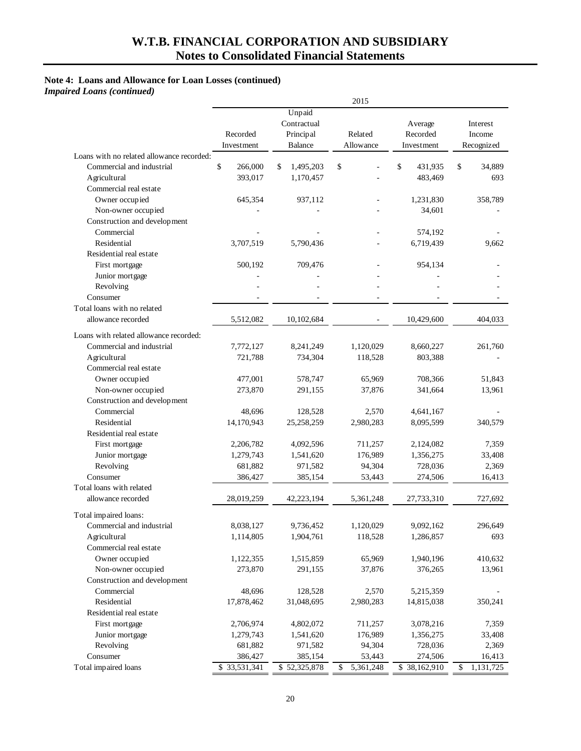## W.T.B. FINANCIAL CORPORATION AND SUBSIDIARY
## Notes to Consolidated Financial Statements

**Note 4: Loans and Allowance for Loan Losses (continued)**

***Impaired Loans (continued)***

| | 2015 | | | | |
|---|---|---|---|---|---|
| | Recorded Investment | Unpaid Contractual Principal Balance | Related Allowance | Average Recorded Investment | Interest Income Recognized |
| Loans with no related allowance recorded: | | | | | |
| Commercial and industrial | $ 266,000 | $ 1,495,203 | $ - | $ 431,935 | $ 34,889 |
| Agricultural | 393,017 | 1,170,457 | - | 483,469 | 693 |
| Commercial real estate | | | | | |
| Owner occupied | 645,354 | 937,112 | - | 1,231,830 | 358,789 |
| Non-owner occupied | - | - | - | 34,601 | - |
| Construction and development | | | | | |
| Commercial | - | - | - | 574,192 | - |
| Residential | 3,707,519 | 5,790,436 | - | 6,719,439 | 9,662 |
| Residential real estate | | | | | |
| First mortgage | 500,192 | 709,476 | - | 954,134 | - |
| Junior mortgage | - | - | - | - | - |
| Revolving | - | - | - | - | - |
| Consumer | - | - | - | - | - |
| Total loans with no related allowance recorded | 5,512,082 | 10,102,684 | - | 10,429,600 | 404,033 |
| Loans with related allowance recorded: | | | | | |
| Commercial and industrial | 7,772,127 | 8,241,249 | 1,120,029 | 8,660,227 | 261,760 |
| Agricultural | 721,788 | 734,304 | 118,528 | 803,388 | - |
| Commercial real estate | | | | | |
| Owner occupied | 477,001 | 578,747 | 65,969 | 708,366 | 51,843 |
| Non-owner occupied | 273,870 | 291,155 | 37,876 | 341,664 | 13,961 |
| Construction and development | | | | | |
| Commercial | 48,696 | 128,528 | 2,570 | 4,641,167 | - |
| Residential | 14,170,943 | 25,258,259 | 2,980,283 | 8,095,599 | 340,579 |
| Residential real estate | | | | | |
| First mortgage | 2,206,782 | 4,092,596 | 711,257 | 2,124,082 | 7,359 |
| Junior mortgage | 1,279,743 | 1,541,620 | 176,989 | 1,356,275 | 33,408 |
| Revolving | 681,882 | 971,582 | 94,304 | 728,036 | 2,369 |
| Consumer | 386,427 | 385,154 | 53,443 | 274,506 | 16,413 |
| Total loans with related allowance recorded | 28,019,259 | 42,223,194 | 5,361,248 | 27,733,310 | 727,692 |
| Total impaired loans: | | | | | |
| Commercial and industrial | 8,038,127 | 9,736,452 | 1,120,029 | 9,092,162 | 296,649 |
| Agricultural | 1,114,805 | 1,904,761 | 118,528 | 1,286,857 | 693 |
| Commercial real estate | | | | | |
| Owner occupied | 1,122,355 | 1,515,859 | 65,969 | 1,940,196 | 410,632 |
| Non-owner occupied | 273,870 | 291,155 | 37,876 | 376,265 | 13,961 |
| Construction and development | | | | | |
| Commercial | 48,696 | 128,528 | 2,570 | 5,215,359 | - |
| Residential | 17,878,462 | 31,048,695 | 2,980,283 | 14,815,038 | 350,241 |
| Residential real estate | | | | | |
| First mortgage | 2,706,974 | 4,802,072 | 711,257 | 3,078,216 | 7,359 |
| Junior mortgage | 1,279,743 | 1,541,620 | 176,989 | 1,356,275 | 33,408 |
| Revolving | 681,882 | 971,582 | 94,304 | 728,036 | 2,369 |
| Consumer | 386,427 | 385,154 | 53,443 | 274,506 | 16,413 |
| Total impaired loans | $ 33,531,341 | $ 52,325,878 | $ 5,361,248 | $ 38,162,910 | $ 1,131,725 |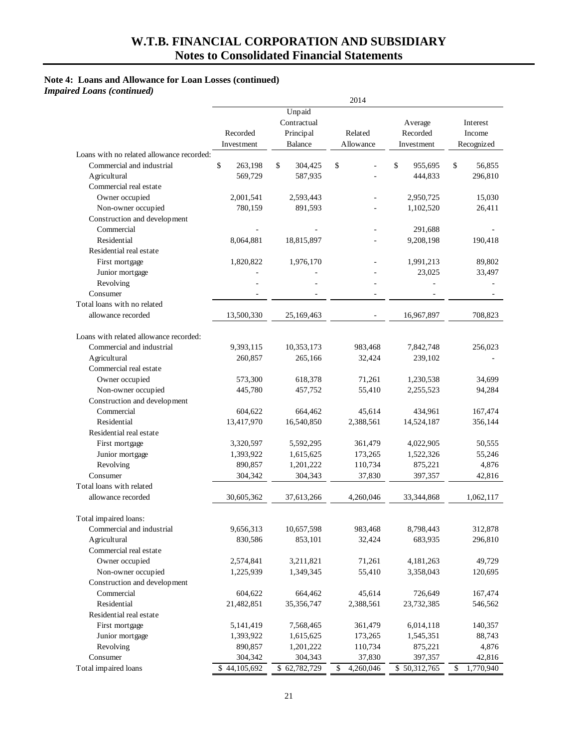# W.T.B. FINANCIAL CORPORATION AND SUBSIDIARY
## Notes to Consolidated Financial Statements

**Note 4: Loans and Allowance for Loan Losses (continued)**
***Impaired Loans (continued)***

| | 2014 | | | | |
|---|---|---|---|---|---|
| | Recorded Investment | Unpaid Contractual Principal Balance | Related Allowance | Average Recorded Investment | Interest Income Recognized |
| Loans with no related allowance recorded: | | | | | |
| Commercial and industrial | $ 263,198 | $ 304,425 | $ - | $ 955,695 | $ 56,855 |
| Agricultural | 569,729 | 587,935 | - | 444,833 | 296,810 |
| Commercial real estate | | | | | |
| Owner occupied | 2,001,541 | 2,593,443 | - | 2,950,725 | 15,030 |
| Non-owner occupied | 780,159 | 891,593 | - | 1,102,520 | 26,411 |
| Construction and development | | | | | |
| Commercial | - | - | - | 291,688 | - |
| Residential | 8,064,881 | 18,815,897 | - | 9,208,198 | 190,418 |
| Residential real estate | | | | | |
| First mortgage | 1,820,822 | 1,976,170 | - | 1,991,213 | 89,802 |
| Junior mortgage | - | - | - | 23,025 | 33,497 |
| Revolving | - | - | - | - | - |
| Consumer | - | - | - | - | - |
| Total loans with no related allowance recorded | 13,500,330 | 25,169,463 | - | 16,967,897 | 708,823 |
| | | | | | |
| Loans with related allowance recorded: | | | | | |
| Commercial and industrial | 9,393,115 | 10,353,173 | 983,468 | 7,842,748 | 256,023 |
| Agricultural | 260,857 | 265,166 | 32,424 | 239,102 | - |
| Commercial real estate | | | | | |
| Owner occupied | 573,300 | 618,378 | 71,261 | 1,230,538 | 34,699 |
| Non-owner occupied | 445,780 | 457,752 | 55,410 | 2,255,523 | 94,284 |
| Construction and development | | | | | |
| Commercial | 604,622 | 664,462 | 45,614 | 434,961 | 167,474 |
| Residential | 13,417,970 | 16,540,850 | 2,388,561 | 14,524,187 | 356,144 |
| Residential real estate | | | | | |
| First mortgage | 3,320,597 | 5,592,295 | 361,479 | 4,022,905 | 50,555 |
| Junior mortgage | 1,393,922 | 1,615,625 | 173,265 | 1,522,326 | 55,246 |
| Revolving | 890,857 | 1,201,222 | 110,734 | 875,221 | 4,876 |
| Consumer | 304,342 | 304,343 | 37,830 | 397,357 | 42,816 |
| Total loans with related allowance recorded | 30,605,362 | 37,613,266 | 4,260,046 | 33,344,868 | 1,062,117 |
| | | | | | |
| Total impaired loans: | | | | | |
| Commercial and industrial | 9,656,313 | 10,657,598 | 983,468 | 8,798,443 | 312,878 |
| Agricultural | 830,586 | 853,101 | 32,424 | 683,935 | 296,810 |
| Commercial real estate | | | | | |
| Owner occupied | 2,574,841 | 3,211,821 | 71,261 | 4,181,263 | 49,729 |
| Non-owner occupied | 1,225,939 | 1,349,345 | 55,410 | 3,358,043 | 120,695 |
| Construction and development | | | | | |
| Commercial | 604,622 | 664,462 | 45,614 | 726,649 | 167,474 |
| Residential | 21,482,851 | 35,356,747 | 2,388,561 | 23,732,385 | 546,562 |
| Residential real estate | | | | | |
| First mortgage | 5,141,419 | 7,568,465 | 361,479 | 6,014,118 | 140,357 |
| Junior mortgage | 1,393,922 | 1,615,625 | 173,265 | 1,545,351 | 88,743 |
| Revolving | 890,857 | 1,201,222 | 110,734 | 875,221 | 4,876 |
| Consumer | 304,342 | 304,343 | 37,830 | 397,357 | 42,816 |
| Total impaired loans | $ 44,105,692 | $ 62,782,729 | $ 4,260,046 | $ 50,312,765 | $ 1,770,940 |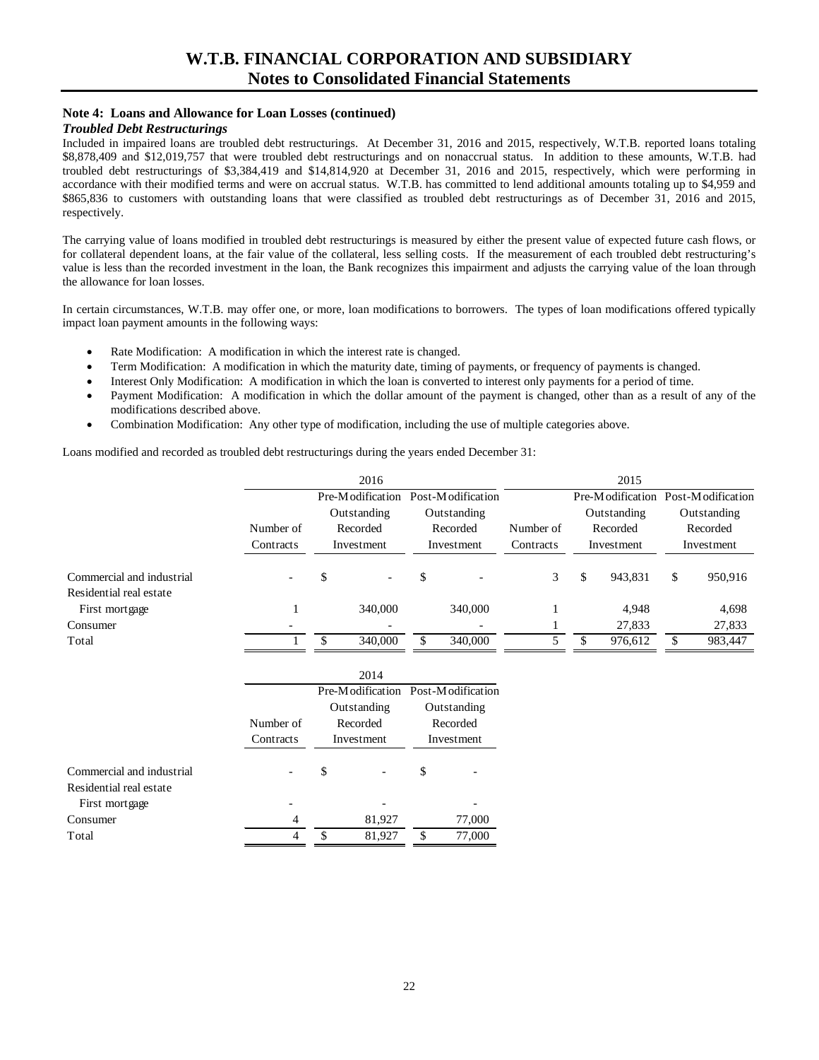## Note 4: Loans and Allowance for Loan Losses (continued)

### *Troubled Debt Restructurings*

Included in impaired loans are troubled debt restructurings. At December 31, 2016 and 2015, respectively, W.T.B. reported loans totaling $8,878,409 and $12,019,757 that were troubled debt restructurings and on nonaccrual status. In addition to these amounts, W.T.B. had troubled debt restructurings of $3,384,419 and $14,814,920 at December 31, 2016 and 2015, respectively, which were performing in accordance with their modified terms and were on accrual status. W.T.B. has committed to lend additional amounts totaling up to $4,959 and $865,836 to customers with outstanding loans that were classified as troubled debt restructurings as of December 31, 2016 and 2015, respectively.

The carrying value of loans modified in troubled debt restructurings is measured by either the present value of expected future cash flows, or for collateral dependent loans, at the fair value of the collateral, less selling costs. If the measurement of each troubled debt restructuring's value is less than the recorded investment in the loan, the Bank recognizes this impairment and adjusts the carrying value of the loan through the allowance for loan losses.

In certain circumstances, W.T.B. may offer one, or more, loan modifications to borrowers. The types of loan modifications offered typically impact loan payment amounts in the following ways:

- Rate Modification: A modification in which the interest rate is changed.
- Term Modification: A modification in which the maturity date, timing of payments, or frequency of payments is changed.
- Interest Only Modification: A modification in which the loan is converted to interest only payments for a period of time.
- Payment Modification: A modification in which the dollar amount of the payment is changed, other than as a result of any of the modifications described above.
- Combination Modification: Any other type of modification, including the use of multiple categories above.

Loans modified and recorded as troubled debt restructurings during the years ended December 31:

| | 2016 | | | 2015 | | |
|---|---|---|---|---|---|---|
| | Number of Contracts | Pre-Modification Outstanding Recorded Investment | Post-Modification Outstanding Recorded Investment | Number of Contracts | Pre-Modification Outstanding Recorded Investment | Post-Modification Outstanding Recorded Investment |
| Commercial and industrial | - | $ - | $ - | 3 | $ 943,831 | $ 950,916 |
| Residential real estate | | | | | | |
| First mortgage | 1 | 340,000 | 340,000 | 1 | 4,948 | 4,698 |
| Consumer | - | - | - | 1 | 27,833 | 27,833 |
| Total | 1 | $ 340,000 | $ 340,000 | 5 | $ 976,612 | $ 983,447 |

| | 2014 | | |
|---|---|---|---|
| | Number of Contracts | Pre-Modification Outstanding Recorded Investment | Post-Modification Outstanding Recorded Investment |
| Commercial and industrial | - | $ - | $ - |
| Residential real estate | | | |
| First mortgage | - | - | - |
| Consumer | 4 | 81,927 | 77,000 |
| Total | 4 | $ 81,927 | $ 77,000 |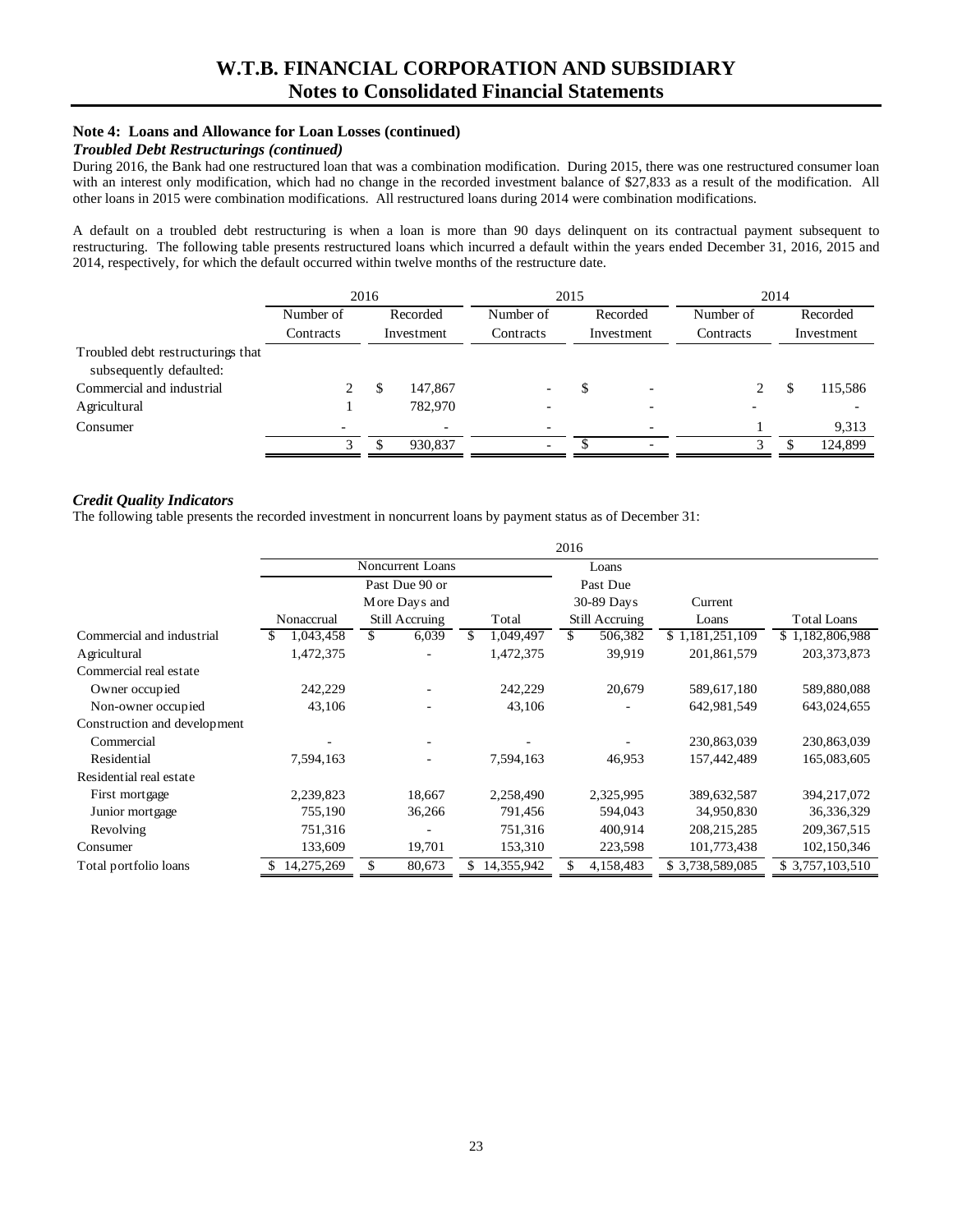# W.T.B. FINANCIAL CORPORATION AND SUBSIDIARY
## Notes to Consolidated Financial Statements

**Note 4: Loans and Allowance for Loan Losses (continued)**

***Troubled Debt Restructurings (continued)***

During 2016, the Bank had one restructured loan that was a combination modification. During 2015, there was one restructured consumer loan with an interest only modification, which had no change in the recorded investment balance of $27,833 as a result of the modification. All other loans in 2015 were combination modifications. All restructured loans during 2014 were combination modifications.

A default on a troubled debt restructuring is when a loan is more than 90 days delinquent on its contractual payment subsequent to restructuring. The following table presents restructured loans which incurred a default within the years ended December 31, 2016, 2015 and 2014, respectively, for which the default occurred within twelve months of the restructure date.

| | 2016 | | 2015 | | 2014 | |
|---|---|---|---|---|---|---|
| | Number of Contracts | Recorded Investment | Number of Contracts | Recorded Investment | Number of Contracts | Recorded Investment |
| Troubled debt restructurings that subsequently defaulted: | | | | | | |
| Commercial and industrial | 2 | $ 147,867 | - | $ - | 2 | $ 115,586 |
| Agricultural | 1 | 782,970 | - | - | - | - |
| Consumer | - | - | - | - | 1 | 9,313 |
| | 3 | $ 930,837 | - | $ - | 3 | $ 124,899 |

***Credit Quality Indicators***

The following table presents the recorded investment in noncurrent loans by payment status as of December 31:

| | 2016 | | | | | |
|---|---|---|---|---|---|---|
| | Noncurrent Loans | | | Loans Past Due 30-89 Days Still Accruing | Current Loans | Total Loans |
| | Nonaccrual | Past Due 90 or More Days and Still Accruing | Total | | | |
| Commercial and industrial | $ 1,043,458 | $ 6,039 | $ 1,049,497 | $ 506,382 | $ 1,181,251,109 | $ 1,182,806,988 |
| Agricultural | 1,472,375 | - | 1,472,375 | 39,919 | 201,861,579 | 203,373,873 |
| Commercial real estate | | | | | | |
| Owner occupied | 242,229 | - | 242,229 | 20,679 | 589,617,180 | 589,880,088 |
| Non-owner occupied | 43,106 | - | 43,106 | - | 642,981,549 | 643,024,655 |
| Construction and development | | | | | | |
| Commercial | - | - | - | - | 230,863,039 | 230,863,039 |
| Residential | 7,594,163 | - | 7,594,163 | 46,953 | 157,442,489 | 165,083,605 |
| Residential real estate | | | | | | |
| First mortgage | 2,239,823 | 18,667 | 2,258,490 | 2,325,995 | 389,632,587 | 394,217,072 |
| Junior mortgage | 755,190 | 36,266 | 791,456 | 594,043 | 34,950,830 | 36,336,329 |
| Revolving | 751,316 | - | 751,316 | 400,914 | 208,215,285 | 209,367,515 |
| Consumer | 133,609 | 19,701 | 153,310 | 223,598 | 101,773,438 | 102,150,346 |
| Total portfolio loans | $ 14,275,269 | $ 80,673 | $ 14,355,942 | $ 4,158,483 | $ 3,738,589,085 | $ 3,757,103,510 |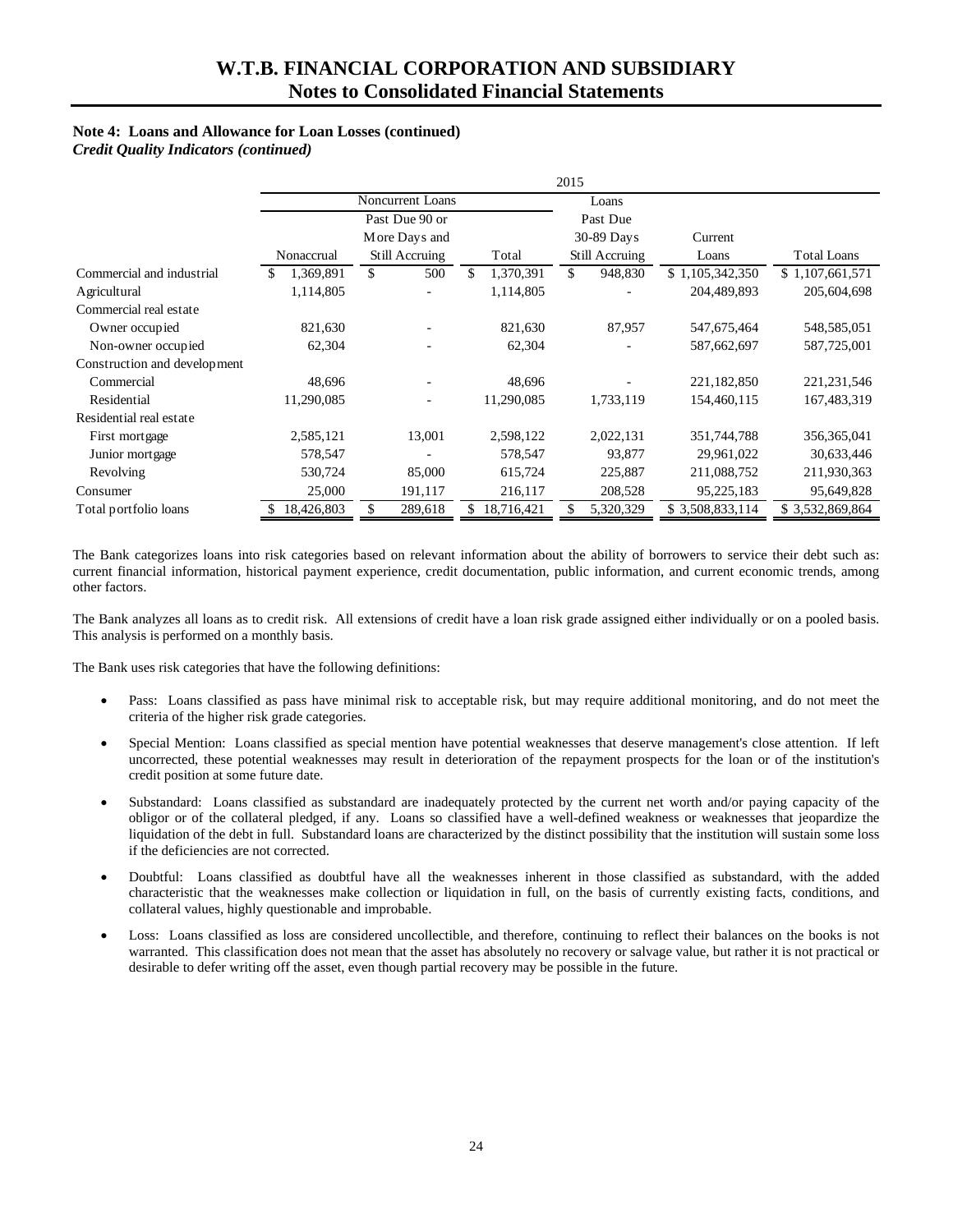**Note 4: Loans and Allowance for Loan Losses (continued)**
***Credit Quality Indicators (continued)***

| | 2015 | | | | | |
|---|---|---|---|---|---|---|
| | Noncurrent Loans | | | Loans Past Due 30-89 Days Still Accruing | | |
| | Nonaccrual | Past Due 90 or More Days and Still Accruing | Total | Loans Past Due 30-89 Days Still Accruing | Current Loans | Total Loans |
| Commercial and industrial | $ 1,369,891 | $ 500 | $ 1,370,391 | $ 948,830 | $ 1,105,342,350 | $ 1,107,661,571 |
| Agricultural | 1,114,805 | - | 1,114,805 | - | 204,489,893 | 205,604,698 |
| Commercial real estate | | | | | | |
| Owner occupied | 821,630 | - | 821,630 | 87,957 | 547,675,464 | 548,585,051 |
| Non-owner occupied | 62,304 | - | 62,304 | - | 587,662,697 | 587,725,001 |
| Construction and development | | | | | | |
| Commercial | 48,696 | - | 48,696 | - | 221,182,850 | 221,231,546 |
| Residential | 11,290,085 | - | 11,290,085 | 1,733,119 | 154,460,115 | 167,483,319 |
| Residential real estate | | | | | | |
| First mortgage | 2,585,121 | 13,001 | 2,598,122 | 2,022,131 | 351,744,788 | 356,365,041 |
| Junior mortgage | 578,547 | - | 578,547 | 93,877 | 29,961,022 | 30,633,446 |
| Revolving | 530,724 | 85,000 | 615,724 | 225,887 | 211,088,752 | 211,930,363 |
| Consumer | 25,000 | 191,117 | 216,117 | 208,528 | 95,225,183 | 95,649,828 |
| Total portfolio loans | $ 18,426,803 | $ 289,618 | $ 18,716,421 | $ 5,320,329 | $ 3,508,833,114 | $ 3,532,869,864 |

The Bank categorizes loans into risk categories based on relevant information about the ability of borrowers to service their debt such as: current financial information, historical payment experience, credit documentation, public information, and current economic trends, among other factors.

The Bank analyzes all loans as to credit risk. All extensions of credit have a loan risk grade assigned either individually or on a pooled basis. This analysis is performed on a monthly basis.

The Bank uses risk categories that have the following definitions:

- Pass: Loans classified as pass have minimal risk to acceptable risk, but may require additional monitoring, and do not meet the criteria of the higher risk grade categories.
- Special Mention: Loans classified as special mention have potential weaknesses that deserve management's close attention. If left uncorrected, these potential weaknesses may result in deterioration of the repayment prospects for the loan or of the institution's credit position at some future date.
- Substandard: Loans classified as substandard are inadequately protected by the current net worth and/or paying capacity of the obligor or of the collateral pledged, if any. Loans so classified have a well-defined weakness or weaknesses that jeopardize the liquidation of the debt in full. Substandard loans are characterized by the distinct possibility that the institution will sustain some loss if the deficiencies are not corrected.
- Doubtful: Loans classified as doubtful have all the weaknesses inherent in those classified as substandard, with the added characteristic that the weaknesses make collection or liquidation in full, on the basis of currently existing facts, conditions, and collateral values, highly questionable and improbable.
- Loss: Loans classified as loss are considered uncollectible, and therefore, continuing to reflect their balances on the books is not warranted. This classification does not mean that the asset has absolutely no recovery or salvage value, but rather it is not practical or desirable to defer writing off the asset, even though partial recovery may be possible in the future.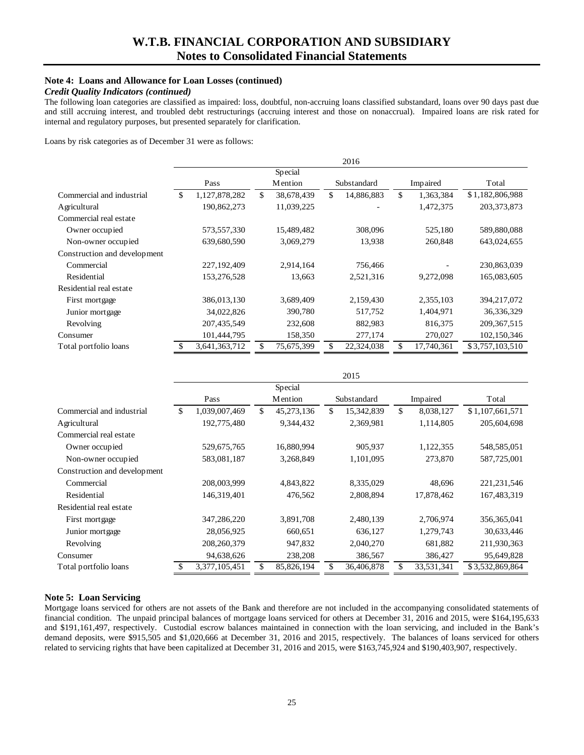### Note 4: Loans and Allowance for Loan Losses (continued)

***Credit Quality Indicators (continued)***

The following loan categories are classified as impaired: loss, doubtful, non-accruing loans classified substandard, loans over 90 days past due and still accruing interest, and troubled debt restructurings (accruing interest and those on nonaccrual). Impaired loans are risk rated for internal and regulatory purposes, but presented separately for clarification.

Loans by risk categories as of December 31 were as follows:

| | 2016 | | | | |
|---|---|---|---|---|---|
| | Pass | Special Mention | Substandard | Impaired | Total |
| Commercial and industrial | $ 1,127,878,282 | $ 38,678,439 | $ 14,886,883 | $ 1,363,384 | $ 1,182,806,988 |
| Agricultural | 190,862,273 | 11,039,225 | - | 1,472,375 | 203,373,873 |
| Commercial real estate | | | | | |
| Owner occupied | 573,557,330 | 15,489,482 | 308,096 | 525,180 | 589,880,088 |
| Non-owner occupied | 639,680,590 | 3,069,279 | 13,938 | 260,848 | 643,024,655 |
| Construction and development | | | | | |
| Commercial | 227,192,409 | 2,914,164 | 756,466 | - | 230,863,039 |
| Residential | 153,276,528 | 13,663 | 2,521,316 | 9,272,098 | 165,083,605 |
| Residential real estate | | | | | |
| First mortgage | 386,013,130 | 3,689,409 | 2,159,430 | 2,355,103 | 394,217,072 |
| Junior mortgage | 34,022,826 | 390,780 | 517,752 | 1,404,971 | 36,336,329 |
| Revolving | 207,435,549 | 232,608 | 882,983 | 816,375 | 209,367,515 |
| Consumer | 101,444,795 | 158,350 | 277,174 | 270,027 | 102,150,346 |
| Total portfolio loans | $ 3,641,363,712 | $ 75,675,399 | $ 22,324,038 | $ 17,740,361 | $ 3,757,103,510 |

| | 2015 | | | | |
|---|---|---|---|---|---|
| | Pass | Special Mention | Substandard | Impaired | Total |
| Commercial and industrial | $ 1,039,007,469 | $ 45,273,136 | $ 15,342,839 | $ 8,038,127 | $ 1,107,661,571 |
| Agricultural | 192,775,480 | 9,344,432 | 2,369,981 | 1,114,805 | 205,604,698 |
| Commercial real estate | | | | | |
| Owner occupied | 529,675,765 | 16,880,994 | 905,937 | 1,122,355 | 548,585,051 |
| Non-owner occupied | 583,081,187 | 3,268,849 | 1,101,095 | 273,870 | 587,725,001 |
| Construction and development | | | | | |
| Commercial | 208,003,999 | 4,843,822 | 8,335,029 | 48,696 | 221,231,546 |
| Residential | 146,319,401 | 476,562 | 2,808,894 | 17,878,462 | 167,483,319 |
| Residential real estate | | | | | |
| First mortgage | 347,286,220 | 3,891,708 | 2,480,139 | 2,706,974 | 356,365,041 |
| Junior mortgage | 28,056,925 | 660,651 | 636,127 | 1,279,743 | 30,633,446 |
| Revolving | 208,260,379 | 947,832 | 2,040,270 | 681,882 | 211,930,363 |
| Consumer | 94,638,626 | 238,208 | 386,567 | 386,427 | 95,649,828 |
| Total portfolio loans | $ 3,377,105,451 | $ 85,826,194 | $ 36,406,878 | $ 33,531,341 | $ 3,532,869,864 |

### Note 5: Loan Servicing

Mortgage loans serviced for others are not assets of the Bank and therefore are not included in the accompanying consolidated statements of financial condition. The unpaid principal balances of mortgage loans serviced for others at December 31, 2016 and 2015, were $164,195,633 and $191,161,497, respectively. Custodial escrow balances maintained in connection with the loan servicing, and included in the Bank's demand deposits, were $915,505 and $1,020,666 at December 31, 2016 and 2015, respectively. The balances of loans serviced for others related to servicing rights that have been capitalized at December 31, 2016 and 2015, were $163,745,924 and $190,403,907, respectively.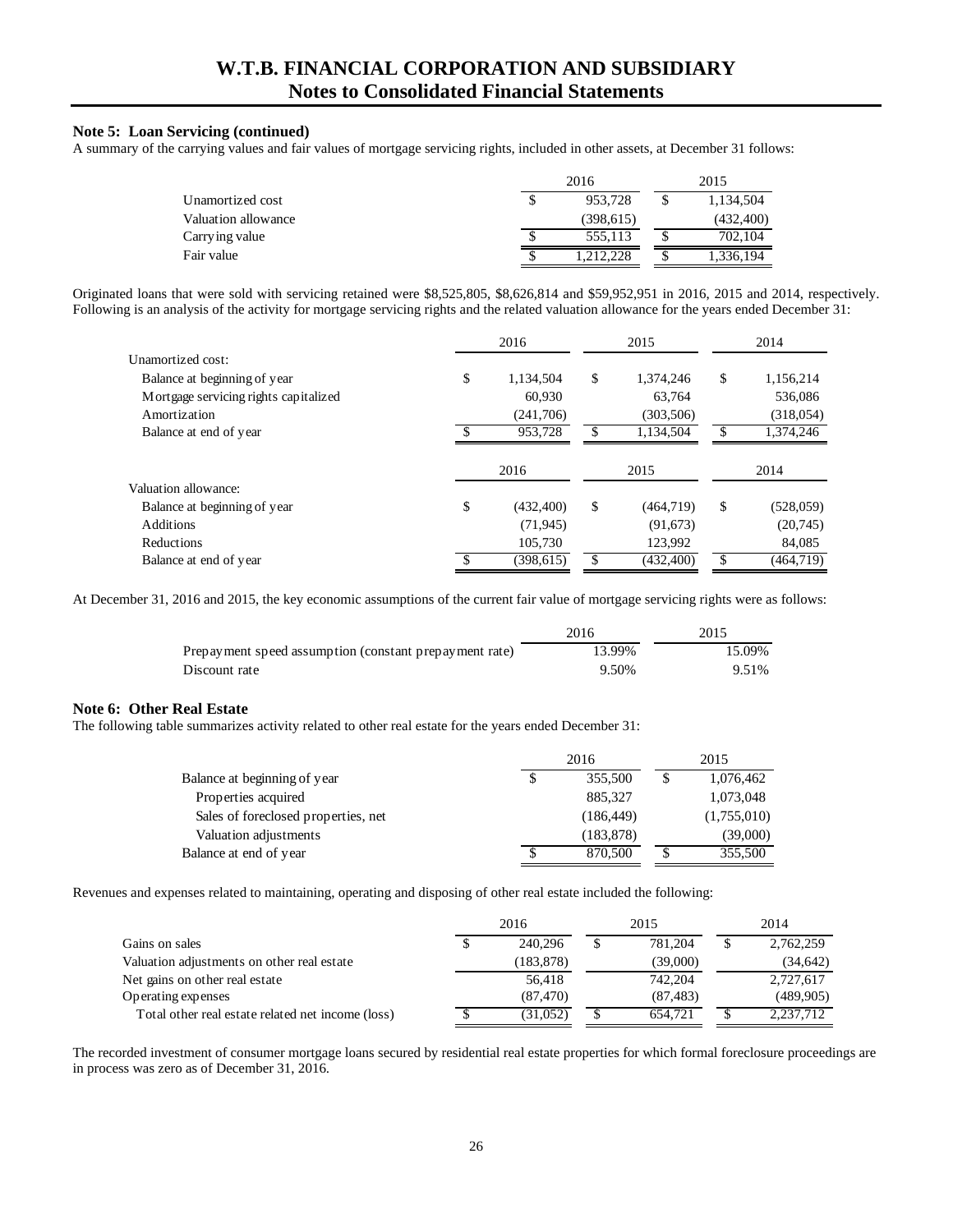### Note 5: Loan Servicing (continued)

A summary of the carrying values and fair values of mortgage servicing rights, included in other assets, at December 31 follows:

| | 2016 | 2015 |
|---|---|---|
| Unamortized cost | $ 953,728 | $ 1,134,504 |
| Valuation allowance | (398,615) | (432,400) |
| Carrying value | $ 555,113 | $ 702,104 |
| Fair value | $ 1,212,228 | $ 1,336,194 |

Originated loans that were sold with servicing retained were $8,525,805, $8,626,814 and $59,952,951 in 2016, 2015 and 2014, respectively. Following is an analysis of the activity for mortgage servicing rights and the related valuation allowance for the years ended December 31:

| | 2016 | 2015 | 2014 |
|---|---|---|---|
| Unamortized cost: | | | |
| Balance at beginning of year | $ 1,134,504 | $ 1,374,246 | $ 1,156,214 |
| Mortgage servicing rights capitalized | 60,930 | 63,764 | 536,086 |
| Amortization | (241,706) | (303,506) | (318,054) |
| Balance at end of year | $ 953,728 | $ 1,134,504 | $ 1,374,246 |

| | 2016 | 2015 | 2014 |
|---|---|---|---|
| Valuation allowance: | | | |
| Balance at beginning of year | $ (432,400) | $ (464,719) | $ (528,059) |
| Additions | (71,945) | (91,673) | (20,745) |
| Reductions | 105,730 | 123,992 | 84,085 |
| Balance at end of year | $ (398,615) | $ (432,400) | $ (464,719) |

At December 31, 2016 and 2015, the key economic assumptions of the current fair value of mortgage servicing rights were as follows:

| | 2016 | 2015 |
|---|---|---|
| Prepayment speed assumption (constant prepayment rate) | 13.99% | 15.09% |
| Discount rate | 9.50% | 9.51% |

### Note 6: Other Real Estate

The following table summarizes activity related to other real estate for the years ended December 31:

| | 2016 | 2015 |
|---|---|---|
| Balance at beginning of year | $ 355,500 | $ 1,076,462 |
| Properties acquired | 885,327 | 1,073,048 |
| Sales of foreclosed properties, net | (186,449) | (1,755,010) |
| Valuation adjustments | (183,878) | (39,000) |
| Balance at end of year | $ 870,500 | $ 355,500 |

Revenues and expenses related to maintaining, operating and disposing of other real estate included the following:

| | 2016 | 2015 | 2014 |
|---|---|---|---|
| Gains on sales | $ 240,296 | $ 781,204 | $ 2,762,259 |
| Valuation adjustments on other real estate | (183,878) | (39,000) | (34,642) |
| Net gains on other real estate | 56,418 | 742,204 | 2,727,617 |
| Operating expenses | (87,470) | (87,483) | (489,905) |
| Total other real estate related net income (loss) | $ (31,052) | $ 654,721 | $ 2,237,712 |

The recorded investment of consumer mortgage loans secured by residential real estate properties for which formal foreclosure proceedings are in process was zero as of December 31, 2016.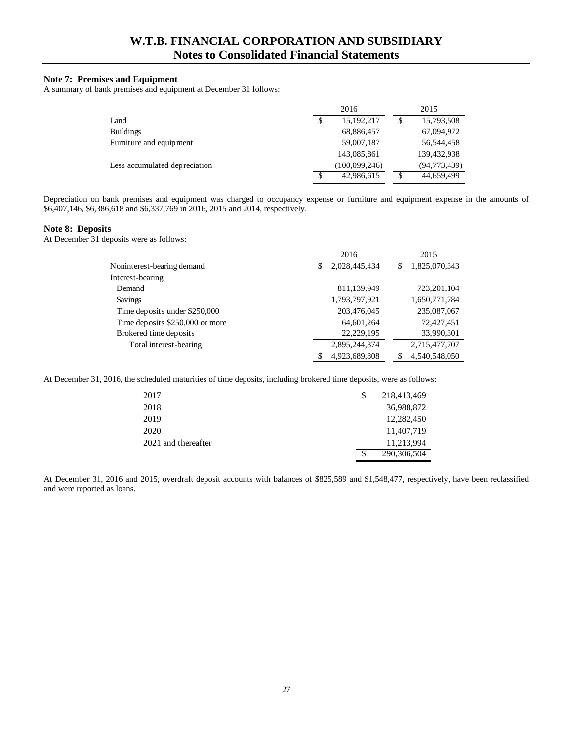### Note 7: Premises and Equipment

A summary of bank premises and equipment at December 31 follows:

| | 2016 | 2015 |
|---|---|---|
| Land | $ 15,192,217 | $ 15,793,508 |
| Buildings | 68,886,457 | 67,094,972 |
| Furniture and equipment | 59,007,187 | 56,544,458 |
| | 143,085,861 | 139,432,938 |
| Less accumulated depreciation | (100,099,246) | (94,773,439) |
| | $ 42,986,615 | $ 44,659,499 |

Depreciation on bank premises and equipment was charged to occupancy expense or furniture and equipment expense in the amounts of $6,407,146, $6,386,618 and $6,337,769 in 2016, 2015 and 2014, respectively.

### Note 8: Deposits

At December 31 deposits were as follows:

| | 2016 | 2015 |
|---|---|---|
| Noninterest-bearing demand | $ 2,028,445,434 | $ 1,825,070,343 |
| Interest-bearing: | | |
| Demand | 811,139,949 | 723,201,104 |
| Savings | 1,793,797,921 | 1,650,771,784 |
| Time deposits under $250,000 | 203,476,045 | 235,087,067 |
| Time deposits $250,000 or more | 64,601,264 | 72,427,451 |
| Brokered time deposits | 22,229,195 | 33,990,301 |
| Total interest-bearing | 2,895,244,374 | 2,715,477,707 |
| | $ 4,923,689,808 | $ 4,540,548,050 |

At December 31, 2016, the scheduled maturities of time deposits, including brokered time deposits, were as follows:

| | |
|---|---|
| 2017 | $ 218,413,469 |
| 2018 | 36,988,872 |
| 2019 | 12,282,450 |
| 2020 | 11,407,719 |
| 2021 and thereafter | 11,213,994 |
| | $ 290,306,504 |

At December 31, 2016 and 2015, overdraft deposit accounts with balances of $825,589 and $1,548,477, respectively, have been reclassified and were reported as loans.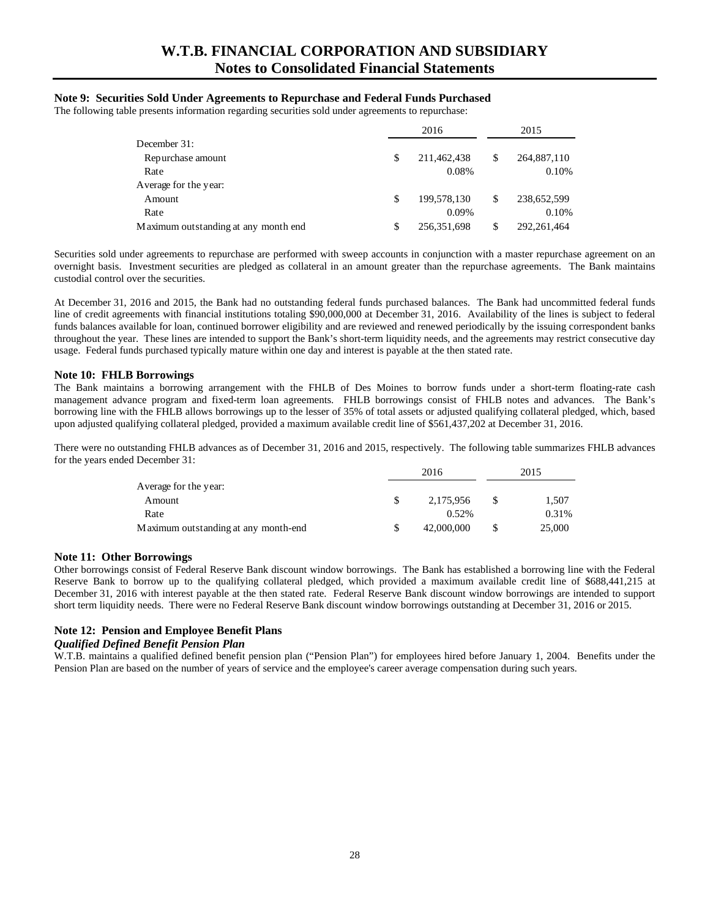### Note 9: Securities Sold Under Agreements to Repurchase and Federal Funds Purchased

The following table presents information regarding securities sold under agreements to repurchase:

| | 2016 | 2015 |
|---|---|---|
| December 31: | | |
| Repurchase amount | $ 211,462,438 | $ 264,887,110 |
| Rate | 0.08% | 0.10% |
| Average for the year: | | |
| Amount | $ 199,578,130 | $ 238,652,599 |
| Rate | 0.09% | 0.10% |
| Maximum outstanding at any month end | $ 256,351,698 | $ 292,261,464 |

Securities sold under agreements to repurchase are performed with sweep accounts in conjunction with a master repurchase agreement on an overnight basis. Investment securities are pledged as collateral in an amount greater than the repurchase agreements. The Bank maintains custodial control over the securities.

At December 31, 2016 and 2015, the Bank had no outstanding federal funds purchased balances. The Bank had uncommitted federal funds line of credit agreements with financial institutions totaling $90,000,000 at December 31, 2016. Availability of the lines is subject to federal funds balances available for loan, continued borrower eligibility and are reviewed and renewed periodically by the issuing correspondent banks throughout the year. These lines are intended to support the Bank's short-term liquidity needs, and the agreements may restrict consecutive day usage. Federal funds purchased typically mature within one day and interest is payable at the then stated rate.

### Note 10: FHLB Borrowings

The Bank maintains a borrowing arrangement with the FHLB of Des Moines to borrow funds under a short-term floating-rate cash management advance program and fixed-term loan agreements. FHLB borrowings consist of FHLB notes and advances. The Bank's borrowing line with the FHLB allows borrowings up to the lesser of 35% of total assets or adjusted qualifying collateral pledged, which, based upon adjusted qualifying collateral pledged, provided a maximum available credit line of $561,437,202 at December 31, 2016.

There were no outstanding FHLB advances as of December 31, 2016 and 2015, respectively. The following table summarizes FHLB advances for the years ended December 31:

| | 2016 | 2015 |
|---|---|---|
| Average for the year: | | |
| Amount | $ 2,175,956 | $ 1,507 |
| Rate | 0.52% | 0.31% |
| Maximum outstanding at any month-end | $ 42,000,000 | $ 25,000 |

### Note 11: Other Borrowings

Other borrowings consist of Federal Reserve Bank discount window borrowings. The Bank has established a borrowing line with the Federal Reserve Bank to borrow up to the qualifying collateral pledged, which provided a maximum available credit line of $688,441,215 at December 31, 2016 with interest payable at the then stated rate. Federal Reserve Bank discount window borrowings are intended to support short term liquidity needs. There were no Federal Reserve Bank discount window borrowings outstanding at December 31, 2016 or 2015.

### Note 12: Pension and Employee Benefit Plans

***Qualified Defined Benefit Pension Plan***

W.T.B. maintains a qualified defined benefit pension plan ("Pension Plan") for employees hired before January 1, 2004. Benefits under the Pension Plan are based on the number of years of service and the employee's career average compensation during such years.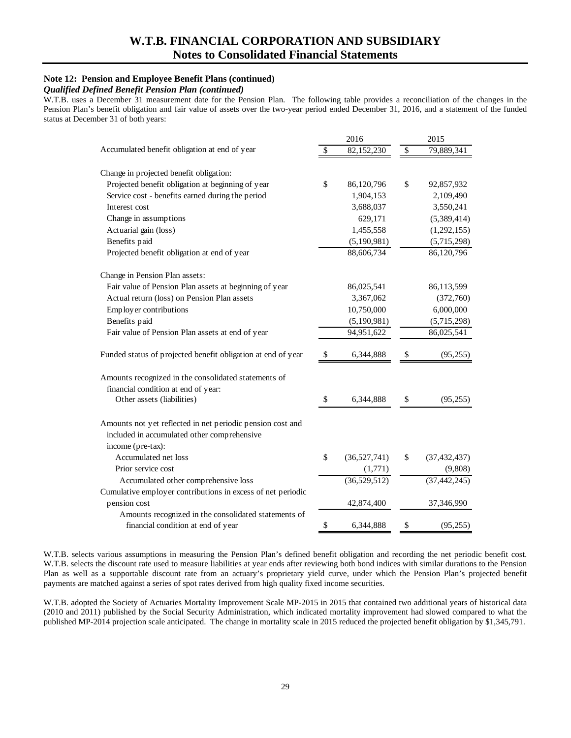### Note 12: Pension and Employee Benefit Plans (continued)

***Qualified Defined Benefit Pension Plan (continued)***

W.T.B. uses a December 31 measurement date for the Pension Plan. The following table provides a reconciliation of the changes in the Pension Plan's benefit obligation and fair value of assets over the two-year period ended December 31, 2016, and a statement of the funded status at December 31 of both years:

| | 2016 | 2015 |
|---|---|---|
| Accumulated benefit obligation at end of year | $ 82,152,230 | $ 79,889,341 |
| | | |
| Change in projected benefit obligation: | | |
| Projected benefit obligation at beginning of year | $ 86,120,796 | $ 92,857,932 |
| Service cost - benefits earned during the period | 1,904,153 | 2,109,490 |
| Interest cost | 3,688,037 | 3,550,241 |
| Change in assumptions | 629,171 | (5,389,414) |
| Actuarial gain (loss) | 1,455,558 | (1,292,155) |
| Benefits paid | (5,190,981) | (5,715,298) |
| Projected benefit obligation at end of year | 88,606,734 | 86,120,796 |
| | | |
| Change in Pension Plan assets: | | |
| Fair value of Pension Plan assets at beginning of year | 86,025,541 | 86,113,599 |
| Actual return (loss) on Pension Plan assets | 3,367,062 | (372,760) |
| Employer contributions | 10,750,000 | 6,000,000 |
| Benefits paid | (5,190,981) | (5,715,298) |
| Fair value of Pension Plan assets at end of year | 94,951,622 | 86,025,541 |
| | | |
| Funded status of projected benefit obligation at end of year | $ 6,344,888 | $ (95,255) |
| | | |
| Amounts recognized in the consolidated statements of financial condition at end of year: | | |
| Other assets (liabilities) | $ 6,344,888 | $ (95,255) |
| | | |
| Amounts not yet reflected in net periodic pension cost and included in accumulated other comprehensive income (pre-tax): | | |
| Accumulated net loss | $ (36,527,741) | $ (37,432,437) |
| Prior service cost | (1,771) | (9,808) |
| Accumulated other comprehensive loss | (36,529,512) | (37,442,245) |
| Cumulative employer contributions in excess of net periodic pension cost | 42,874,400 | 37,346,990 |
| Amounts recognized in the consolidated statements of financial condition at end of year | $ 6,344,888 | $ (95,255) |

W.T.B. selects various assumptions in measuring the Pension Plan's defined benefit obligation and recording the net periodic benefit cost. W.T.B. selects the discount rate used to measure liabilities at year ends after reviewing both bond indices with similar durations to the Pension Plan as well as a supportable discount rate from an actuary's proprietary yield curve, under which the Pension Plan's projected benefit payments are matched against a series of spot rates derived from high quality fixed income securities.

W.T.B. adopted the Society of Actuaries Mortality Improvement Scale MP-2015 in 2015 that contained two additional years of historical data (2010 and 2011) published by the Social Security Administration, which indicated mortality improvement had slowed compared to what the published MP-2014 projection scale anticipated. The change in mortality scale in 2015 reduced the projected benefit obligation by $1,345,791.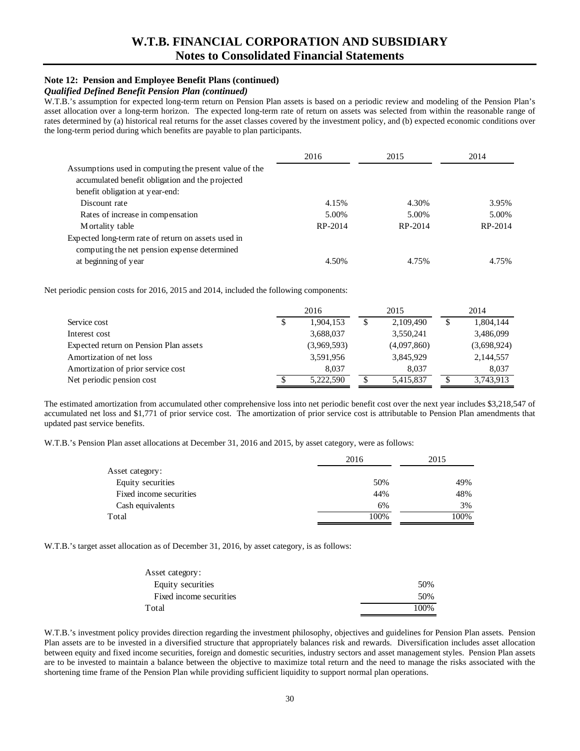# W.T.B. FINANCIAL CORPORATION AND SUBSIDIARY
## Notes to Consolidated Financial Statements

### Note 12: Pension and Employee Benefit Plans (continued)

***Qualified Defined Benefit Pension Plan (continued)***

W.T.B.'s assumption for expected long-term return on Pension Plan assets is based on a periodic review and modeling of the Pension Plan's asset allocation over a long-term horizon. The expected long-term rate of return on assets was selected from within the reasonable range of rates determined by (a) historical real returns for the asset classes covered by the investment policy, and (b) expected economic conditions over the long-term period during which benefits are payable to plan participants.

| | 2016 | 2015 | 2014 |
|---|---|---|---|
| Assumptions used in computing the present value of the accumulated benefit obligation and the projected benefit obligation at year-end: | | | |
| Discount rate | 4.15% | 4.30% | 3.95% |
| Rates of increase in compensation | 5.00% | 5.00% | 5.00% |
| Mortality table | RP-2014 | RP-2014 | RP-2014 |
| Expected long-term rate of return on assets used in computing the net pension expense determined at beginning of year | 4.50% | 4.75% | 4.75% |

Net periodic pension costs for 2016, 2015 and 2014, included the following components:

| | 2016 | 2015 | 2014 |
|---|---|---|---|
| Service cost | $ 1,904,153 | $ 2,109,490 | $ 1,804,144 |
| Interest cost | 3,688,037 | 3,550,241 | 3,486,099 |
| Expected return on Pension Plan assets | (3,969,593) | (4,097,860) | (3,698,924) |
| Amortization of net loss | 3,591,956 | 3,845,929 | 2,144,557 |
| Amortization of prior service cost | 8,037 | 8,037 | 8,037 |
| Net periodic pension cost | $ 5,222,590 | $ 5,415,837 | $ 3,743,913 |

The estimated amortization from accumulated other comprehensive loss into net periodic benefit cost over the next year includes $3,218,547 of accumulated net loss and $1,771 of prior service cost. The amortization of prior service cost is attributable to Pension Plan amendments that updated past service benefits.

W.T.B.'s Pension Plan asset allocations at December 31, 2016 and 2015, by asset category, were as follows:

| | 2016 | 2015 |
|---|---|---|
| Asset category: | | |
| Equity securities | 50% | 49% |
| Fixed income securities | 44% | 48% |
| Cash equivalents | 6% | 3% |
| Total | 100% | 100% |

W.T.B.'s target asset allocation as of December 31, 2016, by asset category, is as follows:

| | |
|---|---|
| Asset category: | |
| Equity securities | 50% |
| Fixed income securities | 50% |
| Total | 100% |

W.T.B.'s investment policy provides direction regarding the investment philosophy, objectives and guidelines for Pension Plan assets. Pension Plan assets are to be invested in a diversified structure that appropriately balances risk and rewards. Diversification includes asset allocation between equity and fixed income securities, foreign and domestic securities, industry sectors and asset management styles. Pension Plan assets are to be invested to maintain a balance between the objective to maximize total return and the need to manage the risks associated with the shortening time frame of the Pension Plan while providing sufficient liquidity to support normal plan operations.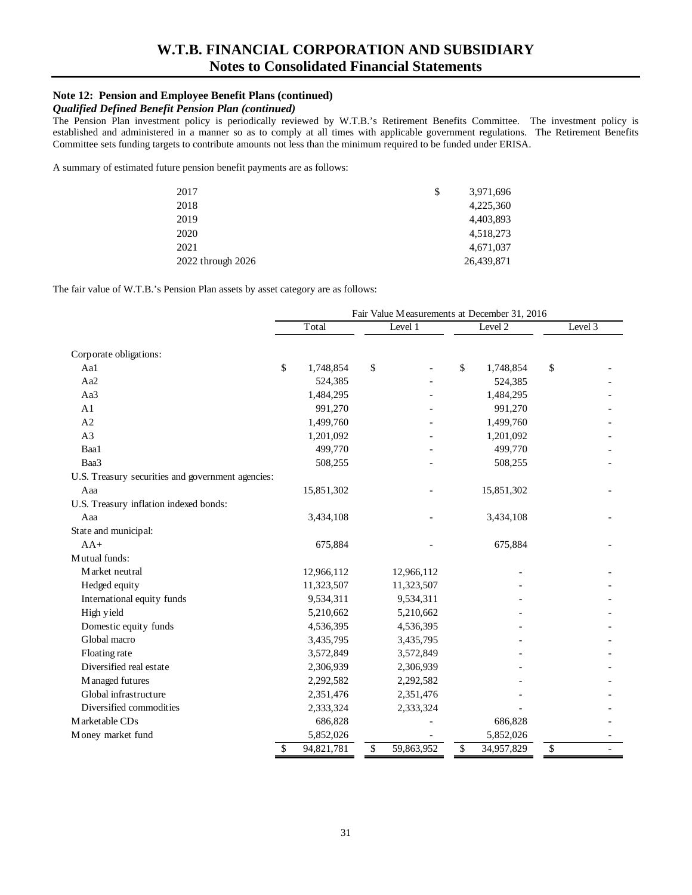## Note 12: Pension and Employee Benefit Plans (continued)

***Qualified Defined Benefit Pension Plan (continued)***

The Pension Plan investment policy is periodically reviewed by W.T.B.'s Retirement Benefits Committee. The investment policy is established and administered in a manner so as to comply at all times with applicable government regulations. The Retirement Benefits Committee sets funding targets to contribute amounts not less than the minimum required to be funded under ERISA.

A summary of estimated future pension benefit payments are as follows:

| | |
|---|---|
| 2017 | $ 3,971,696 |
| 2018 | 4,225,360 |
| 2019 | 4,403,893 |
| 2020 | 4,518,273 |
| 2021 | 4,671,037 |
| 2022 through 2026 | 26,439,871 |

The fair value of W.T.B.'s Pension Plan assets by asset category are as follows:

| | Fair Value Measurements at December 31, 2016 | | | |
|---|---|---|---|---|
| | Total | Level 1 | Level 2 | Level 3 |
| Corporate obligations: | | | | |
| Aa1 | $ 1,748,854 | $ - | $ 1,748,854 | $ - |
| Aa2 | 524,385 | - | 524,385 | - |
| Aa3 | 1,484,295 | - | 1,484,295 | - |
| A1 | 991,270 | - | 991,270 | - |
| A2 | 1,499,760 | - | 1,499,760 | - |
| A3 | 1,201,092 | - | 1,201,092 | - |
| Baa1 | 499,770 | - | 499,770 | - |
| Baa3 | 508,255 | - | 508,255 | - |
| U.S. Treasury securities and government agencies: | | | | |
| Aaa | 15,851,302 | - | 15,851,302 | - |
| U.S. Treasury inflation indexed bonds: | | | | |
| Aaa | 3,434,108 | - | 3,434,108 | - |
| State and municipal: | | | | |
| AA+ | 675,884 | - | 675,884 | - |
| Mutual funds: | | | | |
| Market neutral | 12,966,112 | 12,966,112 | - | - |
| Hedged equity | 11,323,507 | 11,323,507 | - | - |
| International equity funds | 9,534,311 | 9,534,311 | - | - |
| High yield | 5,210,662 | 5,210,662 | - | - |
| Domestic equity funds | 4,536,395 | 4,536,395 | - | - |
| Global macro | 3,435,795 | 3,435,795 | - | - |
| Floating rate | 3,572,849 | 3,572,849 | - | - |
| Diversified real estate | 2,306,939 | 2,306,939 | - | - |
| Managed futures | 2,292,582 | 2,292,582 | - | - |
| Global infrastructure | 2,351,476 | 2,351,476 | - | - |
| Diversified commodities | 2,333,324 | 2,333,324 | - | - |
| Marketable CDs | 686,828 | - | 686,828 | - |
| Money market fund | 5,852,026 | - | 5,852,026 | - |
| | $ 94,821,781 | $ 59,863,952 | $ 34,957,829 | $ - |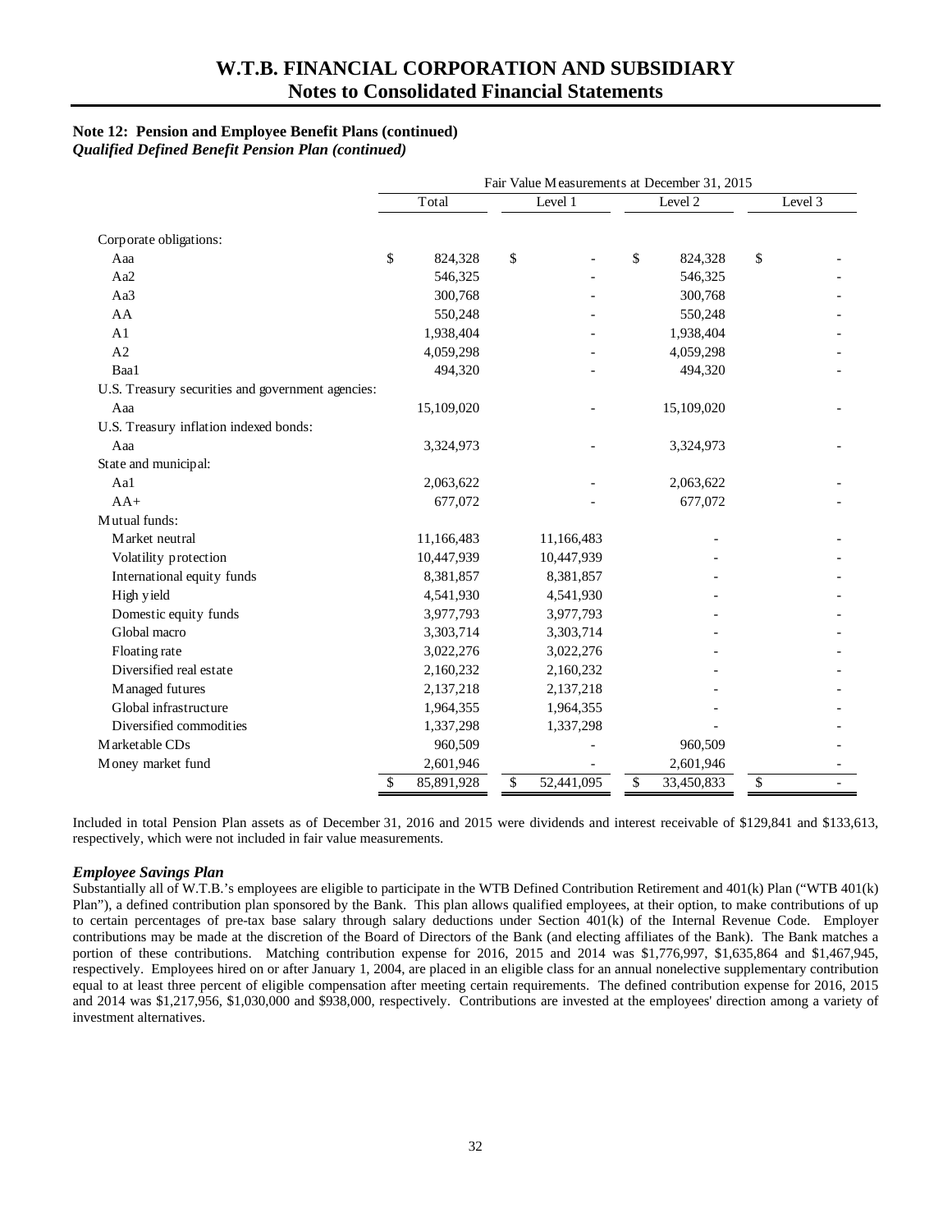## Note 12: Pension and Employee Benefit Plans (continued)

***Qualified Defined Benefit Pension Plan (continued)***

| | Fair Value Measurements at December 31, 2015 | | | |
|---|---|---|---|---|
| | Total | Level 1 | Level 2 | Level 3 |
| Corporate obligations: | | | | |
| Aaa | $ 824,328 | $ - | $ 824,328 | $ - |
| Aa2 | 546,325 | - | 546,325 | - |
| Aa3 | 300,768 | - | 300,768 | - |
| AA | 550,248 | - | 550,248 | - |
| A1 | 1,938,404 | - | 1,938,404 | - |
| A2 | 4,059,298 | - | 4,059,298 | - |
| Baa1 | 494,320 | - | 494,320 | - |
| U.S. Treasury securities and government agencies: | | | | |
| Aaa | 15,109,020 | - | 15,109,020 | - |
| U.S. Treasury inflation indexed bonds: | | | | |
| Aaa | 3,324,973 | - | 3,324,973 | - |
| State and municipal: | | | | |
| Aa1 | 2,063,622 | - | 2,063,622 | - |
| AA+ | 677,072 | - | 677,072 | - |
| Mutual funds: | | | | |
| Market neutral | 11,166,483 | 11,166,483 | - | - |
| Volatility protection | 10,447,939 | 10,447,939 | - | - |
| International equity funds | 8,381,857 | 8,381,857 | - | - |
| High yield | 4,541,930 | 4,541,930 | - | - |
| Domestic equity funds | 3,977,793 | 3,977,793 | - | - |
| Global macro | 3,303,714 | 3,303,714 | - | - |
| Floating rate | 3,022,276 | 3,022,276 | - | - |
| Diversified real estate | 2,160,232 | 2,160,232 | - | - |
| Managed futures | 2,137,218 | 2,137,218 | - | - |
| Global infrastructure | 1,964,355 | 1,964,355 | - | - |
| Diversified commodities | 1,337,298 | 1,337,298 | - | - |
| Marketable CDs | 960,509 | - | 960,509 | - |
| Money market fund | 2,601,946 | - | 2,601,946 | - |
| | $ 85,891,928 | $ 52,441,095 | $ 33,450,833 | $ - |

Included in total Pension Plan assets as of December 31, 2016 and 2015 were dividends and interest receivable of $129,841 and $133,613, respectively, which were not included in fair value measurements.

***Employee Savings Plan***

Substantially all of W.T.B.'s employees are eligible to participate in the WTB Defined Contribution Retirement and 401(k) Plan ("WTB 401(k) Plan"), a defined contribution plan sponsored by the Bank. This plan allows qualified employees, at their option, to make contributions of up to certain percentages of pre-tax base salary through salary deductions under Section 401(k) of the Internal Revenue Code. Employer contributions may be made at the discretion of the Board of Directors of the Bank (and electing affiliates of the Bank). The Bank matches a portion of these contributions. Matching contribution expense for 2016, 2015 and 2014 was $1,776,997, $1,635,864 and $1,467,945, respectively. Employees hired on or after January 1, 2004, are placed in an eligible class for an annual nonelective supplementary contribution equal to at least three percent of eligible compensation after meeting certain requirements. The defined contribution expense for 2016, 2015 and 2014 was $1,217,956, $1,030,000 and $938,000, respectively. Contributions are invested at the employees' direction among a variety of investment alternatives.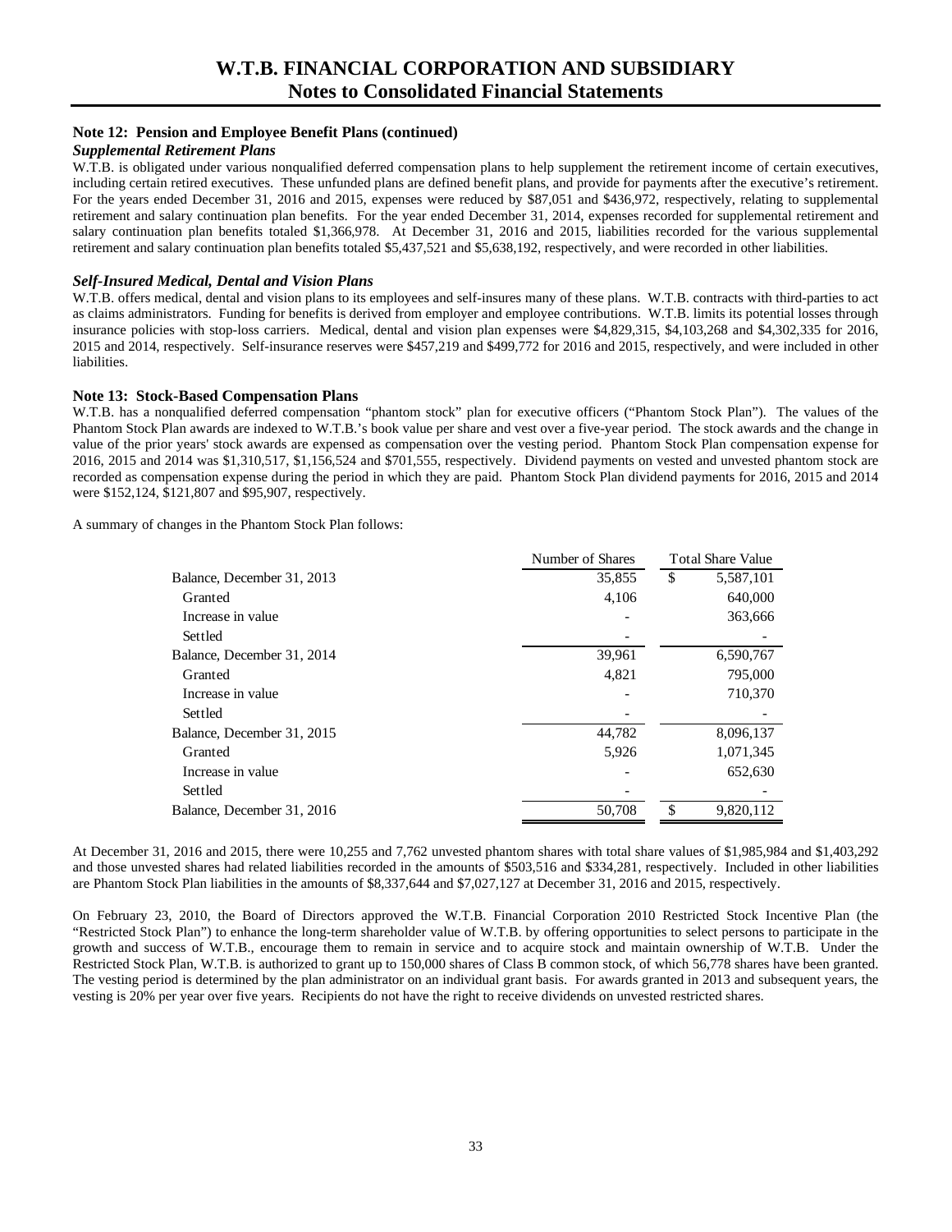### Note 12: Pension and Employee Benefit Plans (continued)

***Supplemental Retirement Plans***

W.T.B. is obligated under various nonqualified deferred compensation plans to help supplement the retirement income of certain executives, including certain retired executives. These unfunded plans are defined benefit plans, and provide for payments after the executive's retirement. For the years ended December 31, 2016 and 2015, expenses were reduced by $87,051 and $436,972, respectively, relating to supplemental retirement and salary continuation plan benefits. For the year ended December 31, 2014, expenses recorded for supplemental retirement and salary continuation plan benefits totaled $1,366,978. At December 31, 2016 and 2015, liabilities recorded for the various supplemental retirement and salary continuation plan benefits totaled $5,437,521 and $5,638,192, respectively, and were recorded in other liabilities.

***Self-Insured Medical, Dental and Vision Plans***

W.T.B. offers medical, dental and vision plans to its employees and self-insures many of these plans. W.T.B. contracts with third-parties to act as claims administrators. Funding for benefits is derived from employer and employee contributions. W.T.B. limits its potential losses through insurance policies with stop-loss carriers. Medical, dental and vision plan expenses were $4,829,315, $4,103,268 and $4,302,335 for 2016, 2015 and 2014, respectively. Self-insurance reserves were $457,219 and $499,772 for 2016 and 2015, respectively, and were included in other liabilities.

### Note 13: Stock-Based Compensation Plans

W.T.B. has a nonqualified deferred compensation "phantom stock" plan for executive officers ("Phantom Stock Plan"). The values of the Phantom Stock Plan awards are indexed to W.T.B.'s book value per share and vest over a five-year period. The stock awards and the change in value of the prior years' stock awards are expensed as compensation over the vesting period. Phantom Stock Plan compensation expense for 2016, 2015 and 2014 was $1,310,517, $1,156,524 and $701,555, respectively. Dividend payments on vested and unvested phantom stock are recorded as compensation expense during the period in which they are paid. Phantom Stock Plan dividend payments for 2016, 2015 and 2014 were $152,124, $121,807 and $95,907, respectively.

A summary of changes in the Phantom Stock Plan follows:

| | Number of Shares | Total Share Value |
|---|---|---|
| Balance, December 31, 2013 | 35,855 | $ 5,587,101 |
| Granted | 4,106 | 640,000 |
| Increase in value | - | 363,666 |
| Settled | - | - |
| Balance, December 31, 2014 | 39,961 | 6,590,767 |
| Granted | 4,821 | 795,000 |
| Increase in value | - | 710,370 |
| Settled | - | - |
| Balance, December 31, 2015 | 44,782 | 8,096,137 |
| Granted | 5,926 | 1,071,345 |
| Increase in value | - | 652,630 |
| Settled | - | - |
| Balance, December 31, 2016 | 50,708 | $ 9,820,112 |

At December 31, 2016 and 2015, there were 10,255 and 7,762 unvested phantom shares with total share values of $1,985,984 and $1,403,292 and those unvested shares had related liabilities recorded in the amounts of $503,516 and $334,281, respectively. Included in other liabilities are Phantom Stock Plan liabilities in the amounts of $8,337,644 and $7,027,127 at December 31, 2016 and 2015, respectively.

On February 23, 2010, the Board of Directors approved the W.T.B. Financial Corporation 2010 Restricted Stock Incentive Plan (the "Restricted Stock Plan") to enhance the long-term shareholder value of W.T.B. by offering opportunities to select persons to participate in the growth and success of W.T.B., encourage them to remain in service and to acquire stock and maintain ownership of W.T.B. Under the Restricted Stock Plan, W.T.B. is authorized to grant up to 150,000 shares of Class B common stock, of which 56,778 shares have been granted. The vesting period is determined by the plan administrator on an individual grant basis. For awards granted in 2013 and subsequent years, the vesting is 20% per year over five years. Recipients do not have the right to receive dividends on unvested restricted shares.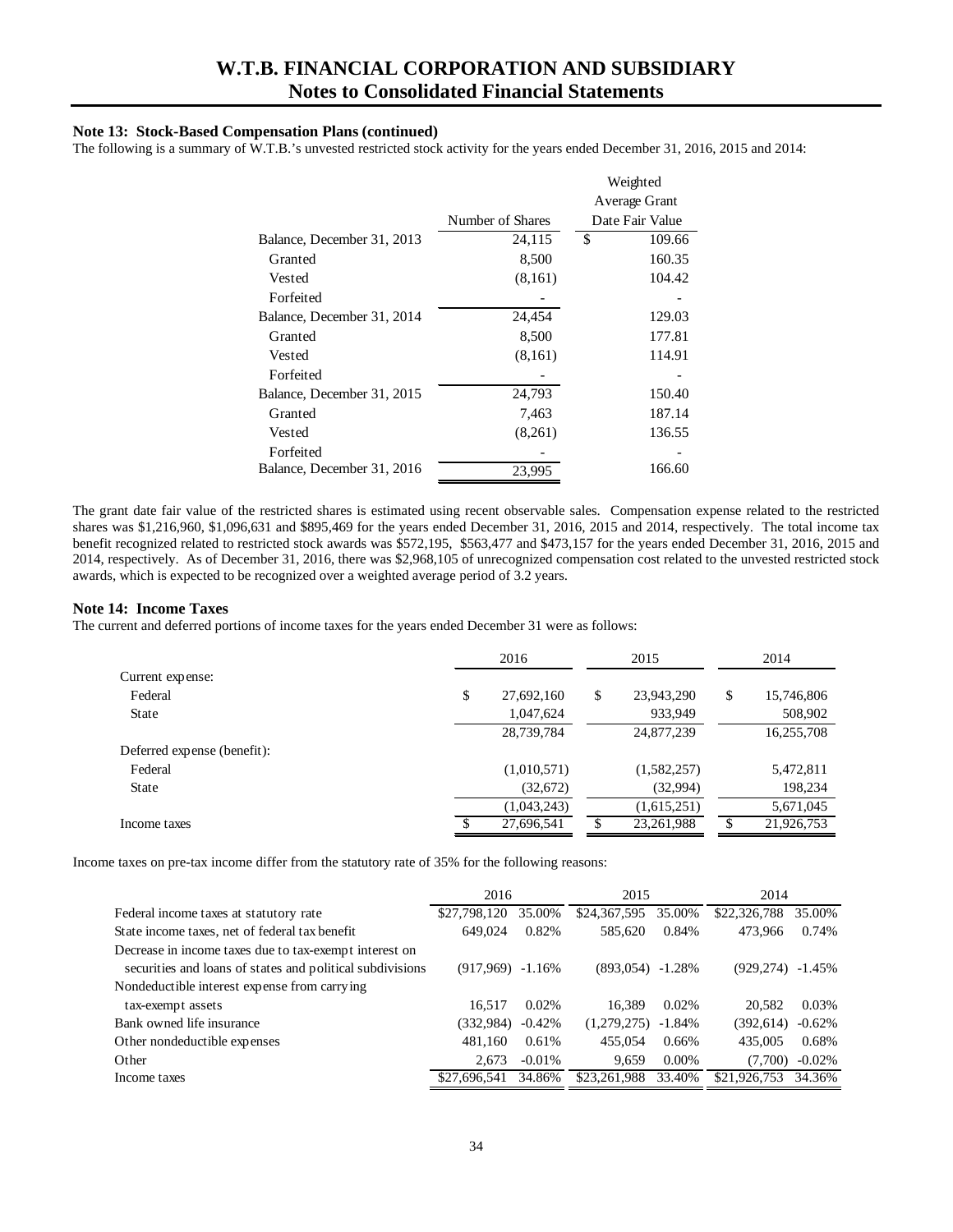# W.T.B. FINANCIAL CORPORATION AND SUBSIDIARY
## Notes to Consolidated Financial Statements

### Note 13: Stock-Based Compensation Plans (continued)

The following is a summary of W.T.B.'s unvested restricted stock activity for the years ended December 31, 2016, 2015 and 2014:

| | Number of Shares | Weighted Average Grant Date Fair Value |
|---|---|---|
| Balance, December 31, 2013 | 24,115 | $ 109.66 |
| Granted | 8,500 | 160.35 |
| Vested | (8,161) | 104.42 |
| Forfeited | - | - |
| Balance, December 31, 2014 | 24,454 | 129.03 |
| Granted | 8,500 | 177.81 |
| Vested | (8,161) | 114.91 |
| Forfeited | - | - |
| Balance, December 31, 2015 | 24,793 | 150.40 |
| Granted | 7,463 | 187.14 |
| Vested | (8,261) | 136.55 |
| Forfeited | - | - |
| Balance, December 31, 2016 | 23,995 | 166.60 |

The grant date fair value of the restricted shares is estimated using recent observable sales. Compensation expense related to the restricted shares was $1,216,960, $1,096,631 and $895,469 for the years ended December 31, 2016, 2015 and 2014, respectively. The total income tax benefit recognized related to restricted stock awards was $572,195, $563,477 and $473,157 for the years ended December 31, 2016, 2015 and 2014, respectively. As of December 31, 2016, there was $2,968,105 of unrecognized compensation cost related to the unvested restricted stock awards, which is expected to be recognized over a weighted average period of 3.2 years.

### Note 14: Income Taxes

The current and deferred portions of income taxes for the years ended December 31 were as follows:

| | 2016 | 2015 | 2014 |
|---|---|---|---|
| Current expense: | | | |
| Federal | $ 27,692,160 | $ 23,943,290 | $ 15,746,806 |
| State | 1,047,624 | 933,949 | 508,902 |
| | 28,739,784 | 24,877,239 | 16,255,708 |
| Deferred expense (benefit): | | | |
| Federal | (1,010,571) | (1,582,257) | 5,472,811 |
| State | (32,672) | (32,994) | 198,234 |
| | (1,043,243) | (1,615,251) | 5,671,045 |
| Income taxes | $ 27,696,541 | $ 23,261,988 | $ 21,926,753 |

Income taxes on pre-tax income differ from the statutory rate of 35% for the following reasons:

| | 2016 | | 2015 | | 2014 | |
|---|---|---|---|---|---|---|
| Federal income taxes at statutory rate | $27,798,120 | 35.00% | $24,367,595 | 35.00% | $22,326,788 | 35.00% |
| State income taxes, net of federal tax benefit | 649,024 | 0.82% | 585,620 | 0.84% | 473,966 | 0.74% |
| Decrease in income taxes due to tax-exempt interest on securities and loans of states and political subdivisions | (917,969) | -1.16% | (893,054) | -1.28% | (929,274) | -1.45% |
| Nondeductible interest expense from carrying tax-exempt assets | 16,517 | 0.02% | 16,389 | 0.02% | 20,582 | 0.03% |
| Bank owned life insurance | (332,984) | -0.42% | (1,279,275) | -1.84% | (392,614) | -0.62% |
| Other nondeductible expenses | 481,160 | 0.61% | 455,054 | 0.66% | 435,005 | 0.68% |
| Other | 2,673 | -0.01% | 9,659 | 0.00% | (7,700) | -0.02% |
| Income taxes | $27,696,541 | 34.86% | $23,261,988 | 33.40% | $21,926,753 | 34.36% |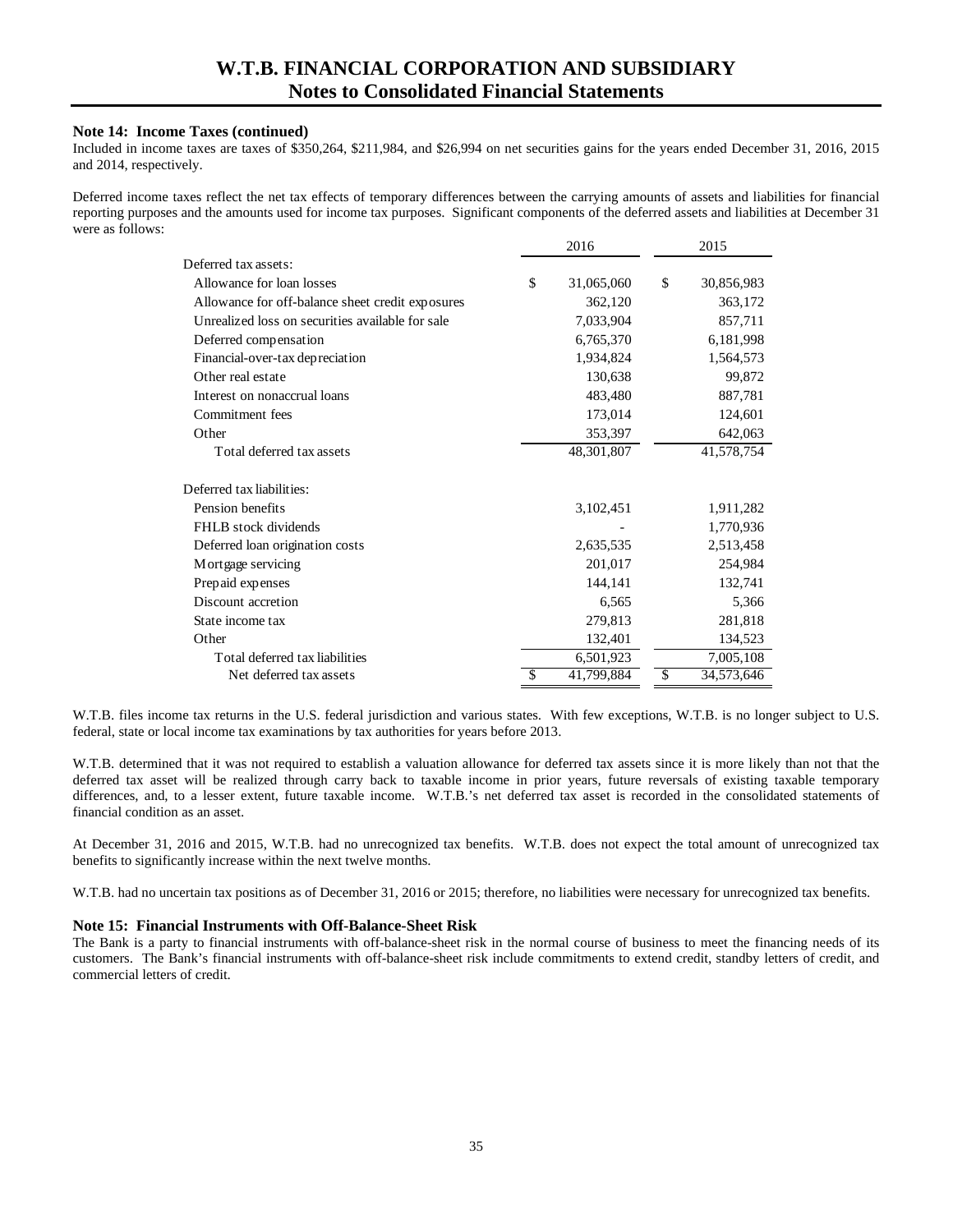### Note 14: Income Taxes (continued)

Included in income taxes are taxes of $350,264, $211,984, and $26,994 on net securities gains for the years ended December 31, 2016, 2015 and 2014, respectively.

Deferred income taxes reflect the net tax effects of temporary differences between the carrying amounts of assets and liabilities for financial reporting purposes and the amounts used for income tax purposes. Significant components of the deferred assets and liabilities at December 31 were as follows:

| | 2016 | 2015 |
|---|---|---|
| Deferred tax assets: | | |
| Allowance for loan losses | $ 31,065,060 | $ 30,856,983 |
| Allowance for off-balance sheet credit exposures | 362,120 | 363,172 |
| Unrealized loss on securities available for sale | 7,033,904 | 857,711 |
| Deferred compensation | 6,765,370 | 6,181,998 |
| Financial-over-tax depreciation | 1,934,824 | 1,564,573 |
| Other real estate | 130,638 | 99,872 |
| Interest on nonaccrual loans | 483,480 | 887,781 |
| Commitment fees | 173,014 | 124,601 |
| Other | 353,397 | 642,063 |
| Total deferred tax assets | 48,301,807 | 41,578,754 |
| Deferred tax liabilities: | | |
| Pension benefits | 3,102,451 | 1,911,282 |
| FHLB stock dividends | - | 1,770,936 |
| Deferred loan origination costs | 2,635,535 | 2,513,458 |
| Mortgage servicing | 201,017 | 254,984 |
| Prepaid expenses | 144,141 | 132,741 |
| Discount accretion | 6,565 | 5,366 |
| State income tax | 279,813 | 281,818 |
| Other | 132,401 | 134,523 |
| Total deferred tax liabilities | 6,501,923 | 7,005,108 |
| Net deferred tax assets | $ 41,799,884 | $ 34,573,646 |

W.T.B. files income tax returns in the U.S. federal jurisdiction and various states. With few exceptions, W.T.B. is no longer subject to U.S. federal, state or local income tax examinations by tax authorities for years before 2013.

W.T.B. determined that it was not required to establish a valuation allowance for deferred tax assets since it is more likely than not that the deferred tax asset will be realized through carry back to taxable income in prior years, future reversals of existing taxable temporary differences, and, to a lesser extent, future taxable income. W.T.B.'s net deferred tax asset is recorded in the consolidated statements of financial condition as an asset.

At December 31, 2016 and 2015, W.T.B. had no unrecognized tax benefits. W.T.B. does not expect the total amount of unrecognized tax benefits to significantly increase within the next twelve months.

W.T.B. had no uncertain tax positions as of December 31, 2016 or 2015; therefore, no liabilities were necessary for unrecognized tax benefits.

### Note 15: Financial Instruments with Off-Balance-Sheet Risk

The Bank is a party to financial instruments with off-balance-sheet risk in the normal course of business to meet the financing needs of its customers. The Bank's financial instruments with off-balance-sheet risk include commitments to extend credit, standby letters of credit, and commercial letters of credit.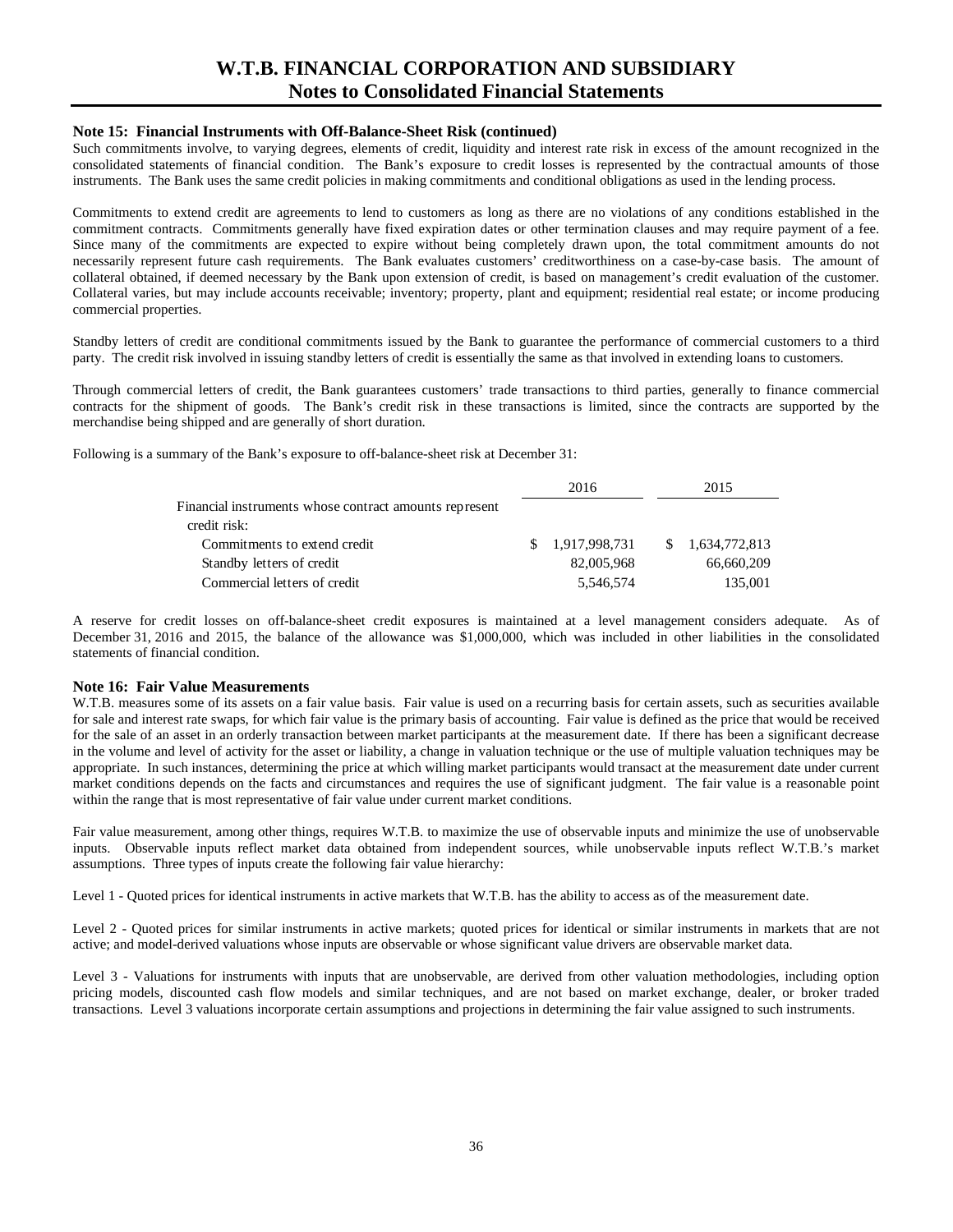## Note 15: Financial Instruments with Off-Balance-Sheet Risk (continued)

Such commitments involve, to varying degrees, elements of credit, liquidity and interest rate risk in excess of the amount recognized in the consolidated statements of financial condition. The Bank's exposure to credit losses is represented by the contractual amounts of those instruments. The Bank uses the same credit policies in making commitments and conditional obligations as used in the lending process.

Commitments to extend credit are agreements to lend to customers as long as there are no violations of any conditions established in the commitment contracts. Commitments generally have fixed expiration dates or other termination clauses and may require payment of a fee. Since many of the commitments are expected to expire without being completely drawn upon, the total commitment amounts do not necessarily represent future cash requirements. The Bank evaluates customers' creditworthiness on a case-by-case basis. The amount of collateral obtained, if deemed necessary by the Bank upon extension of credit, is based on management's credit evaluation of the customer. Collateral varies, but may include accounts receivable; inventory; property, plant and equipment; residential real estate; or income producing commercial properties.

Standby letters of credit are conditional commitments issued by the Bank to guarantee the performance of commercial customers to a third party. The credit risk involved in issuing standby letters of credit is essentially the same as that involved in extending loans to customers.

Through commercial letters of credit, the Bank guarantees customers' trade transactions to third parties, generally to finance commercial contracts for the shipment of goods. The Bank's credit risk in these transactions is limited, since the contracts are supported by the merchandise being shipped and are generally of short duration.

Following is a summary of the Bank's exposure to off-balance-sheet risk at December 31:

| | 2016 | 2015 |
|---|---|---|
| Financial instruments whose contract amounts represent credit risk: | | |
| Commitments to extend credit | $ 1,917,998,731 | $ 1,634,772,813 |
| Standby letters of credit | 82,005,968 | 66,660,209 |
| Commercial letters of credit | 5,546,574 | 135,001 |

A reserve for credit losses on off-balance-sheet credit exposures is maintained at a level management considers adequate. As of December 31, 2016 and 2015, the balance of the allowance was $1,000,000, which was included in other liabilities in the consolidated statements of financial condition.

## Note 16: Fair Value Measurements

W.T.B. measures some of its assets on a fair value basis. Fair value is used on a recurring basis for certain assets, such as securities available for sale and interest rate swaps, for which fair value is the primary basis of accounting. Fair value is defined as the price that would be received for the sale of an asset in an orderly transaction between market participants at the measurement date. If there has been a significant decrease in the volume and level of activity for the asset or liability, a change in valuation technique or the use of multiple valuation techniques may be appropriate. In such instances, determining the price at which willing market participants would transact at the measurement date under current market conditions depends on the facts and circumstances and requires the use of significant judgment. The fair value is a reasonable point within the range that is most representative of fair value under current market conditions.

Fair value measurement, among other things, requires W.T.B. to maximize the use of observable inputs and minimize the use of unobservable inputs. Observable inputs reflect market data obtained from independent sources, while unobservable inputs reflect W.T.B.'s market assumptions. Three types of inputs create the following fair value hierarchy:

Level 1 - Quoted prices for identical instruments in active markets that W.T.B. has the ability to access as of the measurement date.

Level 2 - Quoted prices for similar instruments in active markets; quoted prices for identical or similar instruments in markets that are not active; and model-derived valuations whose inputs are observable or whose significant value drivers are observable market data.

Level 3 - Valuations for instruments with inputs that are unobservable, are derived from other valuation methodologies, including option pricing models, discounted cash flow models and similar techniques, and are not based on market exchange, dealer, or broker traded transactions. Level 3 valuations incorporate certain assumptions and projections in determining the fair value assigned to such instruments.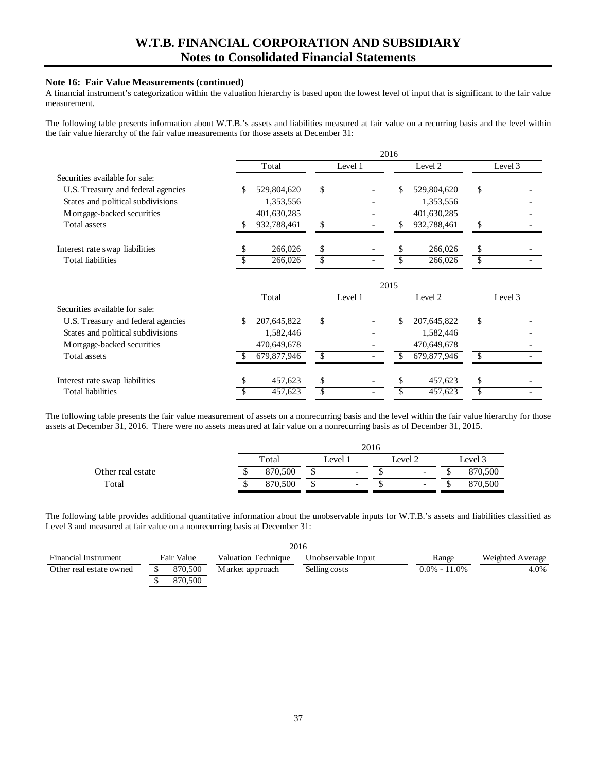**Note 16: Fair Value Measurements (continued)**

A financial instrument's categorization within the valuation hierarchy is based upon the lowest level of input that is significant to the fair value measurement.

The following table presents information about W.T.B.'s assets and liabilities measured at fair value on a recurring basis and the level within the fair value hierarchy of the fair value measurements for those assets at December 31:

| | 2016 | | | |
|---|---|---|---|---|
| | Total | Level 1 | Level 2 | Level 3 |
| Securities available for sale: | | | | |
| U.S. Treasury and federal agencies | $ 529,804,620 | $ - | $ 529,804,620 | $ - |
| States and political subdivisions | 1,353,556 | - | 1,353,556 | - |
| Mortgage-backed securities | 401,630,285 | - | 401,630,285 | - |
| Total assets | $ 932,788,461 | $ - | $ 932,788,461 | $ - |
| Interest rate swap liabilities | $ 266,026 | $ - | $ 266,026 | $ - |
| Total liabilities | $ 266,026 | $ - | $ 266,026 | $ - |

| | 2015 | | | |
|---|---|---|---|---|
| | Total | Level 1 | Level 2 | Level 3 |
| Securities available for sale: | | | | |
| U.S. Treasury and federal agencies | $ 207,645,822 | $ - | $ 207,645,822 | $ - |
| States and political subdivisions | 1,582,446 | - | 1,582,446 | - |
| Mortgage-backed securities | 470,649,678 | - | 470,649,678 | - |
| Total assets | $ 679,877,946 | $ - | $ 679,877,946 | $ - |
| Interest rate swap liabilities | $ 457,623 | $ - | $ 457,623 | $ - |
| Total liabilities | $ 457,623 | $ - | $ 457,623 | $ - |

The following table presents the fair value measurement of assets on a nonrecurring basis and the level within the fair value hierarchy for those assets at December 31, 2016. There were no assets measured at fair value on a nonrecurring basis as of December 31, 2015.

| | 2016 | | | |
|---|---|---|---|---|
| | Total | Level 1 | Level 2 | Level 3 |
| Other real estate | $ 870,500 | $ - | $ - | $ 870,500 |
| Total | $ 870,500 | $ - | $ - | $ 870,500 |

The following table provides additional quantitative information about the unobservable inputs for W.T.B.'s assets and liabilities classified as Level 3 and measured at fair value on a nonrecurring basis at December 31:

| 2016 | | | | | |
|---|---|---|---|---|---|
| Financial Instrument | Fair Value | Valuation Technique | Unobservable Input | Range | Weighted Average |
| Other real estate owned | $ 870,500 | Market approach | Selling costs | 0.0% - 11.0% | 4.0% |
| | $ 870,500 | | | | |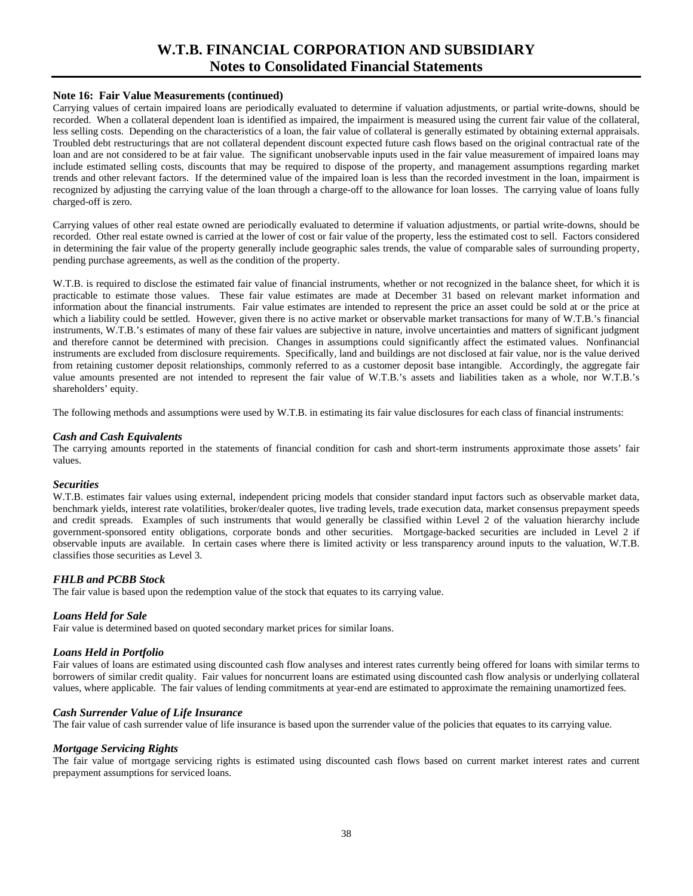**Note 16: Fair Value Measurements (continued)**

Carrying values of certain impaired loans are periodically evaluated to determine if valuation adjustments, or partial write-downs, should be recorded. When a collateral dependent loan is identified as impaired, the impairment is measured using the current fair value of the collateral, less selling costs. Depending on the characteristics of a loan, the fair value of collateral is generally estimated by obtaining external appraisals. Troubled debt restructurings that are not collateral dependent discount expected future cash flows based on the original contractual rate of the loan and are not considered to be at fair value. The significant unobservable inputs used in the fair value measurement of impaired loans may include estimated selling costs, discounts that may be required to dispose of the property, and management assumptions regarding market trends and other relevant factors. If the determined value of the impaired loan is less than the recorded investment in the loan, impairment is recognized by adjusting the carrying value of the loan through a charge-off to the allowance for loan losses. The carrying value of loans fully charged-off is zero.

Carrying values of other real estate owned are periodically evaluated to determine if valuation adjustments, or partial write-downs, should be recorded. Other real estate owned is carried at the lower of cost or fair value of the property, less the estimated cost to sell. Factors considered in determining the fair value of the property generally include geographic sales trends, the value of comparable sales of surrounding property, pending purchase agreements, as well as the condition of the property.

W.T.B. is required to disclose the estimated fair value of financial instruments, whether or not recognized in the balance sheet, for which it is practicable to estimate those values. These fair value estimates are made at December 31 based on relevant market information and information about the financial instruments. Fair value estimates are intended to represent the price an asset could be sold at or the price at which a liability could be settled. However, given there is no active market or observable market transactions for many of W.T.B.'s financial instruments, W.T.B.'s estimates of many of these fair values are subjective in nature, involve uncertainties and matters of significant judgment and therefore cannot be determined with precision. Changes in assumptions could significantly affect the estimated values. Nonfinancial instruments are excluded from disclosure requirements. Specifically, land and buildings are not disclosed at fair value, nor is the value derived from retaining customer deposit relationships, commonly referred to as a customer deposit base intangible. Accordingly, the aggregate fair value amounts presented are not intended to represent the fair value of W.T.B.'s assets and liabilities taken as a whole, nor W.T.B.'s shareholders' equity.

The following methods and assumptions were used by W.T.B. in estimating its fair value disclosures for each class of financial instruments:

***Cash and Cash Equivalents***

The carrying amounts reported in the statements of financial condition for cash and short-term instruments approximate those assets' fair values.

***Securities***

W.T.B. estimates fair values using external, independent pricing models that consider standard input factors such as observable market data, benchmark yields, interest rate volatilities, broker/dealer quotes, live trading levels, trade execution data, market consensus prepayment speeds and credit spreads. Examples of such instruments that would generally be classified within Level 2 of the valuation hierarchy include government-sponsored entity obligations, corporate bonds and other securities. Mortgage-backed securities are included in Level 2 if observable inputs are available. In certain cases where there is limited activity or less transparency around inputs to the valuation, W.T.B. classifies those securities as Level 3.

***FHLB and PCBB Stock***

The fair value is based upon the redemption value of the stock that equates to its carrying value.

***Loans Held for Sale***

Fair value is determined based on quoted secondary market prices for similar loans.

***Loans Held in Portfolio***

Fair values of loans are estimated using discounted cash flow analyses and interest rates currently being offered for loans with similar terms to borrowers of similar credit quality. Fair values for noncurrent loans are estimated using discounted cash flow analysis or underlying collateral values, where applicable. The fair values of lending commitments at year-end are estimated to approximate the remaining unamortized fees.

***Cash Surrender Value of Life Insurance***

The fair value of cash surrender value of life insurance is based upon the surrender value of the policies that equates to its carrying value.

***Mortgage Servicing Rights***

The fair value of mortgage servicing rights is estimated using discounted cash flows based on current market interest rates and current prepayment assumptions for serviced loans.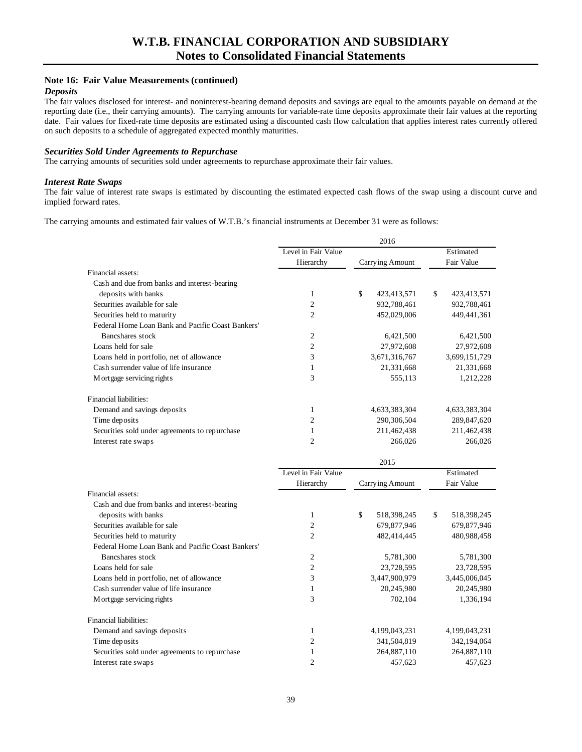### Note 16: Fair Value Measurements (continued)

#### *Deposits*

The fair values disclosed for interest- and noninterest-bearing demand deposits and savings are equal to the amounts payable on demand at the reporting date (i.e., their carrying amounts). The carrying amounts for variable-rate time deposits approximate their fair values at the reporting date. Fair values for fixed-rate time deposits are estimated using a discounted cash flow calculation that applies interest rates currently offered on such deposits to a schedule of aggregated expected monthly maturities.

#### *Securities Sold Under Agreements to Repurchase*

The carrying amounts of securities sold under agreements to repurchase approximate their fair values.

#### *Interest Rate Swaps*

The fair value of interest rate swaps is estimated by discounting the estimated expected cash flows of the swap using a discount curve and implied forward rates.

The carrying amounts and estimated fair values of W.T.B.'s financial instruments at December 31 were as follows:

| | 2016 | | |
|---|---|---|---|
| | Level in Fair Value Hierarchy | Carrying Amount | Estimated Fair Value |
| Financial assets: | | | |
| Cash and due from banks and interest-bearing deposits with banks | 1 | $ 423,413,571 | $ 423,413,571 |
| Securities available for sale | 2 | 932,788,461 | 932,788,461 |
| Securities held to maturity | 2 | 452,029,006 | 449,441,361 |
| Federal Home Loan Bank and Pacific Coast Bankers' Bancshares stock | 2 | 6,421,500 | 6,421,500 |
| Loans held for sale | 2 | 27,972,608 | 27,972,608 |
| Loans held in portfolio, net of allowance | 3 | 3,671,316,767 | 3,699,151,729 |
| Cash surrender value of life insurance | 1 | 21,331,668 | 21,331,668 |
| Mortgage servicing rights | 3 | 555,113 | 1,212,228 |
| Financial liabilities: | | | |
| Demand and savings deposits | 1 | 4,633,383,304 | 4,633,383,304 |
| Time deposits | 2 | 290,306,504 | 289,847,620 |
| Securities sold under agreements to repurchase | 1 | 211,462,438 | 211,462,438 |
| Interest rate swaps | 2 | 266,026 | 266,026 |

| | 2015 | | |
|---|---|---|---|
| | Level in Fair Value Hierarchy | Carrying Amount | Estimated Fair Value |
| Financial assets: | | | |
| Cash and due from banks and interest-bearing deposits with banks | 1 | $ 518,398,245 | $ 518,398,245 |
| Securities available for sale | 2 | 679,877,946 | 679,877,946 |
| Securities held to maturity | 2 | 482,414,445 | 480,988,458 |
| Federal Home Loan Bank and Pacific Coast Bankers' Bancshares stock | 2 | 5,781,300 | 5,781,300 |
| Loans held for sale | 2 | 23,728,595 | 23,728,595 |
| Loans held in portfolio, net of allowance | 3 | 3,447,900,979 | 3,445,006,045 |
| Cash surrender value of life insurance | 1 | 20,245,980 | 20,245,980 |
| Mortgage servicing rights | 3 | 702,104 | 1,336,194 |
| Financial liabilities: | | | |
| Demand and savings deposits | 1 | 4,199,043,231 | 4,199,043,231 |
| Time deposits | 2 | 341,504,819 | 342,194,064 |
| Securities sold under agreements to repurchase | 1 | 264,887,110 | 264,887,110 |
| Interest rate swaps | 2 | 457,623 | 457,623 |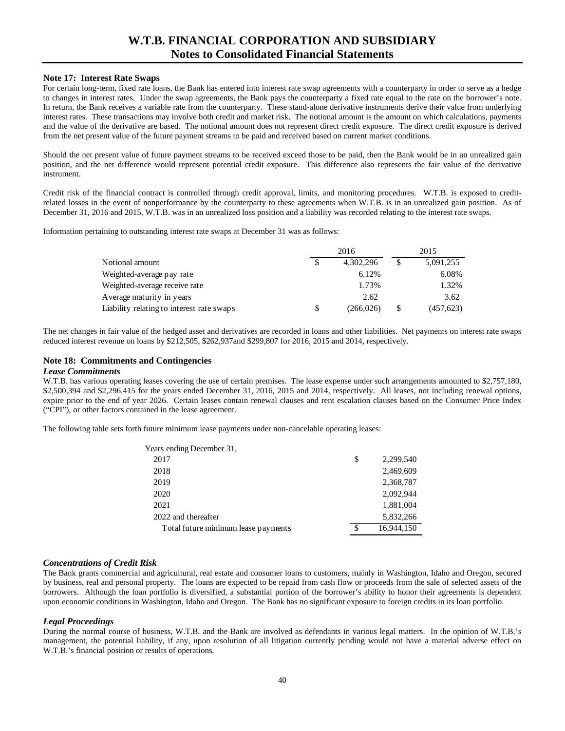### Note 17: Interest Rate Swaps

For certain long-term, fixed rate loans, the Bank has entered into interest rate swap agreements with a counterparty in order to serve as a hedge to changes in interest rates. Under the swap agreements, the Bank pays the counterparty a fixed rate equal to the rate on the borrower's note. In return, the Bank receives a variable rate from the counterparty. These stand-alone derivative instruments derive their value from underlying interest rates. These transactions may involve both credit and market risk. The notional amount is the amount on which calculations, payments and the value of the derivative are based. The notional amount does not represent direct credit exposure. The direct credit exposure is derived from the net present value of the future payment streams to be paid and received based on current market conditions.

Should the net present value of future payment streams to be received exceed those to be paid, then the Bank would be in an unrealized gain position, and the net difference would represent potential credit exposure. This difference also represents the fair value of the derivative instrument.

Credit risk of the financial contract is controlled through credit approval, limits, and monitoring procedures. W.T.B. is exposed to credit-related losses in the event of nonperformance by the counterparty to these agreements when W.T.B. is in an unrealized gain position. As of December 31, 2016 and 2015, W.T.B. was in an unrealized loss position and a liability was recorded relating to the interest rate swaps.

Information pertaining to outstanding interest rate swaps at December 31 was as follows:

| | 2016 | 2015 |
|---|---|---|
| Notional amount | $ 4,302,296 | $ 5,091,255 |
| Weighted-average pay rate | 6.12% | 6.08% |
| Weighted-average receive rate | 1.73% | 1.32% |
| Average maturity in years | 2.62 | 3.62 |
| Liability relating to interest rate swaps | $ (266,026) | $ (457,623) |

The net changes in fair value of the hedged asset and derivatives are recorded in loans and other liabilities. Net payments on interest rate swaps reduced interest revenue on loans by $212,505, $262,937and $299,807 for 2016, 2015 and 2014, respectively.

### Note 18: Commitments and Contingencies

***Lease Commitments***

W.T.B. has various operating leases covering the use of certain premises. The lease expense under such arrangements amounted to $2,757,180, $2,500,394 and $2,296,415 for the years ended December 31, 2016, 2015 and 2014, respectively. All leases, not including renewal options, expire prior to the end of year 2026. Certain leases contain renewal clauses and rent escalation clauses based on the Consumer Price Index ("CPI"), or other factors contained in the lease agreement.

The following table sets forth future minimum lease payments under non-cancelable operating leases:

| Years ending December 31, | |
|---|---|
| 2017 | $ 2,299,540 |
| 2018 | 2,469,609 |
| 2019 | 2,368,787 |
| 2020 | 2,092,944 |
| 2021 | 1,881,004 |
| 2022 and thereafter | 5,832,266 |
| Total future minimum lease payments | $ 16,944,150 |

***Concentrations of Credit Risk***

The Bank grants commercial and agricultural, real estate and consumer loans to customers, mainly in Washington, Idaho and Oregon, secured by business, real and personal property. The loans are expected to be repaid from cash flow or proceeds from the sale of selected assets of the borrowers. Although the loan portfolio is diversified, a substantial portion of the borrower's ability to honor their agreements is dependent upon economic conditions in Washington, Idaho and Oregon. The Bank has no significant exposure to foreign credits in its loan portfolio.

***Legal Proceedings***

During the normal course of business, W.T.B. and the Bank are involved as defendants in various legal matters. In the opinion of W.T.B.'s management, the potential liability, if any, upon resolution of all litigation currently pending would not have a material adverse effect on W.T.B.'s financial position or results of operations.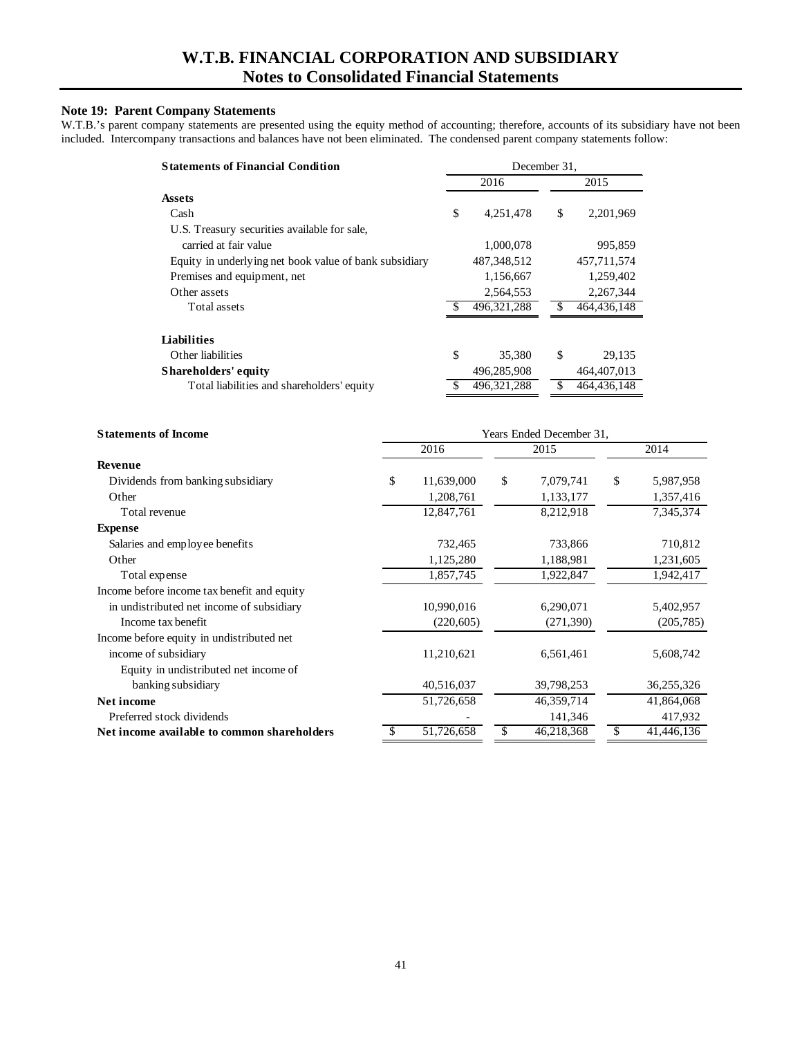# W.T.B. FINANCIAL CORPORATION AND SUBSIDIARY
## Notes to Consolidated Financial Statements

### Note 19: Parent Company Statements

W.T.B.'s parent company statements are presented using the equity method of accounting; therefore, accounts of its subsidiary have not been included. Intercompany transactions and balances have not been eliminated. The condensed parent company statements follow:

| **Statements of Financial Condition** | December 31, 2016 | December 31, 2015 |
|---|---|---|
| **Assets** | | |
| Cash | $ 4,251,478 | $ 2,201,969 |
| U.S. Treasury securities available for sale, carried at fair value | 1,000,078 | 995,859 |
| Equity in underlying net book value of bank subsidiary | 487,348,512 | 457,711,574 |
| Premises and equipment, net | 1,156,667 | 1,259,402 |
| Other assets | 2,564,553 | 2,267,344 |
| Total assets | $ 496,321,288 | $ 464,436,148 |
| **Liabilities** | | |
| Other liabilities | $ 35,380 | $ 29,135 |
| **Shareholders' equity** | 496,285,908 | 464,407,013 |
| Total liabilities and shareholders' equity | $ 496,321,288 | $ 464,436,148 |

| **Statements of Income** | Years Ended December 31, 2016 | 2015 | 2014 |
|---|---|---|---|
| **Revenue** | | | |
| Dividends from banking subsidiary | $ 11,639,000 | $ 7,079,741 | $ 5,987,958 |
| Other | 1,208,761 | 1,133,177 | 1,357,416 |
| Total revenue | 12,847,761 | 8,212,918 | 7,345,374 |
| **Expense** | | | |
| Salaries and employee benefits | 732,465 | 733,866 | 710,812 |
| Other | 1,125,280 | 1,188,981 | 1,231,605 |
| Total expense | 1,857,745 | 1,922,847 | 1,942,417 |
| Income before income tax benefit and equity in undistributed net income of subsidiary | 10,990,016 | 6,290,071 | 5,402,957 |
| Income tax benefit | (220,605) | (271,390) | (205,785) |
| Income before equity in undistributed net income of subsidiary | 11,210,621 | 6,561,461 | 5,608,742 |
| Equity in undistributed net income of banking subsidiary | 40,516,037 | 39,798,253 | 36,255,326 |
| **Net income** | 51,726,658 | 46,359,714 | 41,864,068 |
| Preferred stock dividends | - | 141,346 | 417,932 |
| **Net income available to common shareholders** | $ 51,726,658 | $ 46,218,368 | $ 41,446,136 |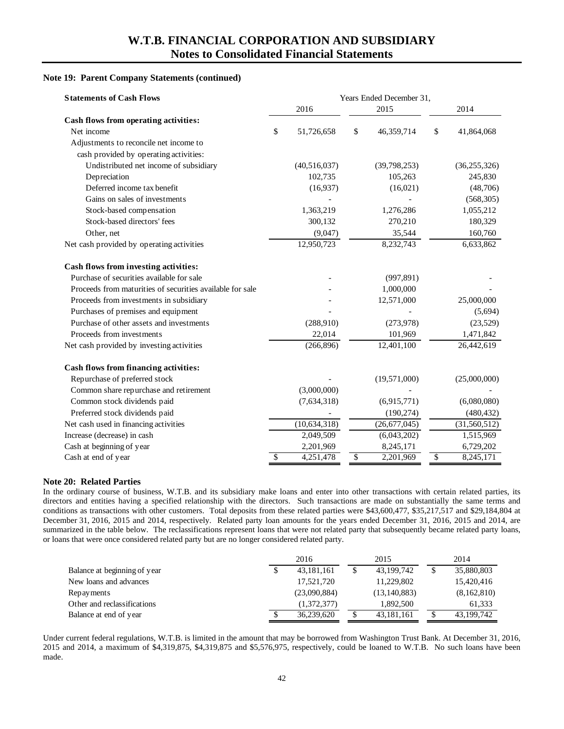# W.T.B. FINANCIAL CORPORATION AND SUBSIDIARY
## Notes to Consolidated Financial Statements

### Note 19: Parent Company Statements (continued)

| Statements of Cash Flows | Years Ended December 31, | | |
|---|---|---|---|
| | 2016 | 2015 | 2014 |
| **Cash flows from operating activities:** | | | |
| Net income | $ 51,726,658 | $ 46,359,714 | $ 41,864,068 |
| Adjustments to reconcile net income to cash provided by operating activities: | | | |
| Undistributed net income of subsidiary | (40,516,037) | (39,798,253) | (36,255,326) |
| Depreciation | 102,735 | 105,263 | 245,830 |
| Deferred income tax benefit | (16,937) | (16,021) | (48,706) |
| Gains on sales of investments | - | - | (568,305) |
| Stock-based compensation | 1,363,219 | 1,276,286 | 1,055,212 |
| Stock-based directors' fees | 300,132 | 270,210 | 180,329 |
| Other, net | (9,047) | 35,544 | 160,760 |
| Net cash provided by operating activities | 12,950,723 | 8,232,743 | 6,633,862 |
| **Cash flows from investing activities:** | | | |
| Purchase of securities available for sale | - | (997,891) | - |
| Proceeds from maturities of securities available for sale | - | 1,000,000 | - |
| Proceeds from investments in subsidiary | - | 12,571,000 | 25,000,000 |
| Purchases of premises and equipment | - | - | (5,694) |
| Purchase of other assets and investments | (288,910) | (273,978) | (23,529) |
| Proceeds from investments | 22,014 | 101,969 | 1,471,842 |
| Net cash provided by investing activities | (266,896) | 12,401,100 | 26,442,619 |
| **Cash flows from financing activities:** | | | |
| Repurchase of preferred stock | - | (19,571,000) | (25,000,000) |
| Common share repurchase and retirement | (3,000,000) | - | - |
| Common stock dividends paid | (7,634,318) | (6,915,771) | (6,080,080) |
| Preferred stock dividends paid | - | (190,274) | (480,432) |
| Net cash used in financing activities | (10,634,318) | (26,677,045) | (31,560,512) |
| Increase (decrease) in cash | 2,049,509 | (6,043,202) | 1,515,969 |
| Cash at beginning of year | 2,201,969 | 8,245,171 | 6,729,202 |
| Cash at end of year | $ 4,251,478 | $ 2,201,969 | $ 8,245,171 |

### Note 20: Related Parties

In the ordinary course of business, W.T.B. and its subsidiary make loans and enter into other transactions with certain related parties, its directors and entities having a specified relationship with the directors. Such transactions are made on substantially the same terms and conditions as transactions with other customers. Total deposits from these related parties were $43,600,477, $35,217,517 and $29,184,804 at December 31, 2016, 2015 and 2014, respectively. Related party loan amounts for the years ended December 31, 2016, 2015 and 2014, are summarized in the table below. The reclassifications represent loans that were not related party that subsequently became related party loans, or loans that were once considered related party but are no longer considered related party.

| | 2016 | 2015 | 2014 |
|---|---|---|---|
| Balance at beginning of year | $ 43,181,161 | $ 43,199,742 | $ 35,880,803 |
| New loans and advances | 17,521,720 | 11,229,802 | 15,420,416 |
| Repayments | (23,090,884) | (13,140,883) | (8,162,810) |
| Other and reclassifications | (1,372,377) | 1,892,500 | 61,333 |
| Balance at end of year | $ 36,239,620 | $ 43,181,161 | $ 43,199,742 |

Under current federal regulations, W.T.B. is limited in the amount that may be borrowed from Washington Trust Bank. At December 31, 2016, 2015 and 2014, a maximum of $4,319,875, $4,319,875 and $5,576,975, respectively, could be loaned to W.T.B. No such loans have been made.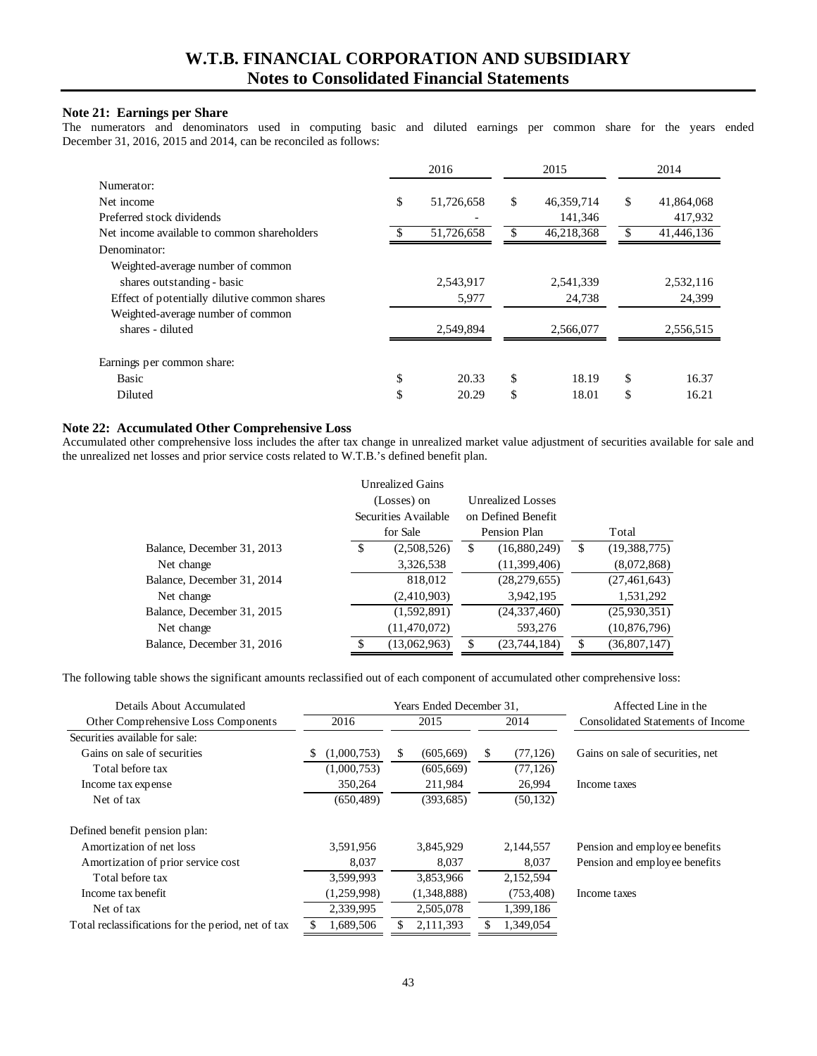## Note 21: Earnings per Share

The numerators and denominators used in computing basic and diluted earnings per common share for the years ended December 31, 2016, 2015 and 2014, can be reconciled as follows:

| | 2016 | 2015 | 2014 |
|---|---|---|---|
| Numerator: | | | |
| Net income | $ 51,726,658 | $ 46,359,714 | $ 41,864,068 |
| Preferred stock dividends | - | 141,346 | 417,932 |
| Net income available to common shareholders | $ 51,726,658 | $ 46,218,368 | $ 41,446,136 |
| Denominator: | | | |
| Weighted-average number of common shares outstanding - basic | 2,543,917 | 2,541,339 | 2,532,116 |
| Effect of potentially dilutive common shares | 5,977 | 24,738 | 24,399 |
| Weighted-average number of common shares - diluted | 2,549,894 | 2,566,077 | 2,556,515 |
| Earnings per common share: | | | |
| Basic | $ 20.33 | $ 18.19 | $ 16.37 |
| Diluted | $ 20.29 | $ 18.01 | $ 16.21 |

## Note 22: Accumulated Other Comprehensive Loss

Accumulated other comprehensive loss includes the after tax change in unrealized market value adjustment of securities available for sale and the unrealized net losses and prior service costs related to W.T.B.'s defined benefit plan.

| | Unrealized Gains (Losses) on Securities Available for Sale | Unrealized Losses on Defined Benefit Pension Plan | Total |
|---|---|---|---|
| Balance, December 31, 2013 | $ (2,508,526) | $ (16,880,249) | $ (19,388,775) |
| Net change | 3,326,538 | (11,399,406) | (8,072,868) |
| Balance, December 31, 2014 | 818,012 | (28,279,655) | (27,461,643) |
| Net change | (2,410,903) | 3,942,195 | 1,531,292 |
| Balance, December 31, 2015 | (1,592,891) | (24,337,460) | (25,930,351) |
| Net change | (11,470,072) | 593,276 | (10,876,796) |
| Balance, December 31, 2016 | $ (13,062,963) | $ (23,744,184) | $ (36,807,147) |

The following table shows the significant amounts reclassified out of each component of accumulated other comprehensive loss:

| Details About Accumulated Other Comprehensive Loss Components | Years Ended December 31, 2016 | 2015 | 2014 | Affected Line in the Consolidated Statements of Income |
|---|---|---|---|---|
| Securities available for sale: | | | | |
| Gains on sale of securities | $ (1,000,753) | $ (605,669) | $ (77,126) | Gains on sale of securities, net |
| Total before tax | (1,000,753) | (605,669) | (77,126) | |
| Income tax expense | 350,264 | 211,984 | 26,994 | Income taxes |
| Net of tax | (650,489) | (393,685) | (50,132) | |
| Defined benefit pension plan: | | | | |
| Amortization of net loss | 3,591,956 | 3,845,929 | 2,144,557 | Pension and employee benefits |
| Amortization of prior service cost | 8,037 | 8,037 | 8,037 | Pension and employee benefits |
| Total before tax | 3,599,993 | 3,853,966 | 2,152,594 | |
| Income tax benefit | (1,259,998) | (1,348,888) | (753,408) | Income taxes |
| Net of tax | 2,339,995 | 2,505,078 | 1,399,186 | |
| Total reclassifications for the period, net of tax | $ 1,689,506 | $ 2,111,393 | $ 1,349,054 | |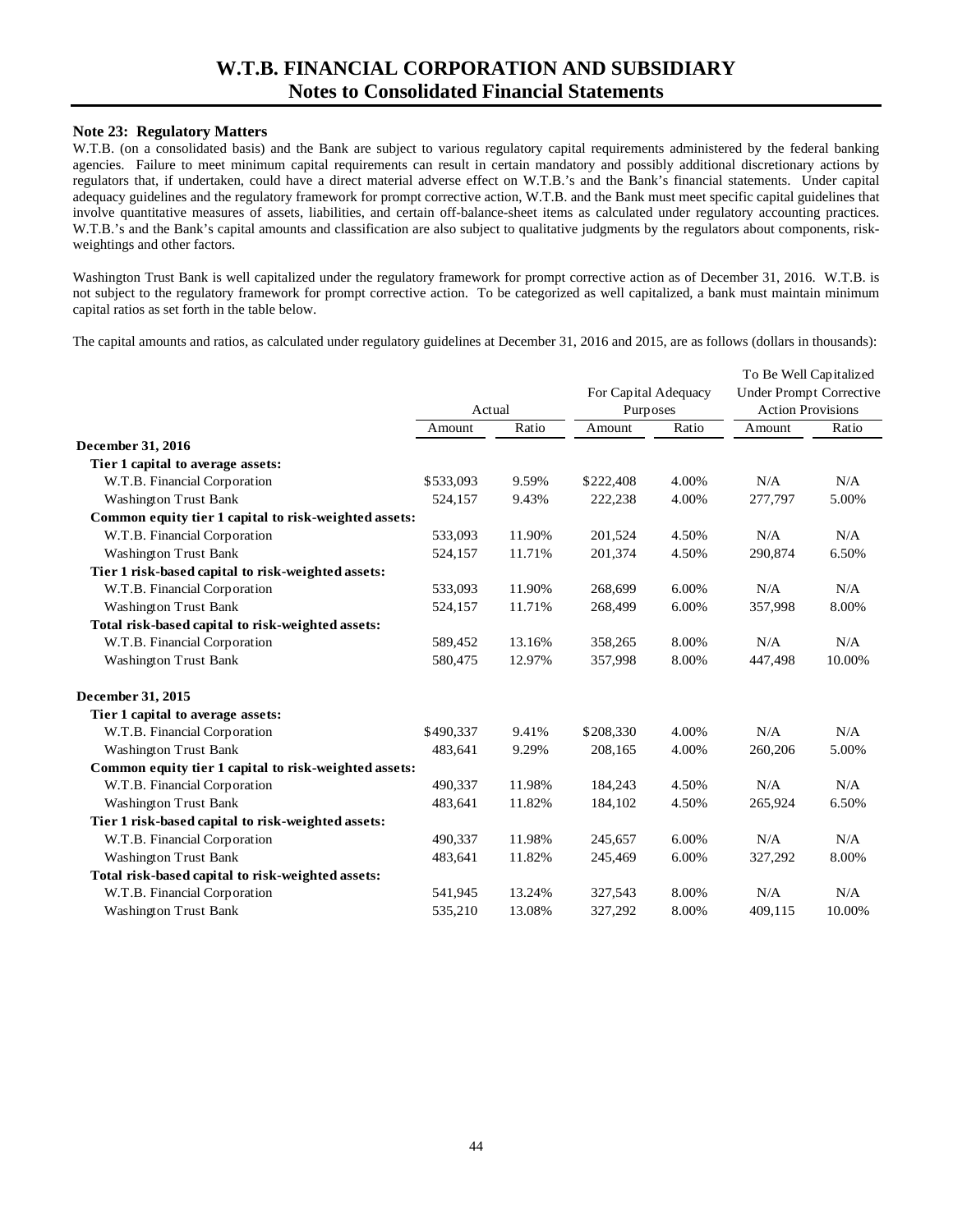### Note 23: Regulatory Matters

W.T.B. (on a consolidated basis) and the Bank are subject to various regulatory capital requirements administered by the federal banking agencies. Failure to meet minimum capital requirements can result in certain mandatory and possibly additional discretionary actions by regulators that, if undertaken, could have a direct material adverse effect on W.T.B.'s and the Bank's financial statements. Under capital adequacy guidelines and the regulatory framework for prompt corrective action, W.T.B. and the Bank must meet specific capital guidelines that involve quantitative measures of assets, liabilities, and certain off-balance-sheet items as calculated under regulatory accounting practices. W.T.B.'s and the Bank's capital amounts and classification are also subject to qualitative judgments by the regulators about components, risk-weightings and other factors.

Washington Trust Bank is well capitalized under the regulatory framework for prompt corrective action as of December 31, 2016. W.T.B. is not subject to the regulatory framework for prompt corrective action. To be categorized as well capitalized, a bank must maintain minimum capital ratios as set forth in the table below.

The capital amounts and ratios, as calculated under regulatory guidelines at December 31, 2016 and 2015, are as follows (dollars in thousands):

| | Actual | | For Capital Adequacy Purposes | | To Be Well Capitalized Under Prompt Corrective Action Provisions | |
|---|---|---|---|---|---|---|
| | Amount | Ratio | Amount | Ratio | Amount | Ratio |
| **December 31, 2016** | | | | | | |
| **Tier 1 capital to average assets:** | | | | | | |
| W.T.B. Financial Corporation | $533,093 | 9.59% | $222,408 | 4.00% | N/A | N/A |
| Washington Trust Bank | 524,157 | 9.43% | 222,238 | 4.00% | 277,797 | 5.00% |
| **Common equity tier 1 capital to risk-weighted assets:** | | | | | | |
| W.T.B. Financial Corporation | 533,093 | 11.90% | 201,524 | 4.50% | N/A | N/A |
| Washington Trust Bank | 524,157 | 11.71% | 201,374 | 4.50% | 290,874 | 6.50% |
| **Tier 1 risk-based capital to risk-weighted assets:** | | | | | | |
| W.T.B. Financial Corporation | 533,093 | 11.90% | 268,699 | 6.00% | N/A | N/A |
| Washington Trust Bank | 524,157 | 11.71% | 268,499 | 6.00% | 357,998 | 8.00% |
| **Total risk-based capital to risk-weighted assets:** | | | | | | |
| W.T.B. Financial Corporation | 589,452 | 13.16% | 358,265 | 8.00% | N/A | N/A |
| Washington Trust Bank | 580,475 | 12.97% | 357,998 | 8.00% | 447,498 | 10.00% |
| **December 31, 2015** | | | | | | |
| **Tier 1 capital to average assets:** | | | | | | |
| W.T.B. Financial Corporation | $490,337 | 9.41% | $208,330 | 4.00% | N/A | N/A |
| Washington Trust Bank | 483,641 | 9.29% | 208,165 | 4.00% | 260,206 | 5.00% |
| **Common equity tier 1 capital to risk-weighted assets:** | | | | | | |
| W.T.B. Financial Corporation | 490,337 | 11.98% | 184,243 | 4.50% | N/A | N/A |
| Washington Trust Bank | 483,641 | 11.82% | 184,102 | 4.50% | 265,924 | 6.50% |
| **Tier 1 risk-based capital to risk-weighted assets:** | | | | | | |
| W.T.B. Financial Corporation | 490,337 | 11.98% | 245,657 | 6.00% | N/A | N/A |
| Washington Trust Bank | 483,641 | 11.82% | 245,469 | 6.00% | 327,292 | 8.00% |
| **Total risk-based capital to risk-weighted assets:** | | | | | | |
| W.T.B. Financial Corporation | 541,945 | 13.24% | 327,543 | 8.00% | N/A | N/A |
| Washington Trust Bank | 535,210 | 13.08% | 327,292 | 8.00% | 409,115 | 10.00% |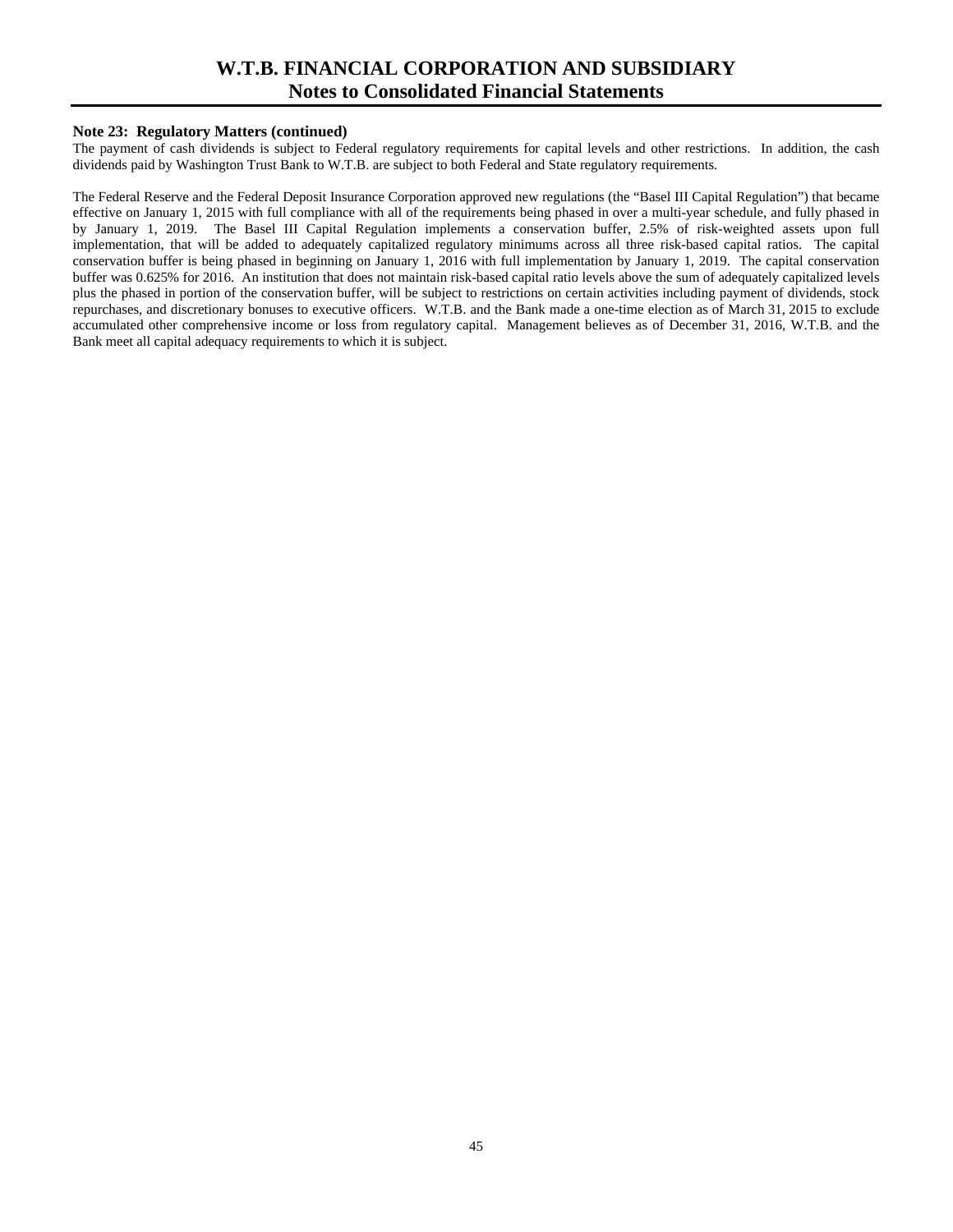### Note 23: Regulatory Matters (continued)

The payment of cash dividends is subject to Federal regulatory requirements for capital levels and other restrictions. In addition, the cash dividends paid by Washington Trust Bank to W.T.B. are subject to both Federal and State regulatory requirements.

The Federal Reserve and the Federal Deposit Insurance Corporation approved new regulations (the "Basel III Capital Regulation") that became effective on January 1, 2015 with full compliance with all of the requirements being phased in over a multi-year schedule, and fully phased in by January 1, 2019. The Basel III Capital Regulation implements a conservation buffer, 2.5% of risk-weighted assets upon full implementation, that will be added to adequately capitalized regulatory minimums across all three risk-based capital ratios. The capital conservation buffer is being phased in beginning on January 1, 2016 with full implementation by January 1, 2019. The capital conservation buffer was 0.625% for 2016. An institution that does not maintain risk-based capital ratio levels above the sum of adequately capitalized levels plus the phased in portion of the conservation buffer, will be subject to restrictions on certain activities including payment of dividends, stock repurchases, and discretionary bonuses to executive officers. W.T.B. and the Bank made a one-time election as of March 31, 2015 to exclude accumulated other comprehensive income or loss from regulatory capital. Management believes as of December 31, 2016, W.T.B. and the Bank meet all capital adequacy requirements to which it is subject.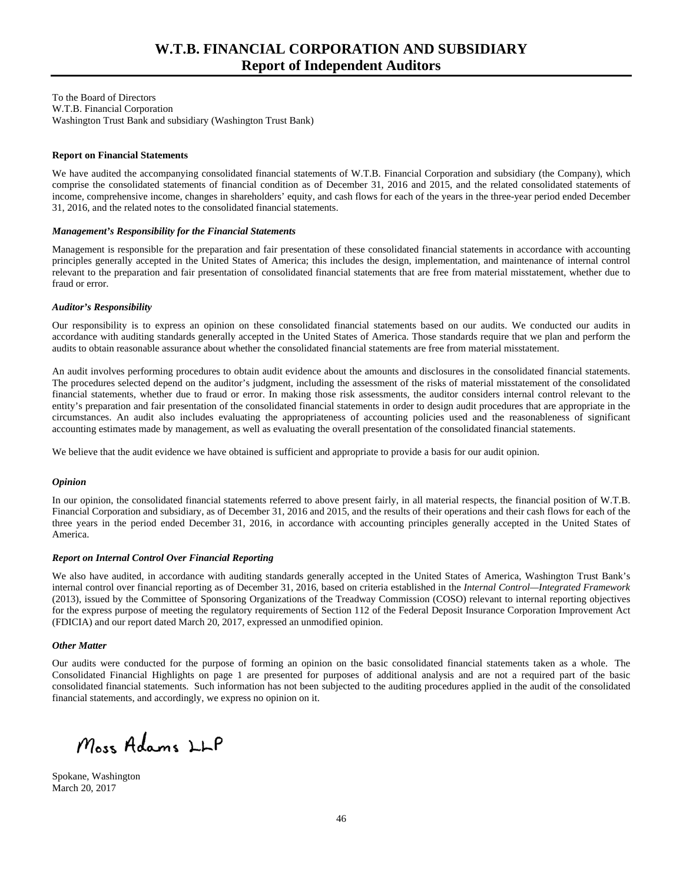# W.T.B. FINANCIAL CORPORATION AND SUBSIDIARY
## Report of Independent Auditors

To the Board of Directors
W.T.B. Financial Corporation
Washington Trust Bank and subsidiary (Washington Trust Bank)

**Report on Financial Statements**

We have audited the accompanying consolidated financial statements of W.T.B. Financial Corporation and subsidiary (the Company), which comprise the consolidated statements of financial condition as of December 31, 2016 and 2015, and the related consolidated statements of income, comprehensive income, changes in shareholders' equity, and cash flows for each of the years in the three-year period ended December 31, 2016, and the related notes to the consolidated financial statements.

***Management's Responsibility for the Financial Statements***

Management is responsible for the preparation and fair presentation of these consolidated financial statements in accordance with accounting principles generally accepted in the United States of America; this includes the design, implementation, and maintenance of internal control relevant to the preparation and fair presentation of consolidated financial statements that are free from material misstatement, whether due to fraud or error.

***Auditor's Responsibility***

Our responsibility is to express an opinion on these consolidated financial statements based on our audits. We conducted our audits in accordance with auditing standards generally accepted in the United States of America. Those standards require that we plan and perform the audits to obtain reasonable assurance about whether the consolidated financial statements are free from material misstatement.

An audit involves performing procedures to obtain audit evidence about the amounts and disclosures in the consolidated financial statements. The procedures selected depend on the auditor's judgment, including the assessment of the risks of material misstatement of the consolidated financial statements, whether due to fraud or error. In making those risk assessments, the auditor considers internal control relevant to the entity's preparation and fair presentation of the consolidated financial statements in order to design audit procedures that are appropriate in the circumstances. An audit also includes evaluating the appropriateness of accounting policies used and the reasonableness of significant accounting estimates made by management, as well as evaluating the overall presentation of the consolidated financial statements.

We believe that the audit evidence we have obtained is sufficient and appropriate to provide a basis for our audit opinion.

***Opinion***

In our opinion, the consolidated financial statements referred to above present fairly, in all material respects, the financial position of W.T.B. Financial Corporation and subsidiary, as of December 31, 2016 and 2015, and the results of their operations and their cash flows for each of the three years in the period ended December 31, 2016, in accordance with accounting principles generally accepted in the United States of America.

***Report on Internal Control Over Financial Reporting***

We also have audited, in accordance with auditing standards generally accepted in the United States of America, Washington Trust Bank's internal control over financial reporting as of December 31, 2016, based on criteria established in the *Internal Control—Integrated Framework* (2013), issued by the Committee of Sponsoring Organizations of the Treadway Commission (COSO) relevant to internal reporting objectives for the express purpose of meeting the regulatory requirements of Section 112 of the Federal Deposit Insurance Corporation Improvement Act (FDICIA) and our report dated March 20, 2017, expressed an unmodified opinion.

***Other Matter***

Our audits were conducted for the purpose of forming an opinion on the basic consolidated financial statements taken as a whole. The Consolidated Financial Highlights on page 1 are presented for purposes of additional analysis and are not a required part of the basic consolidated financial statements. Such information has not been subjected to the auditing procedures applied in the audit of the consolidated financial statements, and accordingly, we express no opinion on it.

Moss Adams LLP

Spokane, Washington
March 20, 2017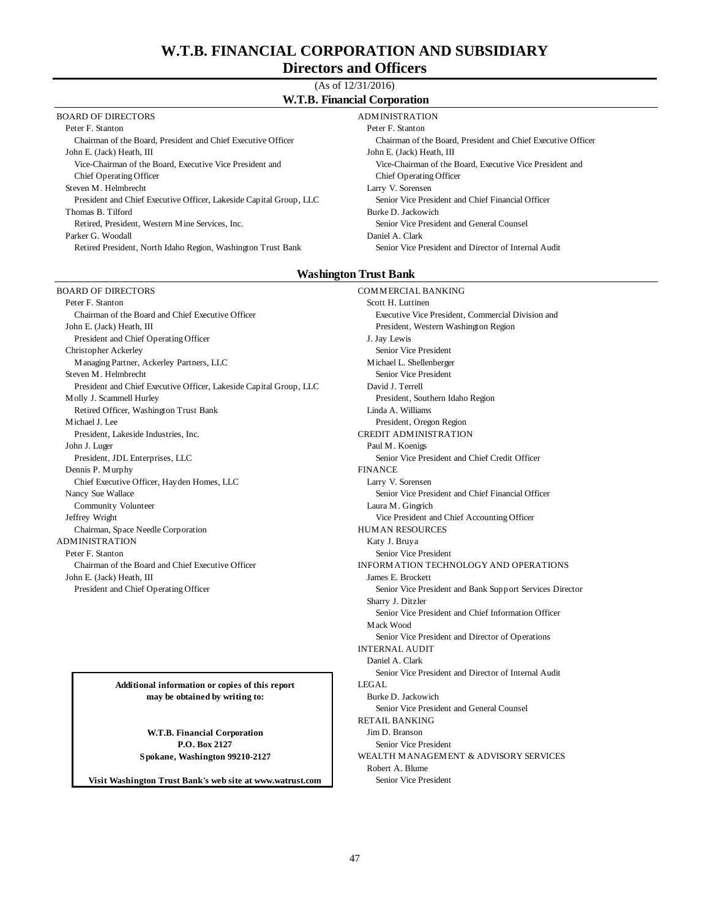# W.T.B. FINANCIAL CORPORATION AND SUBSIDIARY

## Directors and Officers

(As of 12/31/2016)

### W.T.B. Financial Corporation

BOARD OF DIRECTORS

Peter F. Stanton
Chairman of the Board, President and Chief Executive Officer

John E. (Jack) Heath, III
Vice-Chairman of the Board, Executive Vice President and Chief Operating Officer

Steven M. Helmbrecht
President and Chief Executive Officer, Lakeside Capital Group, LLC

Thomas B. Tilford
Retired, President, Western Mine Services, Inc.

Parker G. Woodall
Retired President, North Idaho Region, Washington Trust Bank

ADMINISTRATION

Peter F. Stanton
Chairman of the Board, President and Chief Executive Officer

John E. (Jack) Heath, III
Vice-Chairman of the Board, Executive Vice President and Chief Operating Officer

Larry V. Sorensen
Senior Vice President and Chief Financial Officer

Burke D. Jackowich
Senior Vice President and General Counsel

Daniel A. Clark
Senior Vice President and Director of Internal Audit

### Washington Trust Bank

BOARD OF DIRECTORS

Peter F. Stanton
Chairman of the Board and Chief Executive Officer

John E. (Jack) Heath, III
President and Chief Operating Officer

Christopher Ackerley
Managing Partner, Ackerley Partners, LLC

Steven M. Helmbrecht
President and Chief Executive Officer, Lakeside Capital Group, LLC

Molly J. Scammell Hurley
Retired Officer, Washington Trust Bank

Michael J. Lee
President, Lakeside Industries, Inc.

John J. Luger
President, JDL Enterprises, LLC

Dennis P. Murphy
Chief Executive Officer, Hayden Homes, LLC

Nancy Sue Wallace
Community Volunteer

Jeffrey Wright
Chairman, Space Needle Corporation

ADMINISTRATION

Peter F. Stanton
Chairman of the Board and Chief Executive Officer

John E. (Jack) Heath, III
President and Chief Operating Officer

COMMERCIAL BANKING

Scott H. Luttinen
Executive Vice President, Commercial Division and President, Western Washington Region

J. Jay Lewis
Senior Vice President

Michael L. Shellenberger
Senior Vice President

David J. Terrell
President, Southern Idaho Region

Linda A. Williams
President, Oregon Region

CREDIT ADMINISTRATION

Paul M. Koenigs
Senior Vice President and Chief Credit Officer

FINANCE

Larry V. Sorensen
Senior Vice President and Chief Financial Officer

Laura M. Gingrich
Vice President and Chief Accounting Officer

HUMAN RESOURCES

Katy J. Bruya
Senior Vice President

INFORMATION TECHNOLOGY AND OPERATIONS

James E. Brockett
Senior Vice President and Bank Support Services Director

Sharry J. Ditzler
Senior Vice President and Chief Information Officer

Mack Wood
Senior Vice President and Director of Operations

INTERNAL AUDIT

Daniel A. Clark
Senior Vice President and Director of Internal Audit

LEGAL

Burke D. Jackowich
Senior Vice President and General Counsel

RETAIL BANKING

Jim D. Branson
Senior Vice President

WEALTH MANAGEMENT & ADVISORY SERVICES

Robert A. Blume
Senior Vice President

**Additional information or copies of this report may be obtained by writing to:**

**W.T.B. Financial Corporation**
**P.O. Box 2127**
**Spokane, Washington 99210-2127**

**Visit Washington Trust Bank's web site at www.watrust.com**